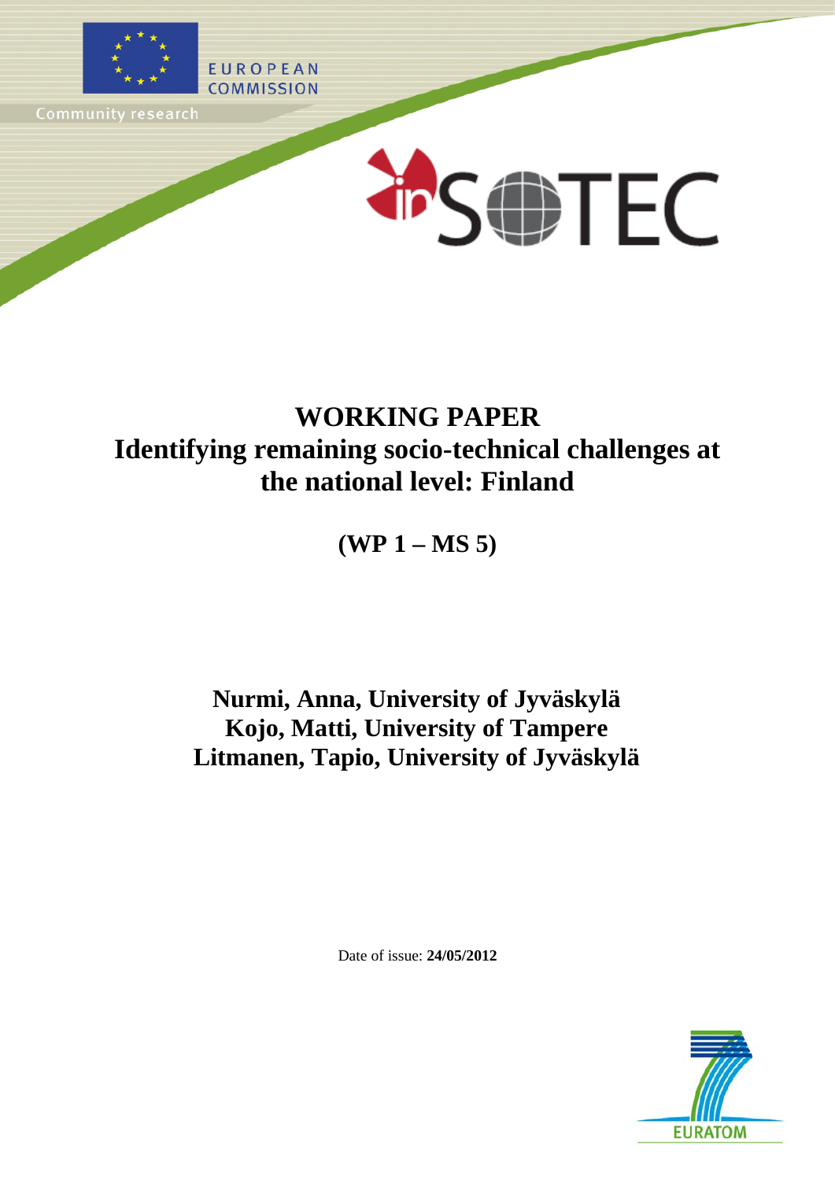EUROPEAN COMMISSION

Community research

InSOTEC

# WORKING PAPER
# Identifying remaining socio-technical challenges at the national level: Finland

## (WP 1 – MS 5)

**Nurmi, Anna, University of Jyväskylä**
**Kojo, Matti, University of Tampere**
**Litmanen, Tapio, University of Jyväskylä**

Date of issue: **24/05/2012**

EURATOM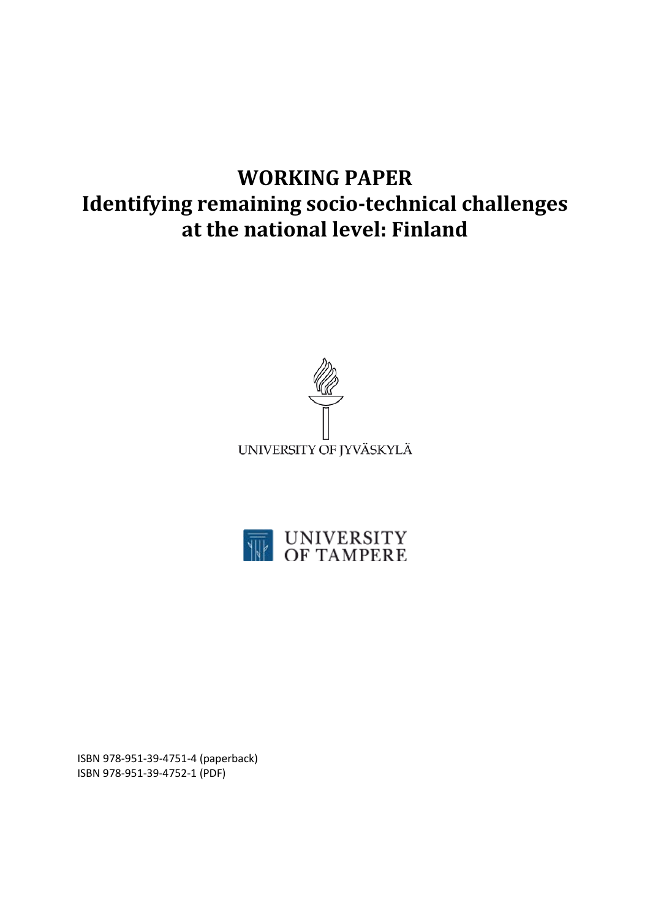# WORKING PAPER
# Identifying remaining socio-technical challenges at the national level: Finland

UNIVERSITY OF JYVÄSKYLÄ

UNIVERSITY OF TAMPERE

ISBN 978-951-39-4751-4 (paperback)
ISBN 978-951-39-4752-1 (PDF)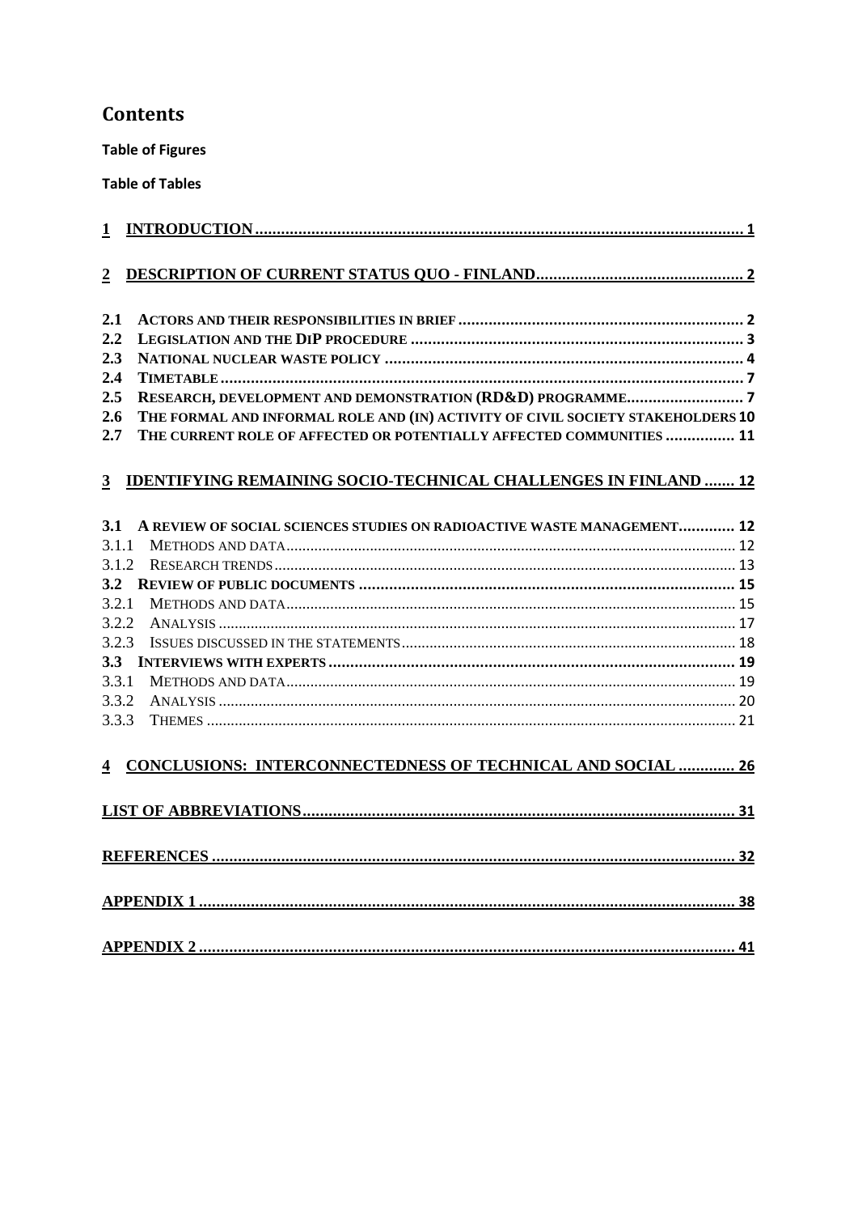# Contents

**Table of Figures**

**Table of Tables**

1 INTRODUCTION ........................................................................................................ 1

2 DESCRIPTION OF CURRENT STATUS QUO - FINLAND ............................................ 2

2.1 ACTORS AND THEIR RESPONSIBILITIES IN BRIEF ................................................. 2
2.2 LEGISLATION AND THE DIP PROCEDURE ............................................................. 3
2.3 NATIONAL NUCLEAR WASTE POLICY .................................................................... 4
2.4 TIMETABLE ........................................................................................................... 7
2.5 RESEARCH, DEVELOPMENT AND DEMONSTRATION (RD&D) PROGRAMME .............. 7
2.6 THE FORMAL AND INFORMAL ROLE AND (IN) ACTIVITY OF CIVIL SOCIETY STAKEHOLDERS 10
2.7 THE CURRENT ROLE OF AFFECTED OR POTENTIALLY AFFECTED COMMUNITIES ................ 11

3 IDENTIFYING REMAINING SOCIO-TECHNICAL CHALLENGES IN FINLAND ....... 12

3.1 A REVIEW OF SOCIAL SCIENCES STUDIES ON RADIOACTIVE WASTE MANAGEMENT ............. 12
3.1.1 METHODS AND DATA ............................................................................. 12
3.1.2 RESEARCH TRENDS ............................................................................... 13
3.2 REVIEW OF PUBLIC DOCUMENTS ..................................................................... 15
3.2.1 METHODS AND DATA ............................................................................. 15
3.2.2 ANALYSIS .............................................................................................. 17
3.2.3 ISSUES DISCUSSED IN THE STATEMENTS ................................................. 18
3.3 INTERVIEWS WITH EXPERTS ............................................................................. 19
3.3.1 METHODS AND DATA ............................................................................. 19
3.3.2 ANALYSIS .............................................................................................. 20
3.3.3 THEMES ................................................................................................. 21

4 CONCLUSIONS: INTERCONNECTEDNESS OF TECHNICAL AND SOCIAL ............. 26

LIST OF ABBREVIATIONS ........................................................................................ 31

REFERENCES ............................................................................................................ 32

APPENDIX 1 .............................................................................................................. 38

APPENDIX 2 .............................................................................................................. 41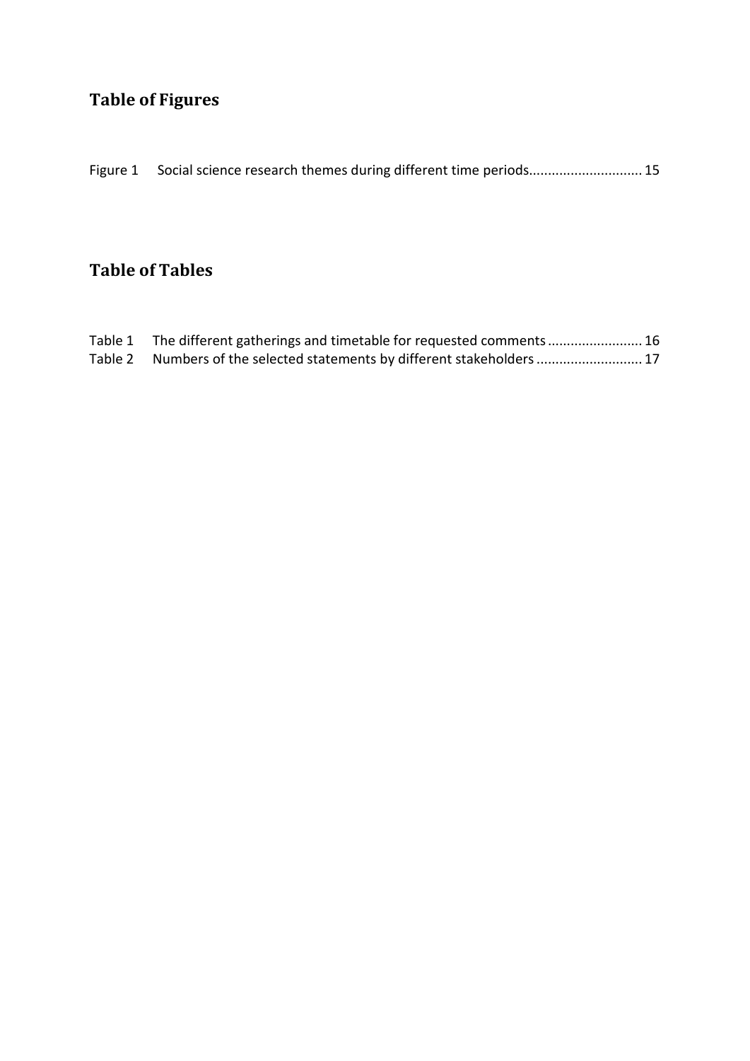## Table of Figures

Figure 1 Social science research themes during different time periods............................. 15

## Table of Tables

Table 1 The different gatherings and timetable for requested comments ......................... 16

Table 2 Numbers of the selected statements by different stakeholders ............................ 17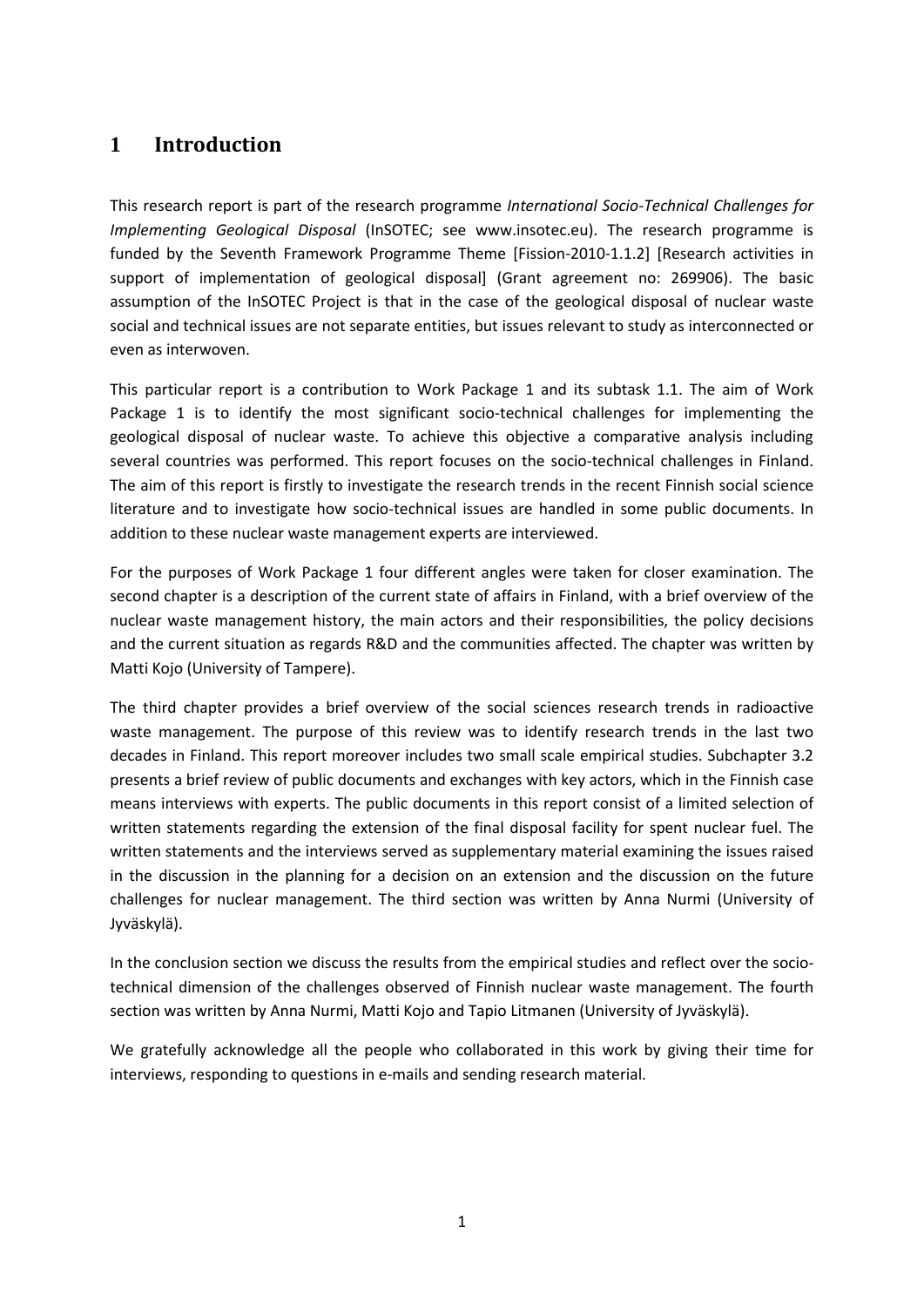# 1 Introduction

This research report is part of the research programme *International Socio-Technical Challenges for Implementing Geological Disposal* (InSOTEC; see www.insotec.eu). The research programme is funded by the Seventh Framework Programme Theme [Fission-2010-1.1.2] [Research activities in support of implementation of geological disposal] (Grant agreement no: 269906). The basic assumption of the InSOTEC Project is that in the case of the geological disposal of nuclear waste social and technical issues are not separate entities, but issues relevant to study as interconnected or even as interwoven.

This particular report is a contribution to Work Package 1 and its subtask 1.1. The aim of Work Package 1 is to identify the most significant socio-technical challenges for implementing the geological disposal of nuclear waste. To achieve this objective a comparative analysis including several countries was performed. This report focuses on the socio-technical challenges in Finland. The aim of this report is firstly to investigate the research trends in the recent Finnish social science literature and to investigate how socio-technical issues are handled in some public documents. In addition to these nuclear waste management experts are interviewed.

For the purposes of Work Package 1 four different angles were taken for closer examination. The second chapter is a description of the current state of affairs in Finland, with a brief overview of the nuclear waste management history, the main actors and their responsibilities, the policy decisions and the current situation as regards R&D and the communities affected. The chapter was written by Matti Kojo (University of Tampere).

The third chapter provides a brief overview of the social sciences research trends in radioactive waste management. The purpose of this review was to identify research trends in the last two decades in Finland. This report moreover includes two small scale empirical studies. Subchapter 3.2 presents a brief review of public documents and exchanges with key actors, which in the Finnish case means interviews with experts. The public documents in this report consist of a limited selection of written statements regarding the extension of the final disposal facility for spent nuclear fuel. The written statements and the interviews served as supplementary material examining the issues raised in the discussion in the planning for a decision on an extension and the discussion on the future challenges for nuclear management. The third section was written by Anna Nurmi (University of Jyväskylä).

In the conclusion section we discuss the results from the empirical studies and reflect over the socio-technical dimension of the challenges observed of Finnish nuclear waste management. The fourth section was written by Anna Nurmi, Matti Kojo and Tapio Litmanen (University of Jyväskylä).

We gratefully acknowledge all the people who collaborated in this work by giving their time for interviews, responding to questions in e-mails and sending research material.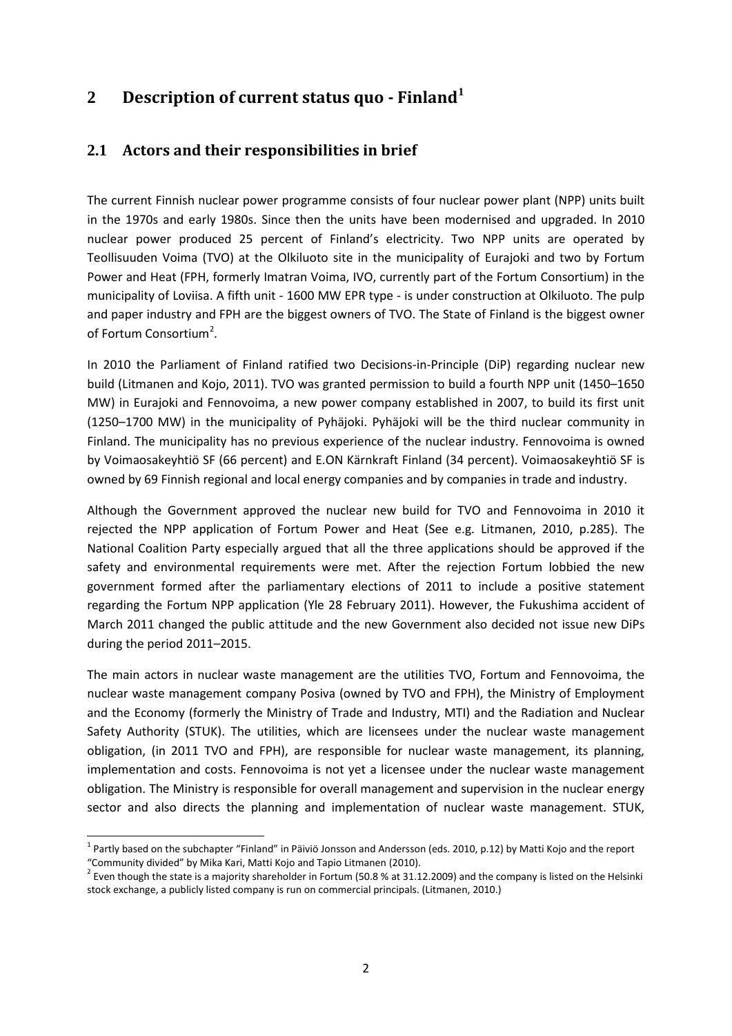# 2 Description of current status quo - Finland[1]

## 2.1 Actors and their responsibilities in brief

The current Finnish nuclear power programme consists of four nuclear power plant (NPP) units built in the 1970s and early 1980s. Since then the units have been modernised and upgraded. In 2010 nuclear power produced 25 percent of Finland's electricity. Two NPP units are operated by Teollisuuden Voima (TVO) at the Olkiluoto site in the municipality of Eurajoki and two by Fortum Power and Heat (FPH, formerly Imatran Voima, IVO, currently part of the Fortum Consortium) in the municipality of Loviisa. A fifth unit - 1600 MW EPR type - is under construction at Olkiluoto. The pulp and paper industry and FPH are the biggest owners of TVO. The State of Finland is the biggest owner of Fortum Consortium[2].

In 2010 the Parliament of Finland ratified two Decisions-in-Principle (DiP) regarding nuclear new build (Litmanen and Kojo, 2011). TVO was granted permission to build a fourth NPP unit (1450–1650 MW) in Eurajoki and Fennovoima, a new power company established in 2007, to build its first unit (1250–1700 MW) in the municipality of Pyhäjoki. Pyhäjoki will be the third nuclear community in Finland. The municipality has no previous experience of the nuclear industry. Fennovoima is owned by Voimaosakeyhtiö SF (66 percent) and E.ON Kärnkraft Finland (34 percent). Voimaosakeyhtiö SF is owned by 69 Finnish regional and local energy companies and by companies in trade and industry.

Although the Government approved the nuclear new build for TVO and Fennovoima in 2010 it rejected the NPP application of Fortum Power and Heat (See e.g. Litmanen, 2010, p.285). The National Coalition Party especially argued that all the three applications should be approved if the safety and environmental requirements were met. After the rejection Fortum lobbied the new government formed after the parliamentary elections of 2011 to include a positive statement regarding the Fortum NPP application (Yle 28 February 2011). However, the Fukushima accident of March 2011 changed the public attitude and the new Government also decided not issue new DiPs during the period 2011–2015.

The main actors in nuclear waste management are the utilities TVO, Fortum and Fennovoima, the nuclear waste management company Posiva (owned by TVO and FPH), the Ministry of Employment and the Economy (formerly the Ministry of Trade and Industry, MTI) and the Radiation and Nuclear Safety Authority (STUK). The utilities, which are licensees under the nuclear waste management obligation, (in 2011 TVO and FPH), are responsible for nuclear waste management, its planning, implementation and costs. Fennovoima is not yet a licensee under the nuclear waste management obligation. The Ministry is responsible for overall management and supervision in the nuclear energy sector and also directs the planning and implementation of nuclear waste management. STUK,

---

[1] Partly based on the subchapter "Finland" in Päiviö Jonsson and Andersson (eds. 2010, p.12) by Matti Kojo and the report "Community divided" by Mika Kari, Matti Kojo and Tapio Litmanen (2010).

[2] Even though the state is a majority shareholder in Fortum (50.8 % at 31.12.2009) and the company is listed on the Helsinki stock exchange, a publicly listed company is run on commercial principals. (Litmanen, 2010.)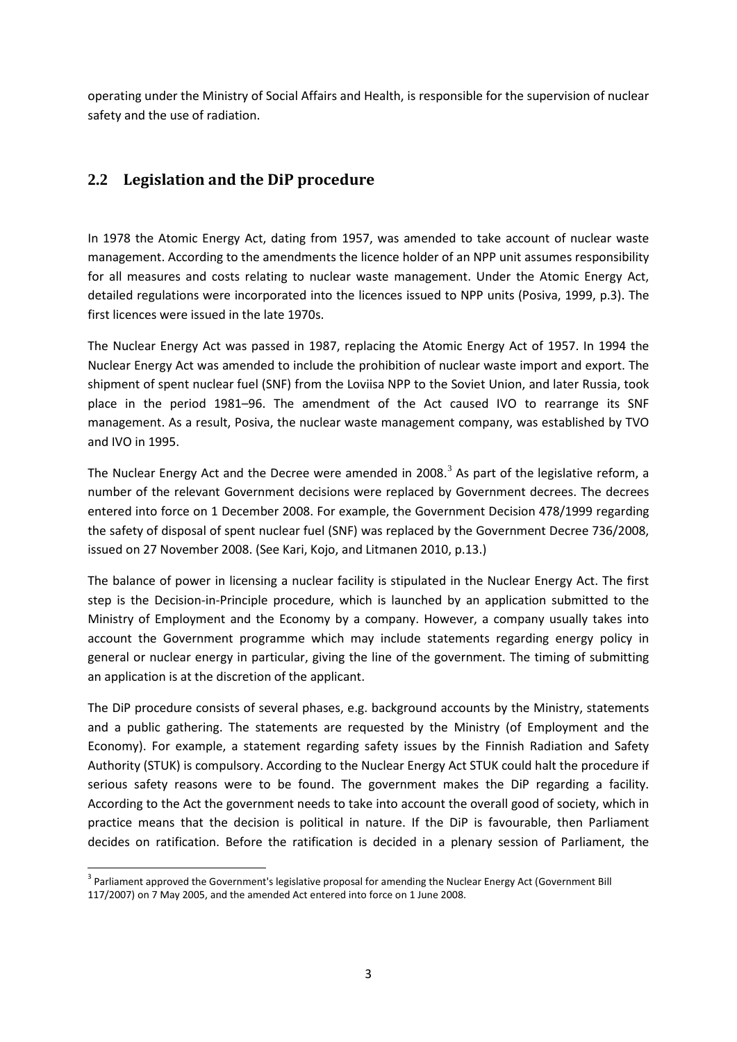operating under the Ministry of Social Affairs and Health, is responsible for the supervision of nuclear safety and the use of radiation.

## 2.2 Legislation and the DiP procedure

In 1978 the Atomic Energy Act, dating from 1957, was amended to take account of nuclear waste management. According to the amendments the licence holder of an NPP unit assumes responsibility for all measures and costs relating to nuclear waste management. Under the Atomic Energy Act, detailed regulations were incorporated into the licences issued to NPP units (Posiva, 1999, p.3). The first licences were issued in the late 1970s.

The Nuclear Energy Act was passed in 1987, replacing the Atomic Energy Act of 1957. In 1994 the Nuclear Energy Act was amended to include the prohibition of nuclear waste import and export. The shipment of spent nuclear fuel (SNF) from the Loviisa NPP to the Soviet Union, and later Russia, took place in the period 1981–96. The amendment of the Act caused IVO to rearrange its SNF management. As a result, Posiva, the nuclear waste management company, was established by TVO and IVO in 1995.

The Nuclear Energy Act and the Decree were amended in 2008.[3] As part of the legislative reform, a number of the relevant Government decisions were replaced by Government decrees. The decrees entered into force on 1 December 2008. For example, the Government Decision 478/1999 regarding the safety of disposal of spent nuclear fuel (SNF) was replaced by the Government Decree 736/2008, issued on 27 November 2008. (See Kari, Kojo, and Litmanen 2010, p.13.)

The balance of power in licensing a nuclear facility is stipulated in the Nuclear Energy Act. The first step is the Decision-in-Principle procedure, which is launched by an application submitted to the Ministry of Employment and the Economy by a company. However, a company usually takes into account the Government programme which may include statements regarding energy policy in general or nuclear energy in particular, giving the line of the government. The timing of submitting an application is at the discretion of the applicant.

The DiP procedure consists of several phases, e.g. background accounts by the Ministry, statements and a public gathering. The statements are requested by the Ministry (of Employment and the Economy). For example, a statement regarding safety issues by the Finnish Radiation and Safety Authority (STUK) is compulsory. According to the Nuclear Energy Act STUK could halt the procedure if serious safety reasons were to be found. The government makes the DiP regarding a facility. According to the Act the government needs to take into account the overall good of society, which in practice means that the decision is political in nature. If the DiP is favourable, then Parliament decides on ratification. Before the ratification is decided in a plenary session of Parliament, the

[3] Parliament approved the Government's legislative proposal for amending the Nuclear Energy Act (Government Bill 117/2007) on 7 May 2005, and the amended Act entered into force on 1 June 2008.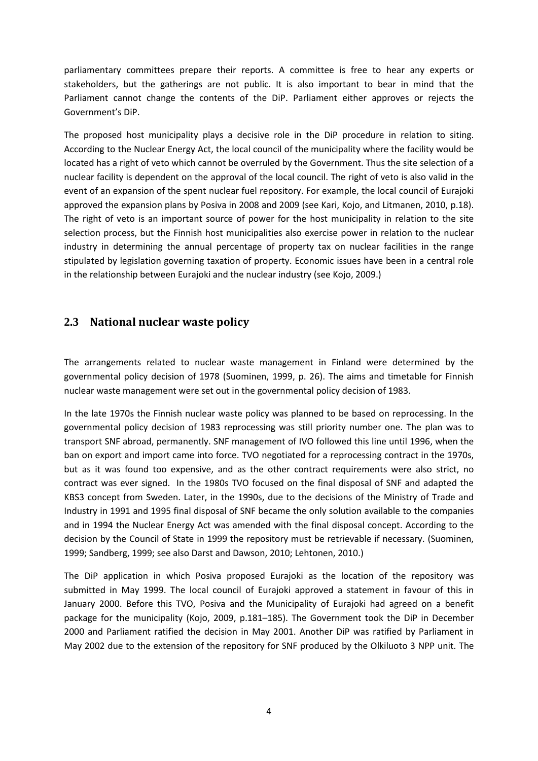parliamentary committees prepare their reports. A committee is free to hear any experts or stakeholders, but the gatherings are not public. It is also important to bear in mind that the Parliament cannot change the contents of the DiP. Parliament either approves or rejects the Government's DiP.

The proposed host municipality plays a decisive role in the DiP procedure in relation to siting. According to the Nuclear Energy Act, the local council of the municipality where the facility would be located has a right of veto which cannot be overruled by the Government. Thus the site selection of a nuclear facility is dependent on the approval of the local council. The right of veto is also valid in the event of an expansion of the spent nuclear fuel repository. For example, the local council of Eurajoki approved the expansion plans by Posiva in 2008 and 2009 (see Kari, Kojo, and Litmanen, 2010, p.18). The right of veto is an important source of power for the host municipality in relation to the site selection process, but the Finnish host municipalities also exercise power in relation to the nuclear industry in determining the annual percentage of property tax on nuclear facilities in the range stipulated by legislation governing taxation of property. Economic issues have been in a central role in the relationship between Eurajoki and the nuclear industry (see Kojo, 2009.)

## 2.3 National nuclear waste policy

The arrangements related to nuclear waste management in Finland were determined by the governmental policy decision of 1978 (Suominen, 1999, p. 26). The aims and timetable for Finnish nuclear waste management were set out in the governmental policy decision of 1983.

In the late 1970s the Finnish nuclear waste policy was planned to be based on reprocessing. In the governmental policy decision of 1983 reprocessing was still priority number one. The plan was to transport SNF abroad, permanently. SNF management of IVO followed this line until 1996, when the ban on export and import came into force. TVO negotiated for a reprocessing contract in the 1970s, but as it was found too expensive, and as the other contract requirements were also strict, no contract was ever signed. In the 1980s TVO focused on the final disposal of SNF and adapted the KBS3 concept from Sweden. Later, in the 1990s, due to the decisions of the Ministry of Trade and Industry in 1991 and 1995 final disposal of SNF became the only solution available to the companies and in 1994 the Nuclear Energy Act was amended with the final disposal concept. According to the decision by the Council of State in 1999 the repository must be retrievable if necessary. (Suominen, 1999; Sandberg, 1999; see also Darst and Dawson, 2010; Lehtonen, 2010.)

The DiP application in which Posiva proposed Eurajoki as the location of the repository was submitted in May 1999. The local council of Eurajoki approved a statement in favour of this in January 2000. Before this TVO, Posiva and the Municipality of Eurajoki had agreed on a benefit package for the municipality (Kojo, 2009, p.181–185). The Government took the DiP in December 2000 and Parliament ratified the decision in May 2001. Another DiP was ratified by Parliament in May 2002 due to the extension of the repository for SNF produced by the Olkiluoto 3 NPP unit. The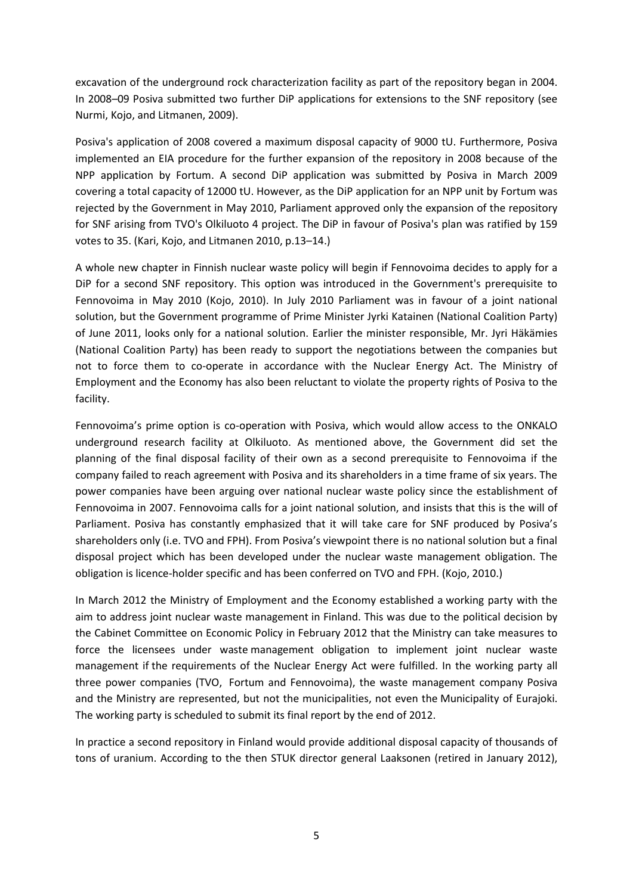excavation of the underground rock characterization facility as part of the repository began in 2004. In 2008–09 Posiva submitted two further DiP applications for extensions to the SNF repository (see Nurmi, Kojo, and Litmanen, 2009).

Posiva's application of 2008 covered a maximum disposal capacity of 9000 tU. Furthermore, Posiva implemented an EIA procedure for the further expansion of the repository in 2008 because of the NPP application by Fortum. A second DiP application was submitted by Posiva in March 2009 covering a total capacity of 12000 tU. However, as the DiP application for an NPP unit by Fortum was rejected by the Government in May 2010, Parliament approved only the expansion of the repository for SNF arising from TVO's Olkiluoto 4 project. The DiP in favour of Posiva's plan was ratified by 159 votes to 35. (Kari, Kojo, and Litmanen 2010, p.13–14.)

A whole new chapter in Finnish nuclear waste policy will begin if Fennovoima decides to apply for a DiP for a second SNF repository. This option was introduced in the Government's prerequisite to Fennovoima in May 2010 (Kojo, 2010). In July 2010 Parliament was in favour of a joint national solution, but the Government programme of Prime Minister Jyrki Katainen (National Coalition Party) of June 2011, looks only for a national solution. Earlier the minister responsible, Mr. Jyri Häkämies (National Coalition Party) has been ready to support the negotiations between the companies but not to force them to co-operate in accordance with the Nuclear Energy Act. The Ministry of Employment and the Economy has also been reluctant to violate the property rights of Posiva to the facility.

Fennovoima's prime option is co-operation with Posiva, which would allow access to the ONKALO underground research facility at Olkiluoto. As mentioned above, the Government did set the planning of the final disposal facility of their own as a second prerequisite to Fennovoima if the company failed to reach agreement with Posiva and its shareholders in a time frame of six years. The power companies have been arguing over national nuclear waste policy since the establishment of Fennovoima in 2007. Fennovoima calls for a joint national solution, and insists that this is the will of Parliament. Posiva has constantly emphasized that it will take care for SNF produced by Posiva's shareholders only (i.e. TVO and FPH). From Posiva's viewpoint there is no national solution but a final disposal project which has been developed under the nuclear waste management obligation. The obligation is licence-holder specific and has been conferred on TVO and FPH. (Kojo, 2010.)

In March 2012 the Ministry of Employment and the Economy established a working party with the aim to address joint nuclear waste management in Finland. This was due to the political decision by the Cabinet Committee on Economic Policy in February 2012 that the Ministry can take measures to force the licensees under waste management obligation to implement joint nuclear waste management if the requirements of the Nuclear Energy Act were fulfilled. In the working party all three power companies (TVO, Fortum and Fennovoima), the waste management company Posiva and the Ministry are represented, but not the municipalities, not even the Municipality of Eurajoki. The working party is scheduled to submit its final report by the end of 2012.

In practice a second repository in Finland would provide additional disposal capacity of thousands of tons of uranium. According to the then STUK director general Laaksonen (retired in January 2012),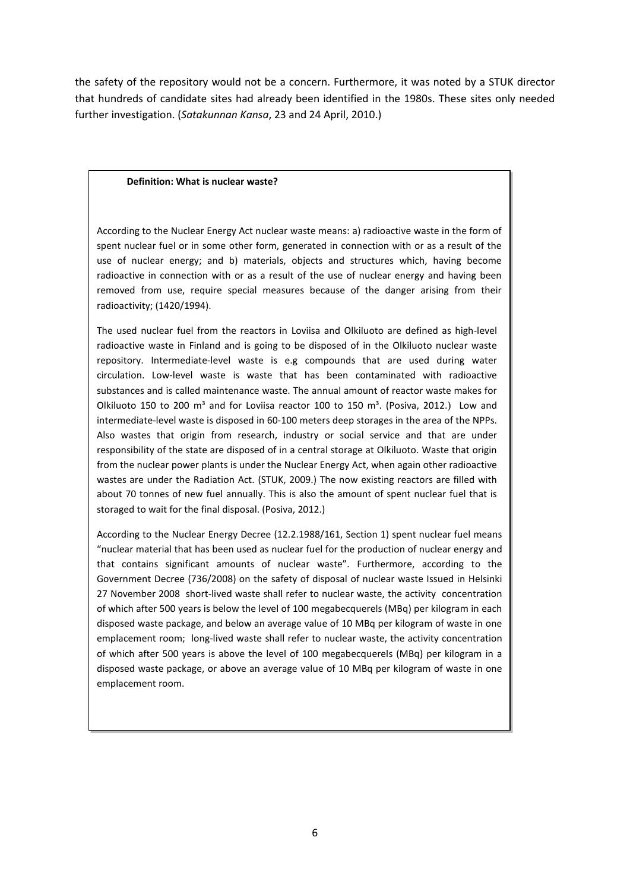the safety of the repository would not be a concern. Furthermore, it was noted by a STUK director that hundreds of candidate sites had already been identified in the 1980s. These sites only needed further investigation. (*Satakunnan Kansa*, 23 and 24 April, 2010.)

**Definition: What is nuclear waste?**

According to the Nuclear Energy Act nuclear waste means: a) radioactive waste in the form of spent nuclear fuel or in some other form, generated in connection with or as a result of the use of nuclear energy; and b) materials, objects and structures which, having become radioactive in connection with or as a result of the use of nuclear energy and having been removed from use, require special measures because of the danger arising from their radioactivity; (1420/1994).

The used nuclear fuel from the reactors in Loviisa and Olkiluoto are defined as high-level radioactive waste in Finland and is going to be disposed of in the Olkiluoto nuclear waste repository. Intermediate-level waste is e.g compounds that are used during water circulation. Low-level waste is waste that has been contaminated with radioactive substances and is called maintenance waste. The annual amount of reactor waste makes for Olkiluoto 150 to 200 m³ and for Loviisa reactor 100 to 150 m³. (Posiva, 2012.) Low and intermediate-level waste is disposed in 60-100 meters deep storages in the area of the NPPs. Also wastes that origin from research, industry or social service and that are under responsibility of the state are disposed of in a central storage at Olkiluoto. Waste that origin from the nuclear power plants is under the Nuclear Energy Act, when again other radioactive wastes are under the Radiation Act. (STUK, 2009.) The now existing reactors are filled with about 70 tonnes of new fuel annually. This is also the amount of spent nuclear fuel that is storaged to wait for the final disposal. (Posiva, 2012.)

According to the Nuclear Energy Decree (12.2.1988/161, Section 1) spent nuclear fuel means "nuclear material that has been used as nuclear fuel for the production of nuclear energy and that contains significant amounts of nuclear waste". Furthermore, according to the Government Decree (736/2008) on the safety of disposal of nuclear waste Issued in Helsinki 27 November 2008 short-lived waste shall refer to nuclear waste, the activity concentration of which after 500 years is below the level of 100 megabecquerels (MBq) per kilogram in each disposed waste package, and below an average value of 10 MBq per kilogram of waste in one emplacement room; long-lived waste shall refer to nuclear waste, the activity concentration of which after 500 years is above the level of 100 megabecquerels (MBq) per kilogram in a disposed waste package, or above an average value of 10 MBq per kilogram of waste in one emplacement room.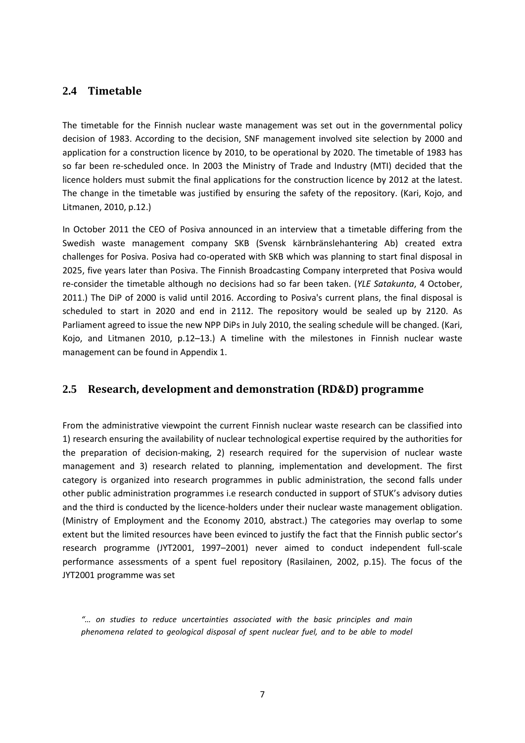## 2.4 Timetable

The timetable for the Finnish nuclear waste management was set out in the governmental policy decision of 1983. According to the decision, SNF management involved site selection by 2000 and application for a construction licence by 2010, to be operational by 2020. The timetable of 1983 has so far been re-scheduled once. In 2003 the Ministry of Trade and Industry (MTI) decided that the licence holders must submit the final applications for the construction licence by 2012 at the latest. The change in the timetable was justified by ensuring the safety of the repository. (Kari, Kojo, and Litmanen, 2010, p.12.)

In October 2011 the CEO of Posiva announced in an interview that a timetable differing from the Swedish waste management company SKB (Svensk kärnbränslehantering Ab) created extra challenges for Posiva. Posiva had co-operated with SKB which was planning to start final disposal in 2025, five years later than Posiva. The Finnish Broadcasting Company interpreted that Posiva would re-consider the timetable although no decisions had so far been taken. (*YLE Satakunta*, 4 October, 2011.) The DiP of 2000 is valid until 2016. According to Posiva's current plans, the final disposal is scheduled to start in 2020 and end in 2112. The repository would be sealed up by 2120. As Parliament agreed to issue the new NPP DiPs in July 2010, the sealing schedule will be changed. (Kari, Kojo, and Litmanen 2010, p.12–13.) A timeline with the milestones in Finnish nuclear waste management can be found in Appendix 1.

## 2.5 Research, development and demonstration (RD&D) programme

From the administrative viewpoint the current Finnish nuclear waste research can be classified into 1) research ensuring the availability of nuclear technological expertise required by the authorities for the preparation of decision-making, 2) research required for the supervision of nuclear waste management and 3) research related to planning, implementation and development. The first category is organized into research programmes in public administration, the second falls under other public administration programmes i.e research conducted in support of STUK's advisory duties and the third is conducted by the licence-holders under their nuclear waste management obligation. (Ministry of Employment and the Economy 2010, abstract.) The categories may overlap to some extent but the limited resources have been evinced to justify the fact that the Finnish public sector's research programme (JYT2001, 1997–2001) never aimed to conduct independent full-scale performance assessments of a spent fuel repository (Rasilainen, 2002, p.15). The focus of the JYT2001 programme was set

> *"… on studies to reduce uncertainties associated with the basic principles and main phenomena related to geological disposal of spent nuclear fuel, and to be able to model*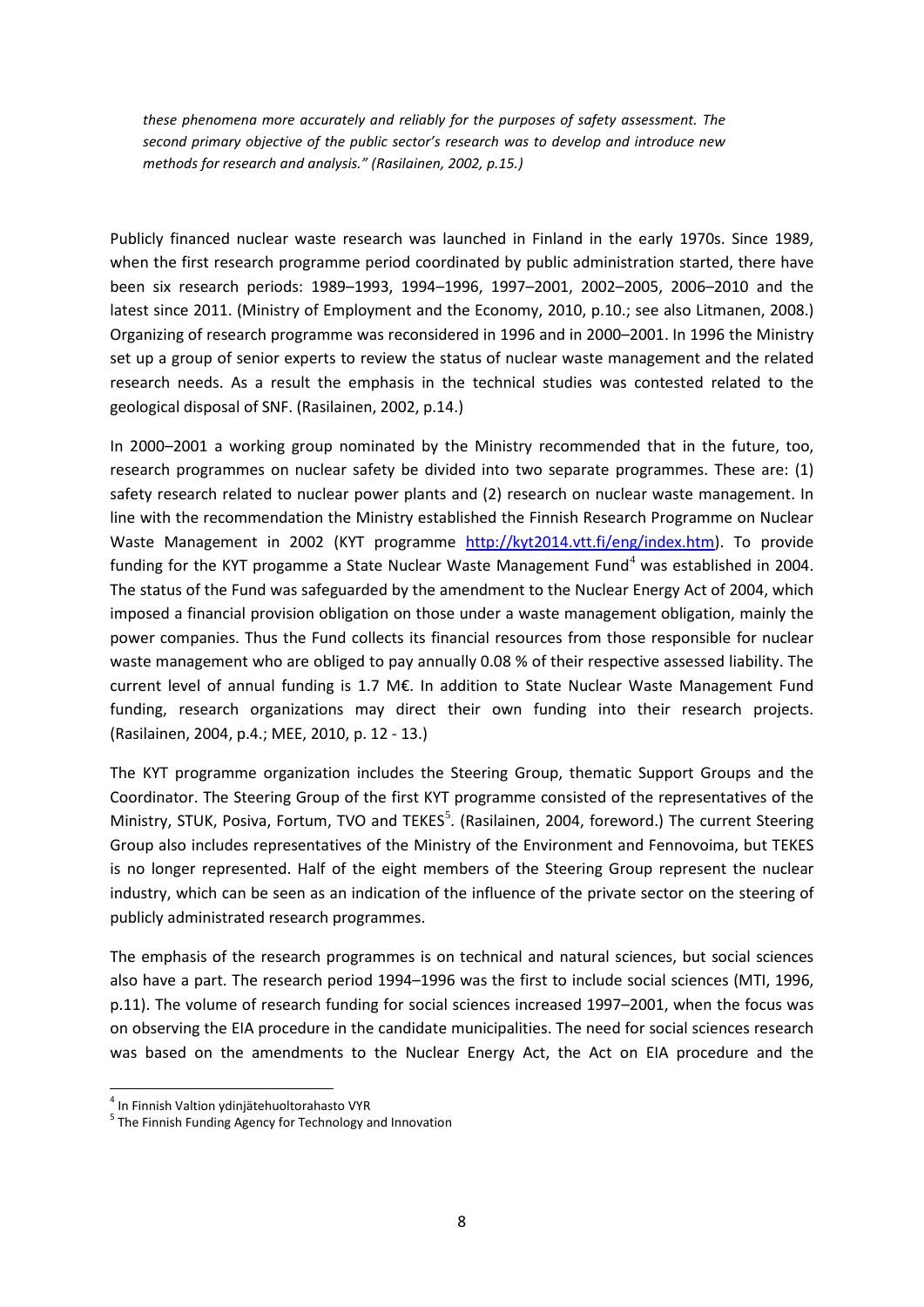*these phenomena more accurately and reliably for the purposes of safety assessment. The second primary objective of the public sector's research was to develop and introduce new methods for research and analysis." (Rasilainen, 2002, p.15.)*

Publicly financed nuclear waste research was launched in Finland in the early 1970s. Since 1989, when the first research programme period coordinated by public administration started, there have been six research periods: 1989–1993, 1994–1996, 1997–2001, 2002–2005, 2006–2010 and the latest since 2011. (Ministry of Employment and the Economy, 2010, p.10.; see also Litmanen, 2008.) Organizing of research programme was reconsidered in 1996 and in 2000–2001. In 1996 the Ministry set up a group of senior experts to review the status of nuclear waste management and the related research needs. As a result the emphasis in the technical studies was contested related to the geological disposal of SNF. (Rasilainen, 2002, p.14.)

In 2000–2001 a working group nominated by the Ministry recommended that in the future, too, research programmes on nuclear safety be divided into two separate programmes. These are: (1) safety research related to nuclear power plants and (2) research on nuclear waste management. In line with the recommendation the Ministry established the Finnish Research Programme on Nuclear Waste Management in 2002 (KYT programme http://kyt2014.vtt.fi/eng/index.htm). To provide funding for the KYT progamme a State Nuclear Waste Management Fund[4] was established in 2004. The status of the Fund was safeguarded by the amendment to the Nuclear Energy Act of 2004, which imposed a financial provision obligation on those under a waste management obligation, mainly the power companies. Thus the Fund collects its financial resources from those responsible for nuclear waste management who are obliged to pay annually 0.08 % of their respective assessed liability. The current level of annual funding is 1.7 M€. In addition to State Nuclear Waste Management Fund funding, research organizations may direct their own funding into their research projects. (Rasilainen, 2004, p.4.; MEE, 2010, p. 12 - 13.)

The KYT programme organization includes the Steering Group, thematic Support Groups and the Coordinator. The Steering Group of the first KYT programme consisted of the representatives of the Ministry, STUK, Posiva, Fortum, TVO and TEKES[5]. (Rasilainen, 2004, foreword.) The current Steering Group also includes representatives of the Ministry of the Environment and Fennovoima, but TEKES is no longer represented. Half of the eight members of the Steering Group represent the nuclear industry, which can be seen as an indication of the influence of the private sector on the steering of publicly administrated research programmes.

The emphasis of the research programmes is on technical and natural sciences, but social sciences also have a part. The research period 1994–1996 was the first to include social sciences (MTI, 1996, p.11). The volume of research funding for social sciences increased 1997–2001, when the focus was on observing the EIA procedure in the candidate municipalities. The need for social sciences research was based on the amendments to the Nuclear Energy Act, the Act on EIA procedure and the

[4] In Finnish Valtion ydinjätehuoltorahasto VYR

[5] The Finnish Funding Agency for Technology and Innovation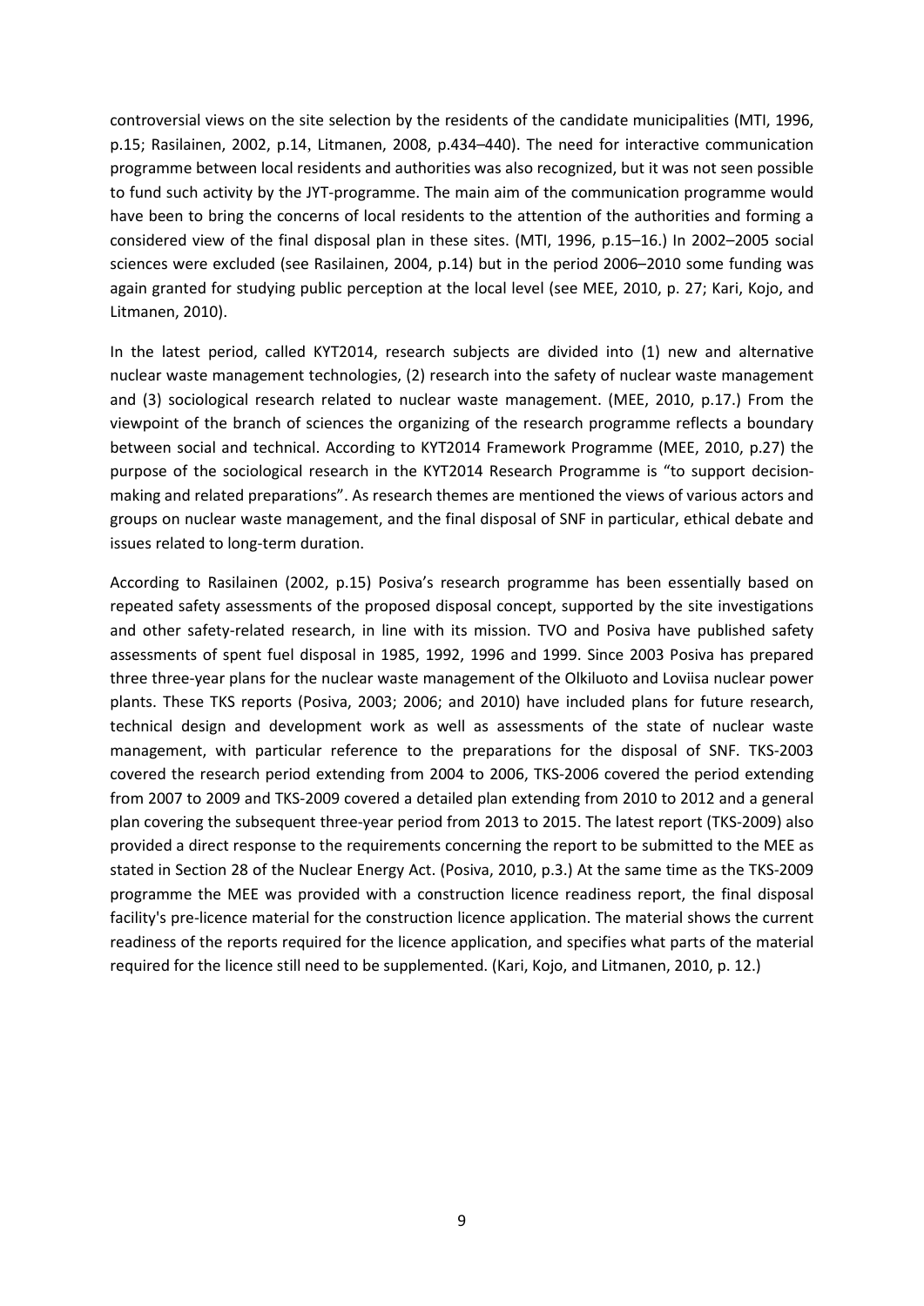controversial views on the site selection by the residents of the candidate municipalities (MTI, 1996, p.15; Rasilainen, 2002, p.14, Litmanen, 2008, p.434–440). The need for interactive communication programme between local residents and authorities was also recognized, but it was not seen possible to fund such activity by the JYT-programme. The main aim of the communication programme would have been to bring the concerns of local residents to the attention of the authorities and forming a considered view of the final disposal plan in these sites. (MTI, 1996, p.15–16.) In 2002–2005 social sciences were excluded (see Rasilainen, 2004, p.14) but in the period 2006–2010 some funding was again granted for studying public perception at the local level (see MEE, 2010, p. 27; Kari, Kojo, and Litmanen, 2010).

In the latest period, called KYT2014, research subjects are divided into (1) new and alternative nuclear waste management technologies, (2) research into the safety of nuclear waste management and (3) sociological research related to nuclear waste management. (MEE, 2010, p.17.) From the viewpoint of the branch of sciences the organizing of the research programme reflects a boundary between social and technical. According to KYT2014 Framework Programme (MEE, 2010, p.27) the purpose of the sociological research in the KYT2014 Research Programme is "to support decision-making and related preparations". As research themes are mentioned the views of various actors and groups on nuclear waste management, and the final disposal of SNF in particular, ethical debate and issues related to long-term duration.

According to Rasilainen (2002, p.15) Posiva's research programme has been essentially based on repeated safety assessments of the proposed disposal concept, supported by the site investigations and other safety-related research, in line with its mission. TVO and Posiva have published safety assessments of spent fuel disposal in 1985, 1992, 1996 and 1999. Since 2003 Posiva has prepared three three-year plans for the nuclear waste management of the Olkiluoto and Loviisa nuclear power plants. These TKS reports (Posiva, 2003; 2006; and 2010) have included plans for future research, technical design and development work as well as assessments of the state of nuclear waste management, with particular reference to the preparations for the disposal of SNF. TKS-2003 covered the research period extending from 2004 to 2006, TKS-2006 covered the period extending from 2007 to 2009 and TKS-2009 covered a detailed plan extending from 2010 to 2012 and a general plan covering the subsequent three-year period from 2013 to 2015. The latest report (TKS-2009) also provided a direct response to the requirements concerning the report to be submitted to the MEE as stated in Section 28 of the Nuclear Energy Act. (Posiva, 2010, p.3.) At the same time as the TKS-2009 programme the MEE was provided with a construction licence readiness report, the final disposal facility's pre-licence material for the construction licence application. The material shows the current readiness of the reports required for the licence application, and specifies what parts of the material required for the licence still need to be supplemented. (Kari, Kojo, and Litmanen, 2010, p. 12.)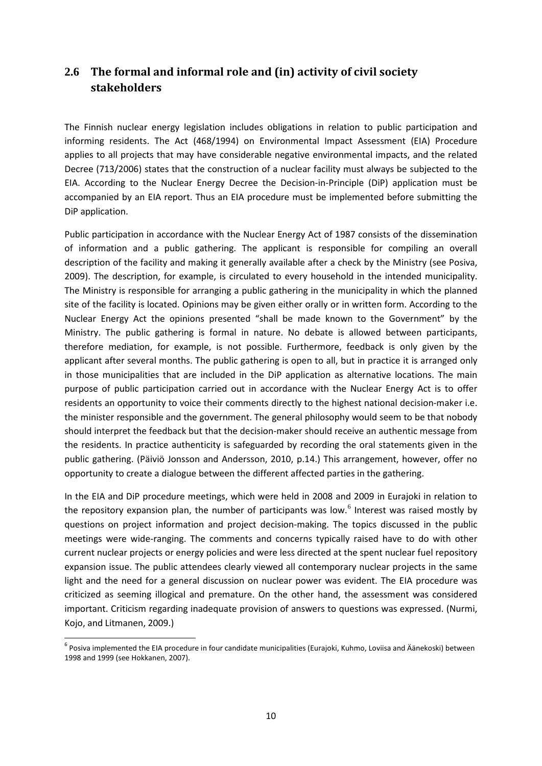## 2.6 The formal and informal role and (in) activity of civil society stakeholders

The Finnish nuclear energy legislation includes obligations in relation to public participation and informing residents. The Act (468/1994) on Environmental Impact Assessment (EIA) Procedure applies to all projects that may have considerable negative environmental impacts, and the related Decree (713/2006) states that the construction of a nuclear facility must always be subjected to the EIA. According to the Nuclear Energy Decree the Decision-in-Principle (DiP) application must be accompanied by an EIA report. Thus an EIA procedure must be implemented before submitting the DiP application.

Public participation in accordance with the Nuclear Energy Act of 1987 consists of the dissemination of information and a public gathering. The applicant is responsible for compiling an overall description of the facility and making it generally available after a check by the Ministry (see Posiva, 2009). The description, for example, is circulated to every household in the intended municipality. The Ministry is responsible for arranging a public gathering in the municipality in which the planned site of the facility is located. Opinions may be given either orally or in written form. According to the Nuclear Energy Act the opinions presented "shall be made known to the Government" by the Ministry. The public gathering is formal in nature. No debate is allowed between participants, therefore mediation, for example, is not possible. Furthermore, feedback is only given by the applicant after several months. The public gathering is open to all, but in practice it is arranged only in those municipalities that are included in the DiP application as alternative locations. The main purpose of public participation carried out in accordance with the Nuclear Energy Act is to offer residents an opportunity to voice their comments directly to the highest national decision-maker i.e. the minister responsible and the government. The general philosophy would seem to be that nobody should interpret the feedback but that the decision-maker should receive an authentic message from the residents. In practice authenticity is safeguarded by recording the oral statements given in the public gathering. (Päiviö Jonsson and Andersson, 2010, p.14.) This arrangement, however, offer no opportunity to create a dialogue between the different affected parties in the gathering.

In the EIA and DiP procedure meetings, which were held in 2008 and 2009 in Eurajoki in relation to the repository expansion plan, the number of participants was low.[6] Interest was raised mostly by questions on project information and project decision-making. The topics discussed in the public meetings were wide-ranging. The comments and concerns typically raised have to do with other current nuclear projects or energy policies and were less directed at the spent nuclear fuel repository expansion issue. The public attendees clearly viewed all contemporary nuclear projects in the same light and the need for a general discussion on nuclear power was evident. The EIA procedure was criticized as seeming illogical and premature. On the other hand, the assessment was considered important. Criticism regarding inadequate provision of answers to questions was expressed. (Nurmi, Kojo, and Litmanen, 2009.)

[6] Posiva implemented the EIA procedure in four candidate municipalities (Eurajoki, Kuhmo, Loviisa and Äänekoski) between 1998 and 1999 (see Hokkanen, 2007).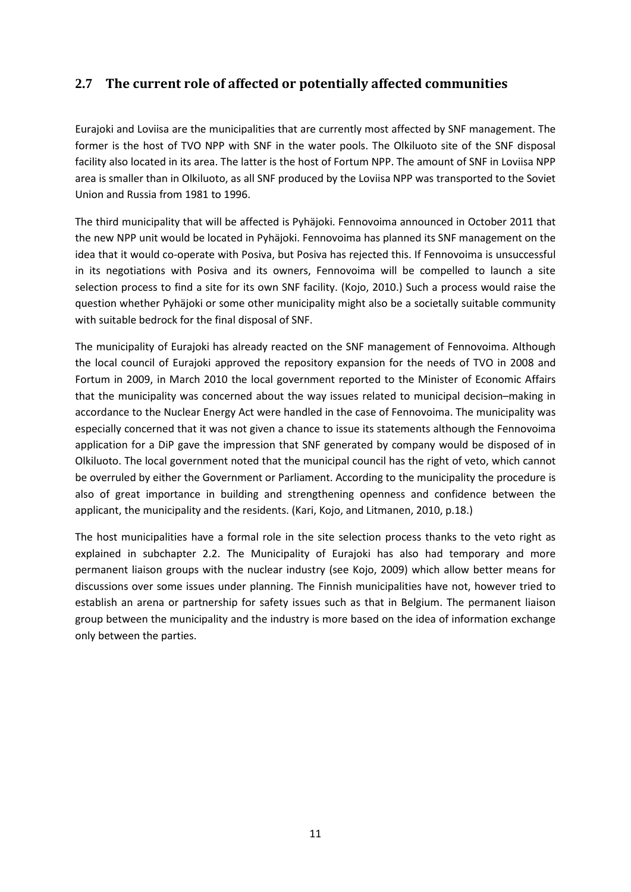## 2.7 The current role of affected or potentially affected communities

Eurajoki and Loviisa are the municipalities that are currently most affected by SNF management. The former is the host of TVO NPP with SNF in the water pools. The Olkiluoto site of the SNF disposal facility also located in its area. The latter is the host of Fortum NPP. The amount of SNF in Loviisa NPP area is smaller than in Olkiluoto, as all SNF produced by the Loviisa NPP was transported to the Soviet Union and Russia from 1981 to 1996.

The third municipality that will be affected is Pyhäjoki. Fennovoima announced in October 2011 that the new NPP unit would be located in Pyhäjoki. Fennovoima has planned its SNF management on the idea that it would co-operate with Posiva, but Posiva has rejected this. If Fennovoima is unsuccessful in its negotiations with Posiva and its owners, Fennovoima will be compelled to launch a site selection process to find a site for its own SNF facility. (Kojo, 2010.) Such a process would raise the question whether Pyhäjoki or some other municipality might also be a societally suitable community with suitable bedrock for the final disposal of SNF.

The municipality of Eurajoki has already reacted on the SNF management of Fennovoima. Although the local council of Eurajoki approved the repository expansion for the needs of TVO in 2008 and Fortum in 2009, in March 2010 the local government reported to the Minister of Economic Affairs that the municipality was concerned about the way issues related to municipal decision–making in accordance to the Nuclear Energy Act were handled in the case of Fennovoima. The municipality was especially concerned that it was not given a chance to issue its statements although the Fennovoima application for a DiP gave the impression that SNF generated by company would be disposed of in Olkiluoto. The local government noted that the municipal council has the right of veto, which cannot be overruled by either the Government or Parliament. According to the municipality the procedure is also of great importance in building and strengthening openness and confidence between the applicant, the municipality and the residents. (Kari, Kojo, and Litmanen, 2010, p.18.)

The host municipalities have a formal role in the site selection process thanks to the veto right as explained in subchapter 2.2. The Municipality of Eurajoki has also had temporary and more permanent liaison groups with the nuclear industry (see Kojo, 2009) which allow better means for discussions over some issues under planning. The Finnish municipalities have not, however tried to establish an arena or partnership for safety issues such as that in Belgium. The permanent liaison group between the municipality and the industry is more based on the idea of information exchange only between the parties.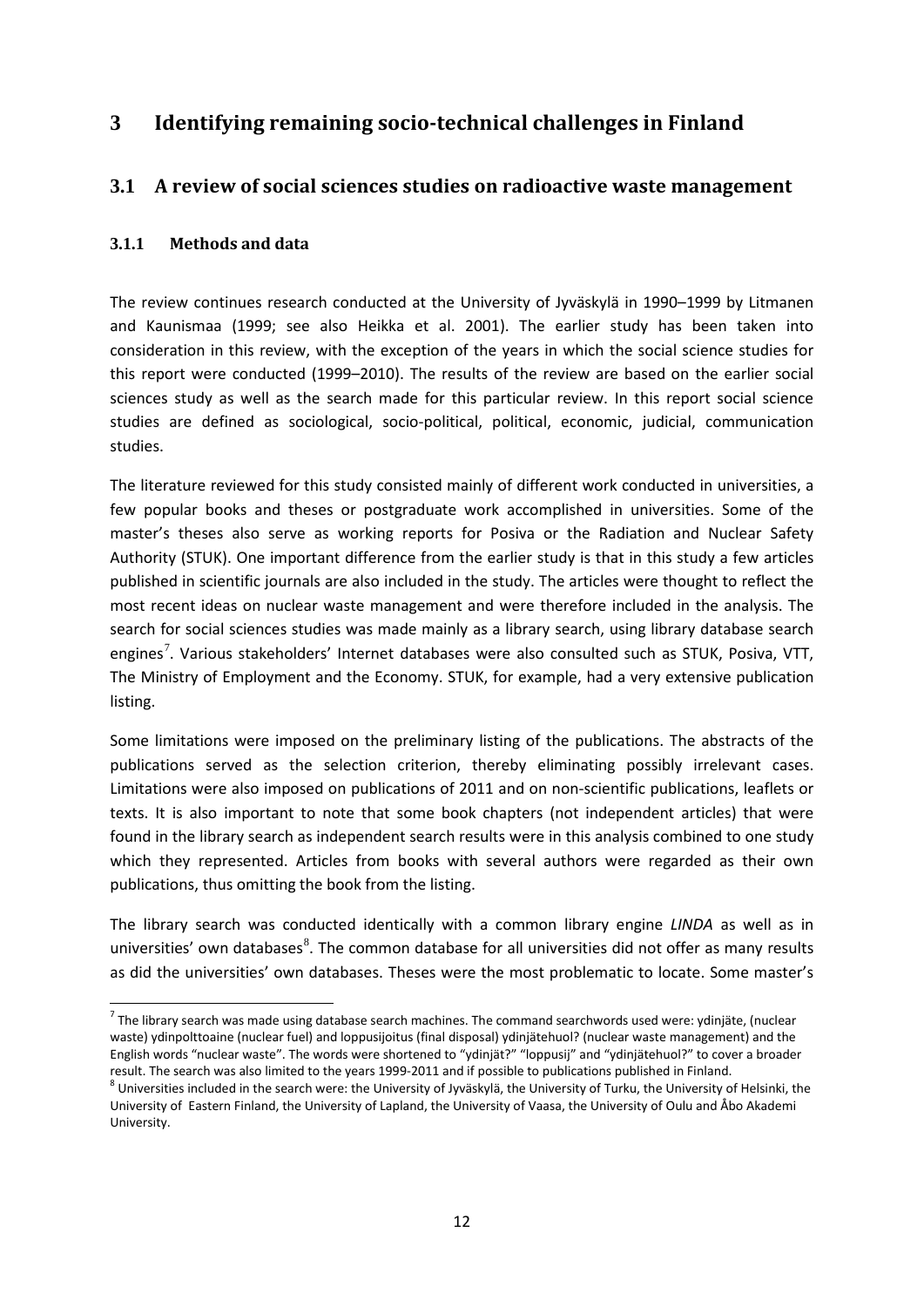# 3 Identifying remaining socio-technical challenges in Finland

## 3.1 A review of social sciences studies on radioactive waste management

### 3.1.1 Methods and data

The review continues research conducted at the University of Jyväskylä in 1990–1999 by Litmanen and Kaunismaa (1999; see also Heikka et al. 2001). The earlier study has been taken into consideration in this review, with the exception of the years in which the social science studies for this report were conducted (1999–2010). The results of the review are based on the earlier social sciences study as well as the search made for this particular review. In this report social science studies are defined as sociological, socio-political, political, economic, judicial, communication studies.

The literature reviewed for this study consisted mainly of different work conducted in universities, a few popular books and theses or postgraduate work accomplished in universities. Some of the master's theses also serve as working reports for Posiva or the Radiation and Nuclear Safety Authority (STUK). One important difference from the earlier study is that in this study a few articles published in scientific journals are also included in the study. The articles were thought to reflect the most recent ideas on nuclear waste management and were therefore included in the analysis. The search for social sciences studies was made mainly as a library search, using library database search engines[7]. Various stakeholders' Internet databases were also consulted such as STUK, Posiva, VTT, The Ministry of Employment and the Economy. STUK, for example, had a very extensive publication listing.

Some limitations were imposed on the preliminary listing of the publications. The abstracts of the publications served as the selection criterion, thereby eliminating possibly irrelevant cases. Limitations were also imposed on publications of 2011 and on non-scientific publications, leaflets or texts. It is also important to note that some book chapters (not independent articles) that were found in the library search as independent search results were in this analysis combined to one study which they represented. Articles from books with several authors were regarded as their own publications, thus omitting the book from the listing.

The library search was conducted identically with a common library engine *LINDA* as well as in universities' own databases[8]. The common database for all universities did not offer as many results as did the universities' own databases. Theses were the most problematic to locate. Some master's

---

[7] The library search was made using database search machines. The command searchwords used were: ydinjäte, (nuclear waste) ydinpolttoaine (nuclear fuel) and loppusijoitus (final disposal) ydinjätehuol? (nuclear waste management) and the English words "nuclear waste". The words were shortened to "ydinjät?" "loppusij" and "ydinjätehuol?" to cover a broader result. The search was also limited to the years 1999-2011 and if possible to publications published in Finland.

[8] Universities included in the search were: the University of Jyväskylä, the University of Turku, the University of Helsinki, the University of Eastern Finland, the University of Lapland, the University of Vaasa, the University of Oulu and Åbo Akademi University.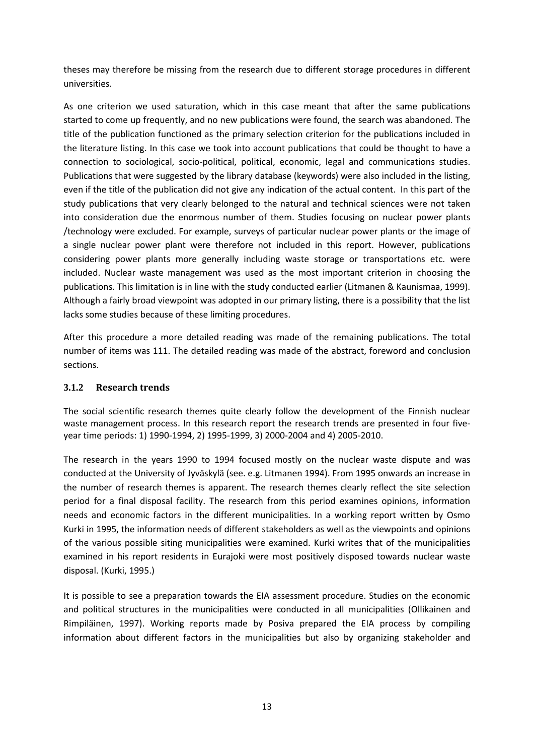theses may therefore be missing from the research due to different storage procedures in different universities.

As one criterion we used saturation, which in this case meant that after the same publications started to come up frequently, and no new publications were found, the search was abandoned. The title of the publication functioned as the primary selection criterion for the publications included in the literature listing. In this case we took into account publications that could be thought to have a connection to sociological, socio-political, political, economic, legal and communications studies. Publications that were suggested by the library database (keywords) were also included in the listing, even if the title of the publication did not give any indication of the actual content. In this part of the study publications that very clearly belonged to the natural and technical sciences were not taken into consideration due the enormous number of them. Studies focusing on nuclear power plants /technology were excluded. For example, surveys of particular nuclear power plants or the image of a single nuclear power plant were therefore not included in this report. However, publications considering power plants more generally including waste storage or transportations etc. were included. Nuclear waste management was used as the most important criterion in choosing the publications. This limitation is in line with the study conducted earlier (Litmanen & Kaunismaa, 1999). Although a fairly broad viewpoint was adopted in our primary listing, there is a possibility that the list lacks some studies because of these limiting procedures.

After this procedure a more detailed reading was made of the remaining publications. The total number of items was 111. The detailed reading was made of the abstract, foreword and conclusion sections.

### 3.1.2 Research trends

The social scientific research themes quite clearly follow the development of the Finnish nuclear waste management process. In this research report the research trends are presented in four five-year time periods: 1) 1990-1994, 2) 1995-1999, 3) 2000-2004 and 4) 2005-2010.

The research in the years 1990 to 1994 focused mostly on the nuclear waste dispute and was conducted at the University of Jyväskylä (see. e.g. Litmanen 1994). From 1995 onwards an increase in the number of research themes is apparent. The research themes clearly reflect the site selection period for a final disposal facility. The research from this period examines opinions, information needs and economic factors in the different municipalities. In a working report written by Osmo Kurki in 1995, the information needs of different stakeholders as well as the viewpoints and opinions of the various possible siting municipalities were examined. Kurki writes that of the municipalities examined in his report residents in Eurajoki were most positively disposed towards nuclear waste disposal. (Kurki, 1995.)

It is possible to see a preparation towards the EIA assessment procedure. Studies on the economic and political structures in the municipalities were conducted in all municipalities (Ollikainen and Rimpiläinen, 1997). Working reports made by Posiva prepared the EIA process by compiling information about different factors in the municipalities but also by organizing stakeholder and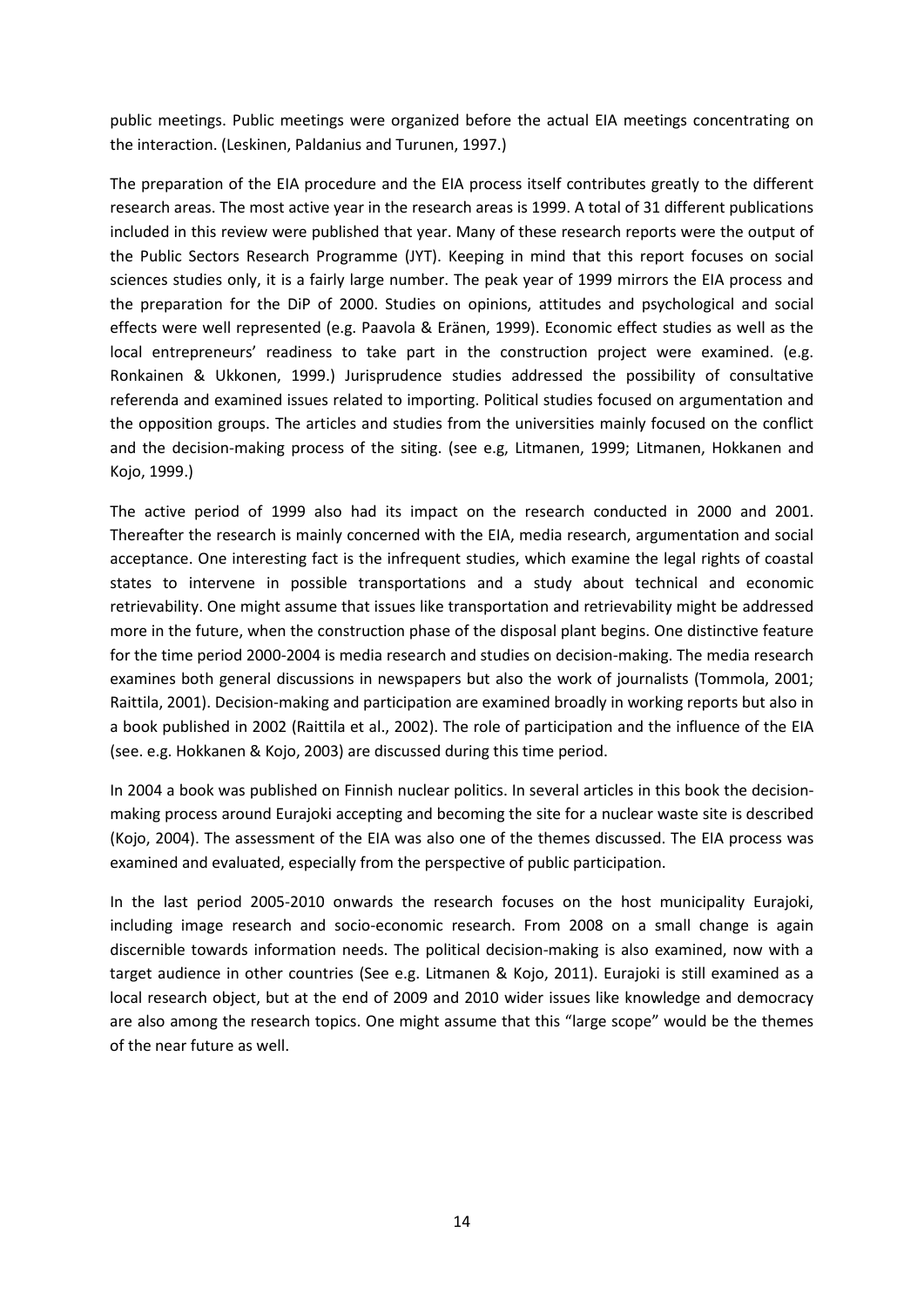public meetings. Public meetings were organized before the actual EIA meetings concentrating on the interaction. (Leskinen, Paldanius and Turunen, 1997.)

The preparation of the EIA procedure and the EIA process itself contributes greatly to the different research areas. The most active year in the research areas is 1999. A total of 31 different publications included in this review were published that year. Many of these research reports were the output of the Public Sectors Research Programme (JYT). Keeping in mind that this report focuses on social sciences studies only, it is a fairly large number. The peak year of 1999 mirrors the EIA process and the preparation for the DiP of 2000. Studies on opinions, attitudes and psychological and social effects were well represented (e.g. Paavola & Eränen, 1999). Economic effect studies as well as the local entrepreneurs' readiness to take part in the construction project were examined. (e.g. Ronkainen & Ukkonen, 1999.) Jurisprudence studies addressed the possibility of consultative referenda and examined issues related to importing. Political studies focused on argumentation and the opposition groups. The articles and studies from the universities mainly focused on the conflict and the decision-making process of the siting. (see e.g, Litmanen, 1999; Litmanen, Hokkanen and Kojo, 1999.)

The active period of 1999 also had its impact on the research conducted in 2000 and 2001. Thereafter the research is mainly concerned with the EIA, media research, argumentation and social acceptance. One interesting fact is the infrequent studies, which examine the legal rights of coastal states to intervene in possible transportations and a study about technical and economic retrievability. One might assume that issues like transportation and retrievability might be addressed more in the future, when the construction phase of the disposal plant begins. One distinctive feature for the time period 2000-2004 is media research and studies on decision-making. The media research examines both general discussions in newspapers but also the work of journalists (Tommola, 2001; Raittila, 2001). Decision-making and participation are examined broadly in working reports but also in a book published in 2002 (Raittila et al., 2002). The role of participation and the influence of the EIA (see. e.g. Hokkanen & Kojo, 2003) are discussed during this time period.

In 2004 a book was published on Finnish nuclear politics. In several articles in this book the decision-making process around Eurajoki accepting and becoming the site for a nuclear waste site is described (Kojo, 2004). The assessment of the EIA was also one of the themes discussed. The EIA process was examined and evaluated, especially from the perspective of public participation.

In the last period 2005-2010 onwards the research focuses on the host municipality Eurajoki, including image research and socio-economic research. From 2008 on a small change is again discernible towards information needs. The political decision-making is also examined, now with a target audience in other countries (See e.g. Litmanen & Kojo, 2011). Eurajoki is still examined as a local research object, but at the end of 2009 and 2010 wider issues like knowledge and democracy are also among the research topics. One might assume that this "large scope" would be the themes of the near future as well.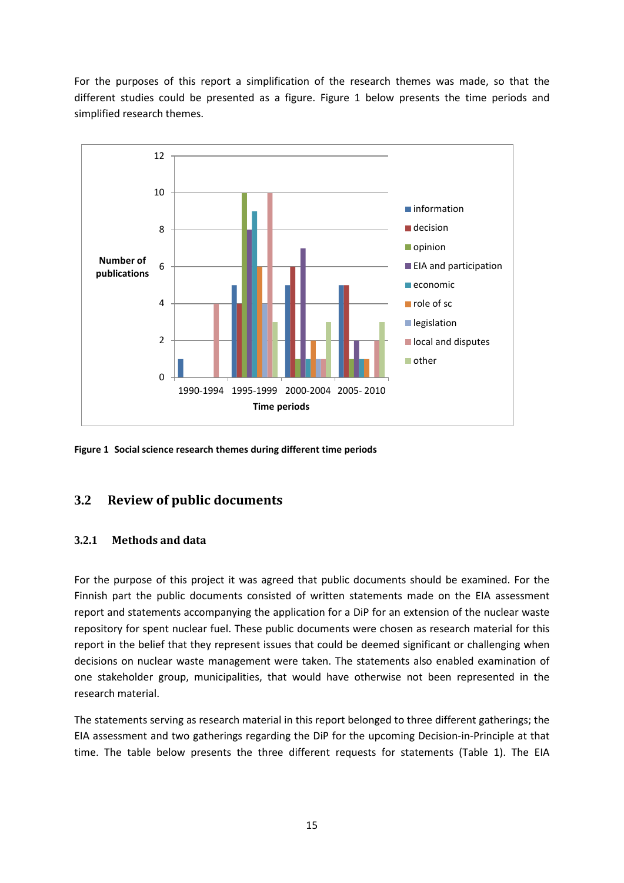For the purposes of this report a simplification of the research themes was made, so that the different studies could be presented as a figure. Figure 1 below presents the time periods and simplified research themes.

**Figure 1 Social science research themes during different time periods**

## 3.2 Review of public documents

### 3.2.1 Methods and data

For the purpose of this project it was agreed that public documents should be examined. For the Finnish part the public documents consisted of written statements made on the EIA assessment report and statements accompanying the application for a DiP for an extension of the nuclear waste repository for spent nuclear fuel. These public documents were chosen as research material for this report in the belief that they represent issues that could be deemed significant or challenging when decisions on nuclear waste management were taken. The statements also enabled examination of one stakeholder group, municipalities, that would have otherwise not been represented in the research material.

The statements serving as research material in this report belonged to three different gatherings; the EIA assessment and two gatherings regarding the DiP for the upcoming Decision-in-Principle at that time. The table below presents the three different requests for statements (Table 1). The EIA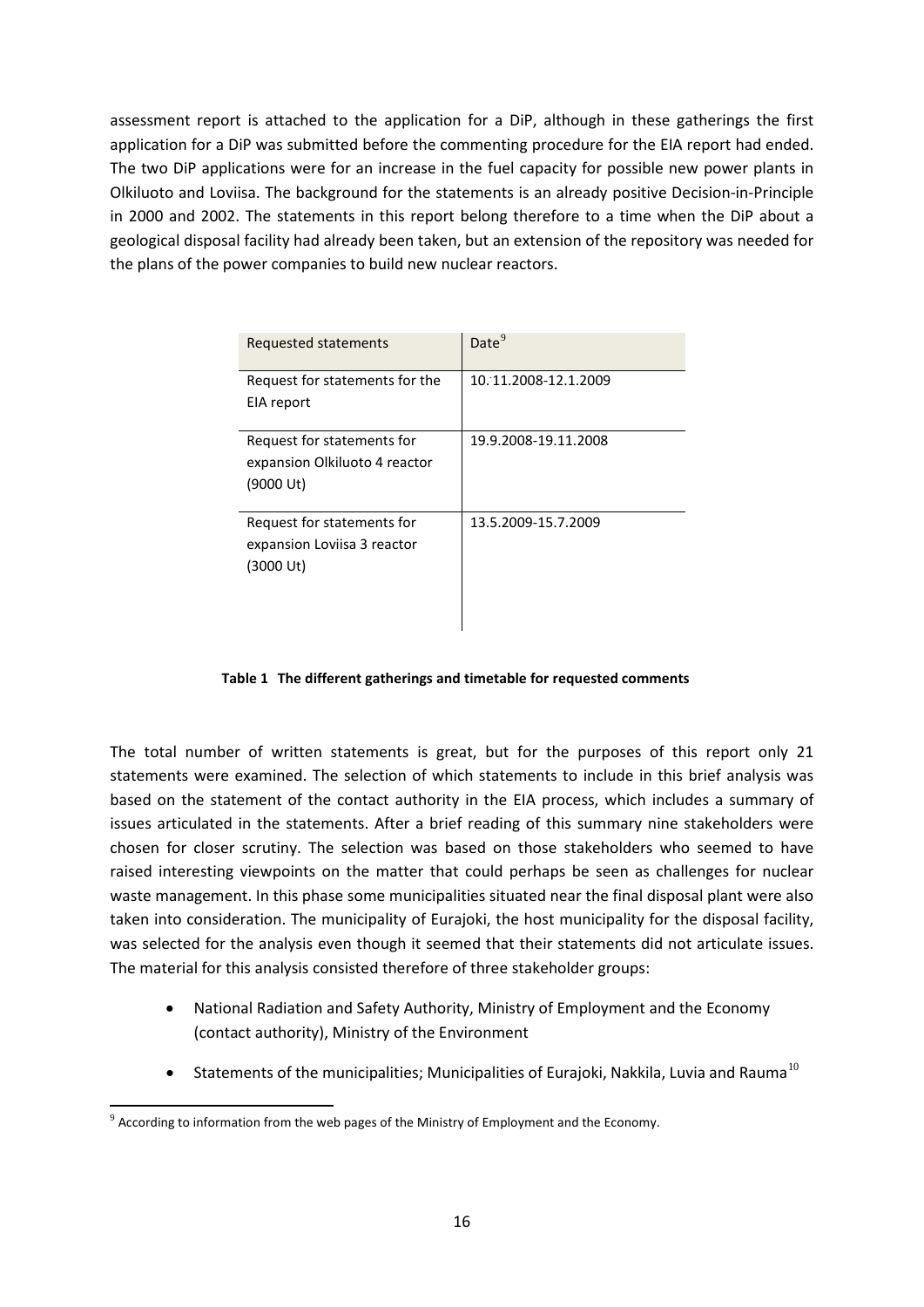assessment report is attached to the application for a DiP, although in these gatherings the first application for a DiP was submitted before the commenting procedure for the EIA report had ended. The two DiP applications were for an increase in the fuel capacity for possible new power plants in Olkiluoto and Loviisa. The background for the statements is an already positive Decision-in-Principle in 2000 and 2002. The statements in this report belong therefore to a time when the DiP about a geological disposal facility had already been taken, but an extension of the repository was needed for the plans of the power companies to build new nuclear reactors.

| Requested statements | Date[9] |
| --- | --- |
| Request for statements for the EIA report | 10.11.2008-12.1.2009 |
| Request for statements for expansion Olkiluoto 4 reactor (9000 Ut) | 19.9.2008-19.11.2008 |
| Request for statements for expansion Loviisa 3 reactor (3000 Ut) | 13.5.2009-15.7.2009 |

**Table 1 The different gatherings and timetable for requested comments**

The total number of written statements is great, but for the purposes of this report only 21 statements were examined. The selection of which statements to include in this brief analysis was based on the statement of the contact authority in the EIA process, which includes a summary of issues articulated in the statements. After a brief reading of this summary nine stakeholders were chosen for closer scrutiny. The selection was based on those stakeholders who seemed to have raised interesting viewpoints on the matter that could perhaps be seen as challenges for nuclear waste management. In this phase some municipalities situated near the final disposal plant were also taken into consideration. The municipality of Eurajoki, the host municipality for the disposal facility, was selected for the analysis even though it seemed that their statements did not articulate issues. The material for this analysis consisted therefore of three stakeholder groups:

- National Radiation and Safety Authority, Ministry of Employment and the Economy (contact authority), Ministry of the Environment
- Statements of the municipalities; Municipalities of Eurajoki, Nakkila, Luvia and Rauma[10]

[9] According to information from the web pages of the Ministry of Employment and the Economy.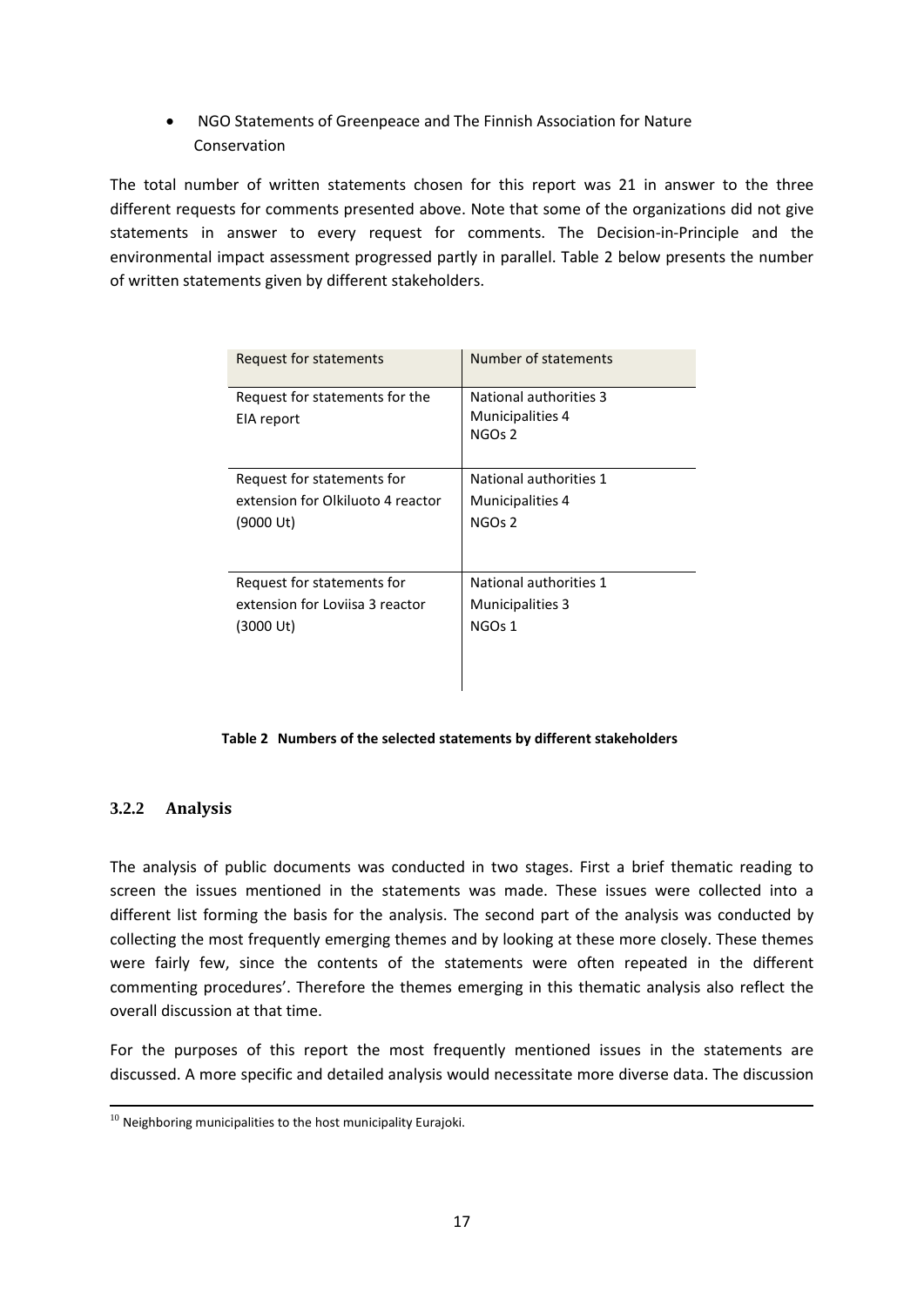- NGO Statements of Greenpeace and The Finnish Association for Nature Conservation

The total number of written statements chosen for this report was 21 in answer to the three different requests for comments presented above. Note that some of the organizations did not give statements in answer to every request for comments. The Decision-in-Principle and the environmental impact assessment progressed partly in parallel. Table 2 below presents the number of written statements given by different stakeholders.

| Request for statements | Number of statements |
|---|---|
| Request for statements for the EIA report | National authorities 3<br>Municipalities 4<br>NGOs 2 |
| Request for statements for extension for Olkiluoto 4 reactor (9000 Ut) | National authorities 1<br>Municipalities 4<br>NGOs 2 |
| Request for statements for extension for Loviisa 3 reactor (3000 Ut) | National authorities 1<br>Municipalities 3<br>NGOs 1 |

**Table 2 Numbers of the selected statements by different stakeholders**

### 3.2.2 Analysis

The analysis of public documents was conducted in two stages. First a brief thematic reading to screen the issues mentioned in the statements was made. These issues were collected into a different list forming the basis for the analysis. The second part of the analysis was conducted by collecting the most frequently emerging themes and by looking at these more closely. These themes were fairly few, since the contents of the statements were often repeated in the different commenting procedures'. Therefore the themes emerging in this thematic analysis also reflect the overall discussion at that time.

For the purposes of this report the most frequently mentioned issues in the statements are discussed. A more specific and detailed analysis would necessitate more diverse data. The discussion

[10] Neighboring municipalities to the host municipality Eurajoki.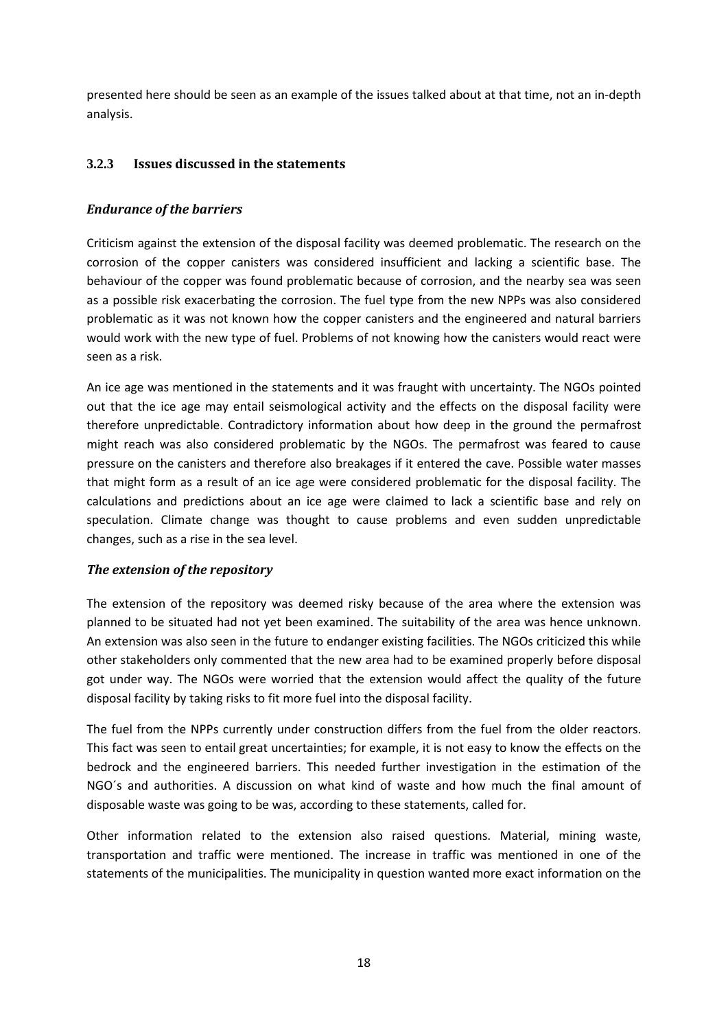presented here should be seen as an example of the issues talked about at that time, not an in-depth analysis.

### 3.2.3 Issues discussed in the statements

#### *Endurance of the barriers*

Criticism against the extension of the disposal facility was deemed problematic. The research on the corrosion of the copper canisters was considered insufficient and lacking a scientific base. The behaviour of the copper was found problematic because of corrosion, and the nearby sea was seen as a possible risk exacerbating the corrosion. The fuel type from the new NPPs was also considered problematic as it was not known how the copper canisters and the engineered and natural barriers would work with the new type of fuel. Problems of not knowing how the canisters would react were seen as a risk.

An ice age was mentioned in the statements and it was fraught with uncertainty. The NGOs pointed out that the ice age may entail seismological activity and the effects on the disposal facility were therefore unpredictable. Contradictory information about how deep in the ground the permafrost might reach was also considered problematic by the NGOs. The permafrost was feared to cause pressure on the canisters and therefore also breakages if it entered the cave. Possible water masses that might form as a result of an ice age were considered problematic for the disposal facility. The calculations and predictions about an ice age were claimed to lack a scientific base and rely on speculation. Climate change was thought to cause problems and even sudden unpredictable changes, such as a rise in the sea level.

#### *The extension of the repository*

The extension of the repository was deemed risky because of the area where the extension was planned to be situated had not yet been examined. The suitability of the area was hence unknown. An extension was also seen in the future to endanger existing facilities. The NGOs criticized this while other stakeholders only commented that the new area had to be examined properly before disposal got under way. The NGOs were worried that the extension would affect the quality of the future disposal facility by taking risks to fit more fuel into the disposal facility.

The fuel from the NPPs currently under construction differs from the fuel from the older reactors. This fact was seen to entail great uncertainties; for example, it is not easy to know the effects on the bedrock and the engineered barriers. This needed further investigation in the estimation of the NGO´s and authorities. A discussion on what kind of waste and how much the final amount of disposable waste was going to be was, according to these statements, called for.

Other information related to the extension also raised questions. Material, mining waste, transportation and traffic were mentioned. The increase in traffic was mentioned in one of the statements of the municipalities. The municipality in question wanted more exact information on the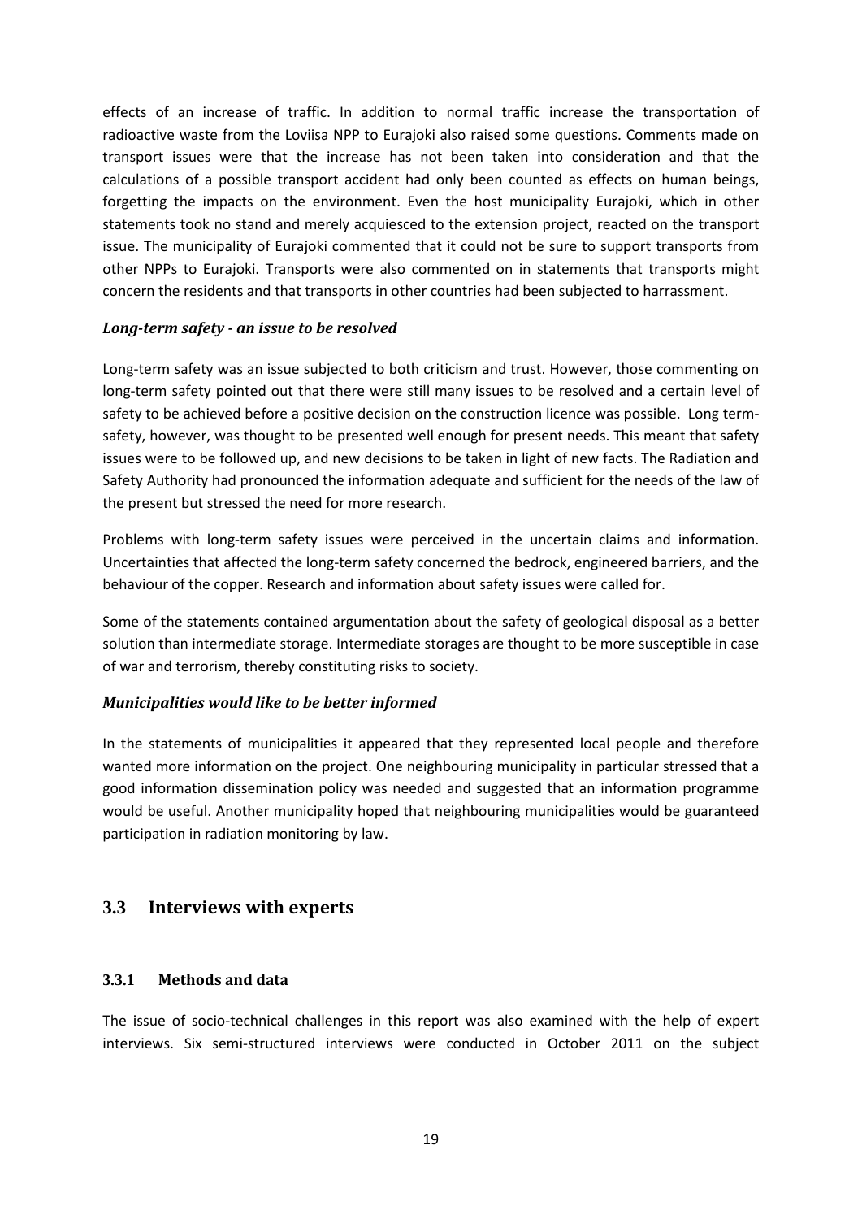effects of an increase of traffic. In addition to normal traffic increase the transportation of radioactive waste from the Loviisa NPP to Eurajoki also raised some questions. Comments made on transport issues were that the increase has not been taken into consideration and that the calculations of a possible transport accident had only been counted as effects on human beings, forgetting the impacts on the environment. Even the host municipality Eurajoki, which in other statements took no stand and merely acquiesced to the extension project, reacted on the transport issue. The municipality of Eurajoki commented that it could not be sure to support transports from other NPPs to Eurajoki. Transports were also commented on in statements that transports might concern the residents and that transports in other countries had been subjected to harrassment.

***Long-term safety - an issue to be resolved***

Long-term safety was an issue subjected to both criticism and trust. However, those commenting on long-term safety pointed out that there were still many issues to be resolved and a certain level of safety to be achieved before a positive decision on the construction licence was possible. Long term-safety, however, was thought to be presented well enough for present needs. This meant that safety issues were to be followed up, and new decisions to be taken in light of new facts. The Radiation and Safety Authority had pronounced the information adequate and sufficient for the needs of the law of the present but stressed the need for more research.

Problems with long-term safety issues were perceived in the uncertain claims and information. Uncertainties that affected the long-term safety concerned the bedrock, engineered barriers, and the behaviour of the copper. Research and information about safety issues were called for.

Some of the statements contained argumentation about the safety of geological disposal as a better solution than intermediate storage. Intermediate storages are thought to be more susceptible in case of war and terrorism, thereby constituting risks to society.

***Municipalities would like to be better informed***

In the statements of municipalities it appeared that they represented local people and therefore wanted more information on the project. One neighbouring municipality in particular stressed that a good information dissemination policy was needed and suggested that an information programme would be useful. Another municipality hoped that neighbouring municipalities would be guaranteed participation in radiation monitoring by law.

## 3.3 Interviews with experts

### 3.3.1 Methods and data

The issue of socio-technical challenges in this report was also examined with the help of expert interviews. Six semi-structured interviews were conducted in October 2011 on the subject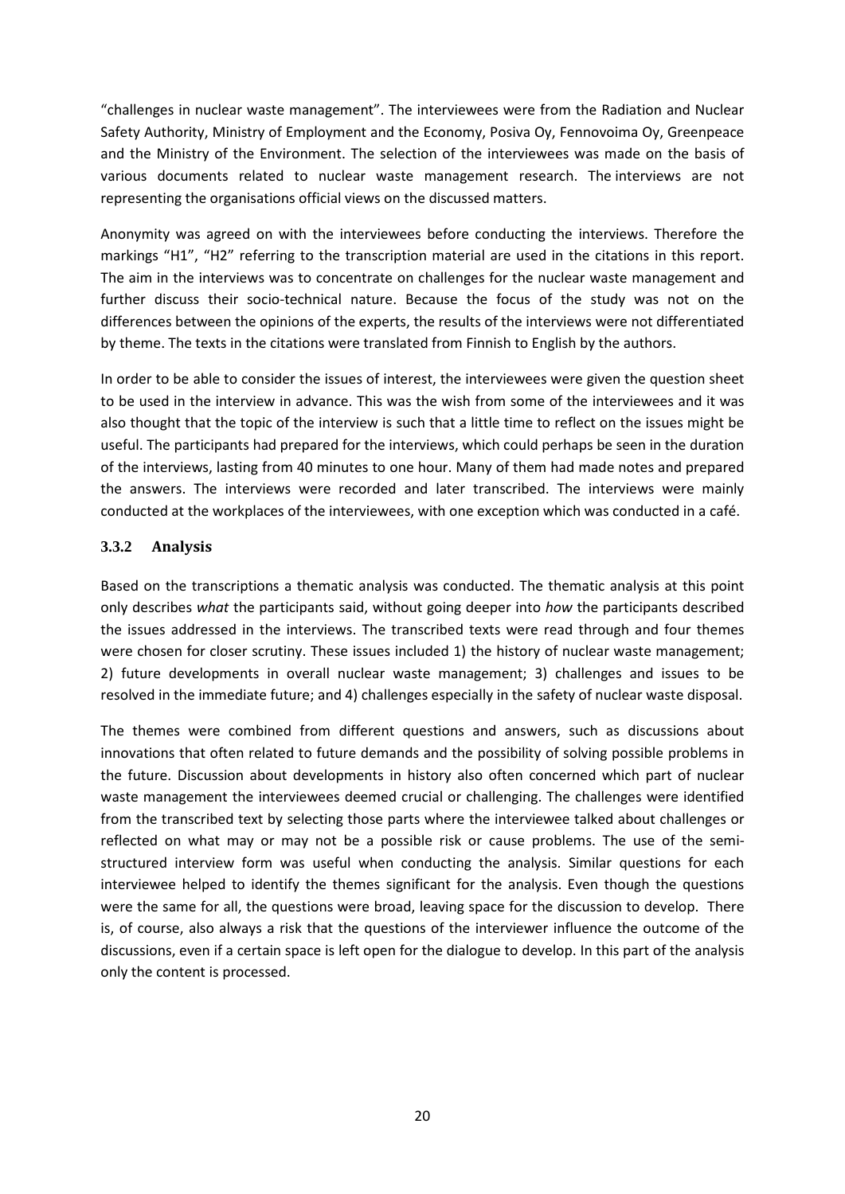"challenges in nuclear waste management". The interviewees were from the Radiation and Nuclear Safety Authority, Ministry of Employment and the Economy, Posiva Oy, Fennovoima Oy, Greenpeace and the Ministry of the Environment. The selection of the interviewees was made on the basis of various documents related to nuclear waste management research. The interviews are not representing the organisations official views on the discussed matters.

Anonymity was agreed on with the interviewees before conducting the interviews. Therefore the markings "H1", "H2" referring to the transcription material are used in the citations in this report. The aim in the interviews was to concentrate on challenges for the nuclear waste management and further discuss their socio-technical nature. Because the focus of the study was not on the differences between the opinions of the experts, the results of the interviews were not differentiated by theme. The texts in the citations were translated from Finnish to English by the authors.

In order to be able to consider the issues of interest, the interviewees were given the question sheet to be used in the interview in advance. This was the wish from some of the interviewees and it was also thought that the topic of the interview is such that a little time to reflect on the issues might be useful. The participants had prepared for the interviews, which could perhaps be seen in the duration of the interviews, lasting from 40 minutes to one hour. Many of them had made notes and prepared the answers. The interviews were recorded and later transcribed. The interviews were mainly conducted at the workplaces of the interviewees, with one exception which was conducted in a café.

### 3.3.2 Analysis

Based on the transcriptions a thematic analysis was conducted. The thematic analysis at this point only describes *what* the participants said, without going deeper into *how* the participants described the issues addressed in the interviews. The transcribed texts were read through and four themes were chosen for closer scrutiny. These issues included 1) the history of nuclear waste management; 2) future developments in overall nuclear waste management; 3) challenges and issues to be resolved in the immediate future; and 4) challenges especially in the safety of nuclear waste disposal.

The themes were combined from different questions and answers, such as discussions about innovations that often related to future demands and the possibility of solving possible problems in the future. Discussion about developments in history also often concerned which part of nuclear waste management the interviewees deemed crucial or challenging. The challenges were identified from the transcribed text by selecting those parts where the interviewee talked about challenges or reflected on what may or may not be a possible risk or cause problems. The use of the semi-structured interview form was useful when conducting the analysis. Similar questions for each interviewee helped to identify the themes significant for the analysis. Even though the questions were the same for all, the questions were broad, leaving space for the discussion to develop. There is, of course, also always a risk that the questions of the interviewer influence the outcome of the discussions, even if a certain space is left open for the dialogue to develop. In this part of the analysis only the content is processed.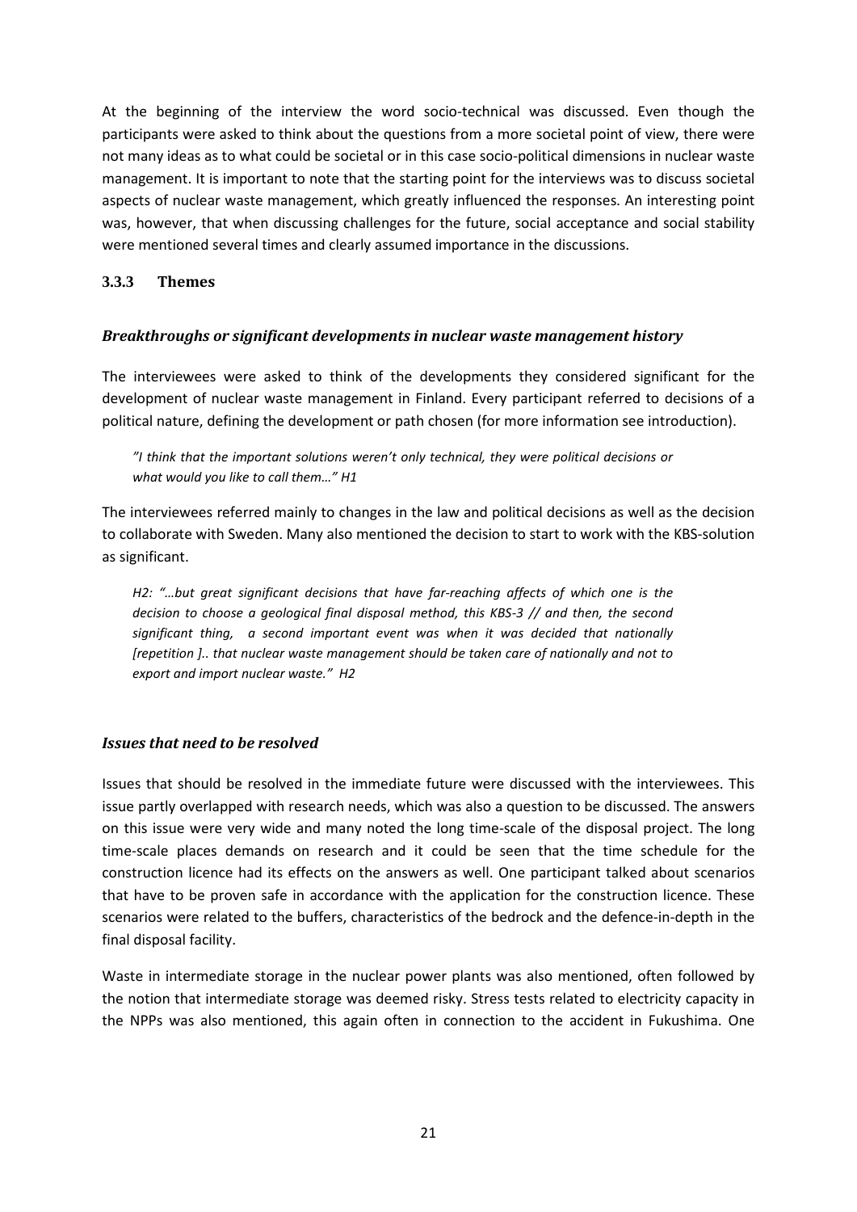At the beginning of the interview the word socio-technical was discussed. Even though the participants were asked to think about the questions from a more societal point of view, there were not many ideas as to what could be societal or in this case socio-political dimensions in nuclear waste management. It is important to note that the starting point for the interviews was to discuss societal aspects of nuclear waste management, which greatly influenced the responses. An interesting point was, however, that when discussing challenges for the future, social acceptance and social stability were mentioned several times and clearly assumed importance in the discussions.

### 3.3.3 Themes

#### *Breakthroughs or significant developments in nuclear waste management history*

The interviewees were asked to think of the developments they considered significant for the development of nuclear waste management in Finland. Every participant referred to decisions of a political nature, defining the development or path chosen (for more information see introduction).

> *"I think that the important solutions weren't only technical, they were political decisions or what would you like to call them…" H1*

The interviewees referred mainly to changes in the law and political decisions as well as the decision to collaborate with Sweden. Many also mentioned the decision to start to work with the KBS-solution as significant.

> *H2: "…but great significant decisions that have far-reaching affects of which one is the decision to choose a geological final disposal method, this KBS-3 // and then, the second significant thing, a second important event was when it was decided that nationally [repetition ].. that nuclear waste management should be taken care of nationally and not to export and import nuclear waste." H2*

#### *Issues that need to be resolved*

Issues that should be resolved in the immediate future were discussed with the interviewees. This issue partly overlapped with research needs, which was also a question to be discussed. The answers on this issue were very wide and many noted the long time-scale of the disposal project. The long time-scale places demands on research and it could be seen that the time schedule for the construction licence had its effects on the answers as well. One participant talked about scenarios that have to be proven safe in accordance with the application for the construction licence. These scenarios were related to the buffers, characteristics of the bedrock and the defence-in-depth in the final disposal facility.

Waste in intermediate storage in the nuclear power plants was also mentioned, often followed by the notion that intermediate storage was deemed risky. Stress tests related to electricity capacity in the NPPs was also mentioned, this again often in connection to the accident in Fukushima. One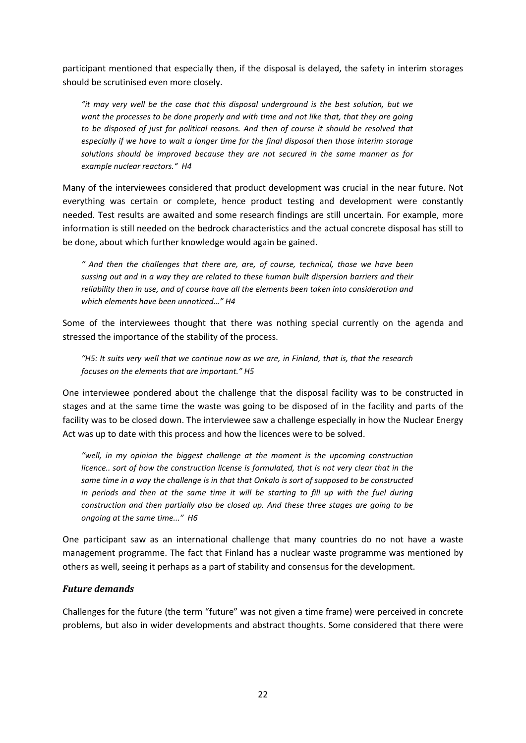participant mentioned that especially then, if the disposal is delayed, the safety in interim storages should be scrutinised even more closely.

> *"it may very well be the case that this disposal underground is the best solution, but we want the processes to be done properly and with time and not like that, that they are going to be disposed of just for political reasons. And then of course it should be resolved that especially if we have to wait a longer time for the final disposal then those interim storage solutions should be improved because they are not secured in the same manner as for example nuclear reactors." H4*

Many of the interviewees considered that product development was crucial in the near future. Not everything was certain or complete, hence product testing and development were constantly needed. Test results are awaited and some research findings are still uncertain. For example, more information is still needed on the bedrock characteristics and the actual concrete disposal has still to be done, about which further knowledge would again be gained.

> *" And then the challenges that there are, are, of course, technical, those we have been sussing out and in a way they are related to these human built dispersion barriers and their reliability then in use, and of course have all the elements been taken into consideration and which elements have been unnoticed…" H4*

Some of the interviewees thought that there was nothing special currently on the agenda and stressed the importance of the stability of the process.

> *"H5: It suits very well that we continue now as we are, in Finland, that is, that the research focuses on the elements that are important." H5*

One interviewee pondered about the challenge that the disposal facility was to be constructed in stages and at the same time the waste was going to be disposed of in the facility and parts of the facility was to be closed down. The interviewee saw a challenge especially in how the Nuclear Energy Act was up to date with this process and how the licences were to be solved.

> *"well, in my opinion the biggest challenge at the moment is the upcoming construction licence.. sort of how the construction license is formulated, that is not very clear that in the same time in a way the challenge is in that that Onkalo is sort of supposed to be constructed in periods and then at the same time it will be starting to fill up with the fuel during construction and then partially also be closed up. And these three stages are going to be ongoing at the same time..." H6*

One participant saw as an international challenge that many countries do no not have a waste management programme. The fact that Finland has a nuclear waste programme was mentioned by others as well, seeing it perhaps as a part of stability and consensus for the development.

### *Future demands*

Challenges for the future (the term "future" was not given a time frame) were perceived in concrete problems, but also in wider developments and abstract thoughts. Some considered that there were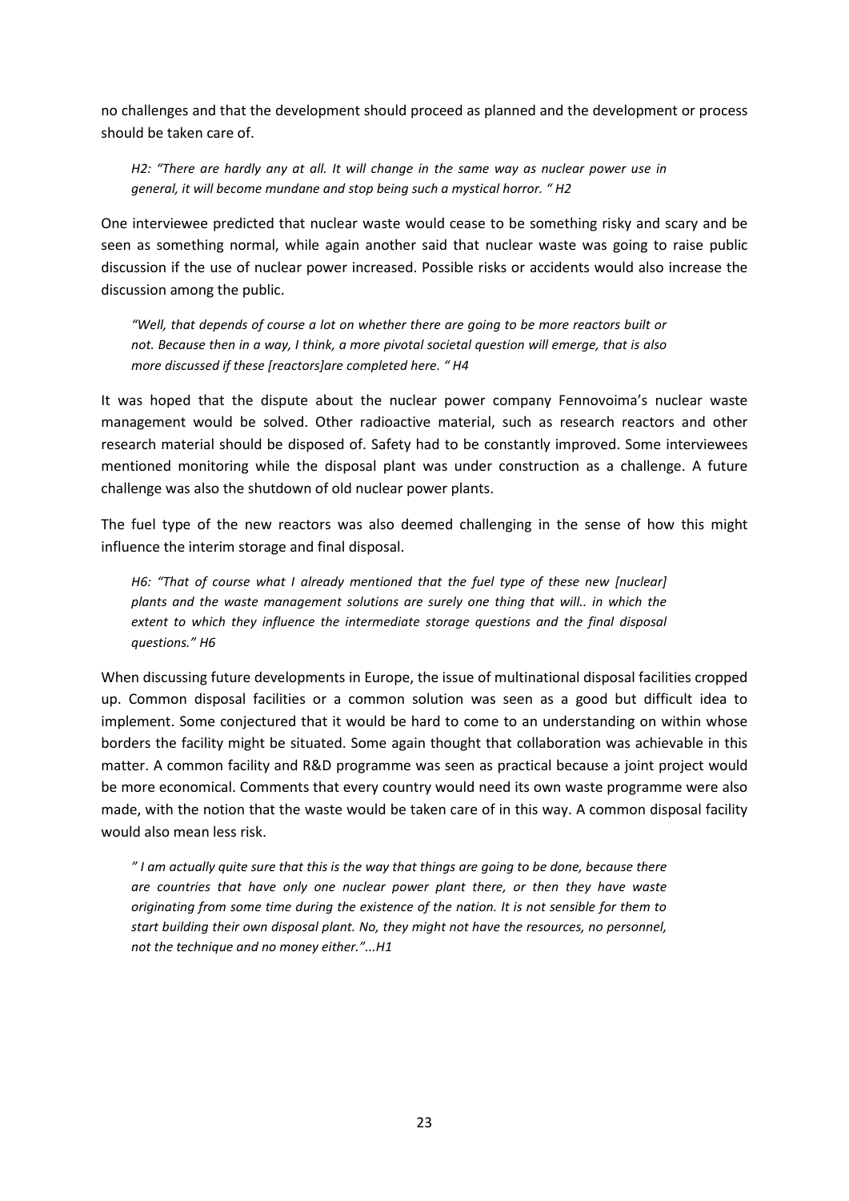no challenges and that the development should proceed as planned and the development or process should be taken care of.

> *H2: "There are hardly any at all. It will change in the same way as nuclear power use in general, it will become mundane and stop being such a mystical horror. " H2*

One interviewee predicted that nuclear waste would cease to be something risky and scary and be seen as something normal, while again another said that nuclear waste was going to raise public discussion if the use of nuclear power increased. Possible risks or accidents would also increase the discussion among the public.

> *"Well, that depends of course a lot on whether there are going to be more reactors built or not. Because then in a way, I think, a more pivotal societal question will emerge, that is also more discussed if these [reactors]are completed here. " H4*

It was hoped that the dispute about the nuclear power company Fennovoima's nuclear waste management would be solved. Other radioactive material, such as research reactors and other research material should be disposed of. Safety had to be constantly improved. Some interviewees mentioned monitoring while the disposal plant was under construction as a challenge. A future challenge was also the shutdown of old nuclear power plants.

The fuel type of the new reactors was also deemed challenging in the sense of how this might influence the interim storage and final disposal.

> *H6: "That of course what I already mentioned that the fuel type of these new [nuclear] plants and the waste management solutions are surely one thing that will.. in which the extent to which they influence the intermediate storage questions and the final disposal questions." H6*

When discussing future developments in Europe, the issue of multinational disposal facilities cropped up. Common disposal facilities or a common solution was seen as a good but difficult idea to implement. Some conjectured that it would be hard to come to an understanding on within whose borders the facility might be situated. Some again thought that collaboration was achievable in this matter. A common facility and R&D programme was seen as practical because a joint project would be more economical. Comments that every country would need its own waste programme were also made, with the notion that the waste would be taken care of in this way. A common disposal facility would also mean less risk.

> *" I am actually quite sure that this is the way that things are going to be done, because there are countries that have only one nuclear power plant there, or then they have waste originating from some time during the existence of the nation. It is not sensible for them to start building their own disposal plant. No, they might not have the resources, no personnel, not the technique and no money either."...H1*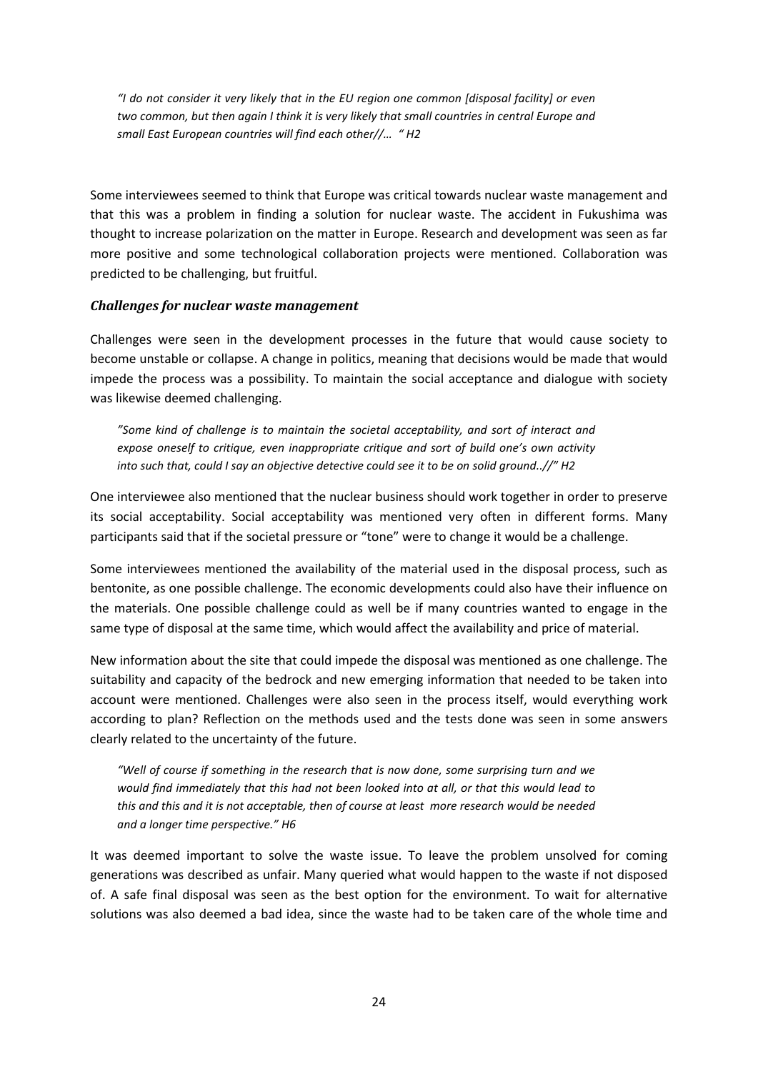*"I do not consider it very likely that in the EU region one common [disposal facility] or even two common, but then again I think it is very likely that small countries in central Europe and small East European countries will find each other//… " H2*

Some interviewees seemed to think that Europe was critical towards nuclear waste management and that this was a problem in finding a solution for nuclear waste. The accident in Fukushima was thought to increase polarization on the matter in Europe. Research and development was seen as far more positive and some technological collaboration projects were mentioned. Collaboration was predicted to be challenging, but fruitful.

### *Challenges for nuclear waste management*

Challenges were seen in the development processes in the future that would cause society to become unstable or collapse. A change in politics, meaning that decisions would be made that would impede the process was a possibility. To maintain the social acceptance and dialogue with society was likewise deemed challenging.

*"Some kind of challenge is to maintain the societal acceptability, and sort of interact and expose oneself to critique, even inappropriate critique and sort of build one's own activity into such that, could I say an objective detective could see it to be on solid ground..//" H2*

One interviewee also mentioned that the nuclear business should work together in order to preserve its social acceptability. Social acceptability was mentioned very often in different forms. Many participants said that if the societal pressure or "tone" were to change it would be a challenge.

Some interviewees mentioned the availability of the material used in the disposal process, such as bentonite, as one possible challenge. The economic developments could also have their influence on the materials. One possible challenge could as well be if many countries wanted to engage in the same type of disposal at the same time, which would affect the availability and price of material.

New information about the site that could impede the disposal was mentioned as one challenge. The suitability and capacity of the bedrock and new emerging information that needed to be taken into account were mentioned. Challenges were also seen in the process itself, would everything work according to plan? Reflection on the methods used and the tests done was seen in some answers clearly related to the uncertainty of the future.

*"Well of course if something in the research that is now done, some surprising turn and we would find immediately that this had not been looked into at all, or that this would lead to this and this and it is not acceptable, then of course at least more research would be needed and a longer time perspective." H6*

It was deemed important to solve the waste issue. To leave the problem unsolved for coming generations was described as unfair. Many queried what would happen to the waste if not disposed of. A safe final disposal was seen as the best option for the environment. To wait for alternative solutions was also deemed a bad idea, since the waste had to be taken care of the whole time and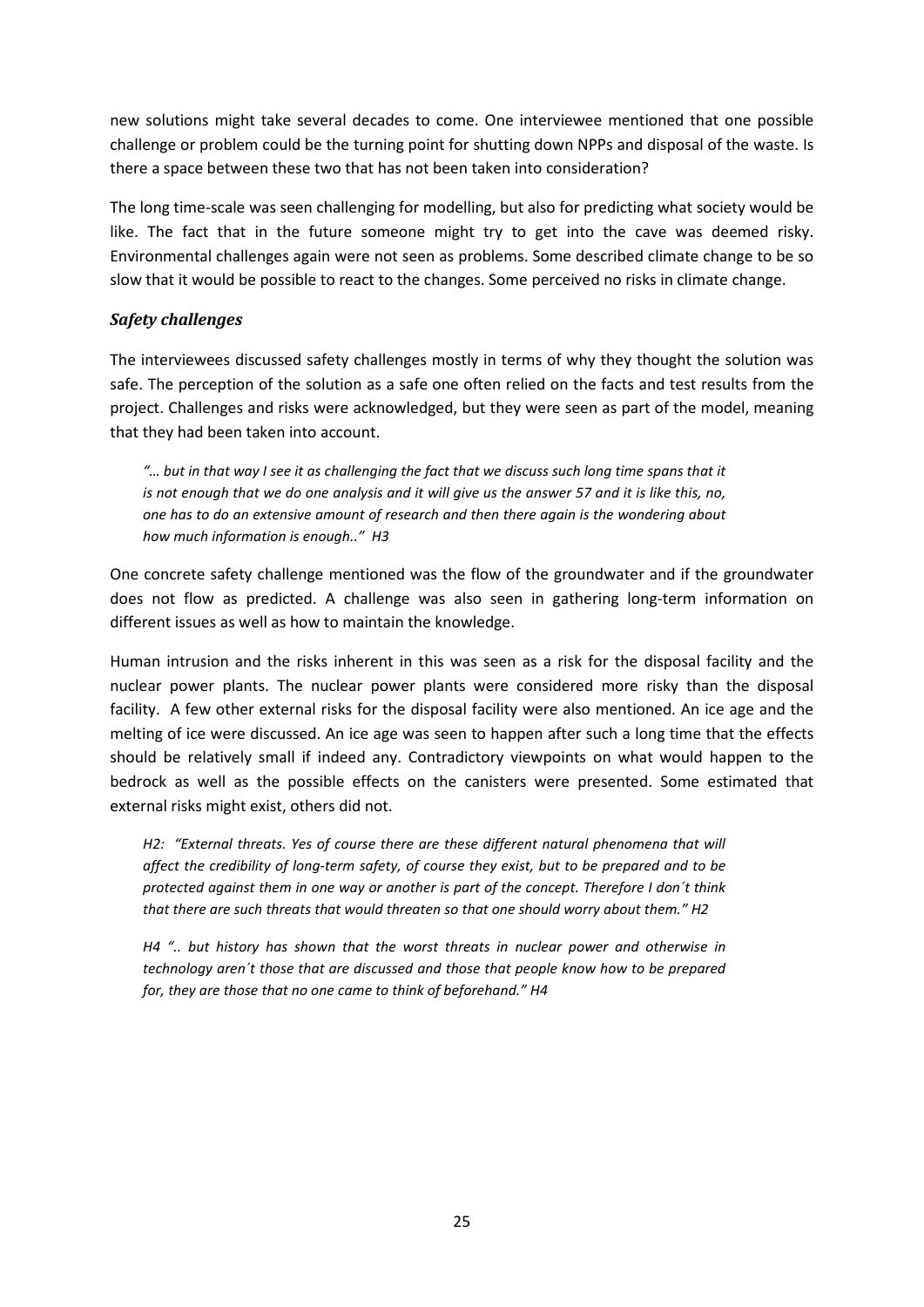new solutions might take several decades to come. One interviewee mentioned that one possible challenge or problem could be the turning point for shutting down NPPs and disposal of the waste. Is there a space between these two that has not been taken into consideration?

The long time-scale was seen challenging for modelling, but also for predicting what society would be like. The fact that in the future someone might try to get into the cave was deemed risky. Environmental challenges again were not seen as problems. Some described climate change to be so slow that it would be possible to react to the changes. Some perceived no risks in climate change.

### *Safety challenges*

The interviewees discussed safety challenges mostly in terms of why they thought the solution was safe. The perception of the solution as a safe one often relied on the facts and test results from the project. Challenges and risks were acknowledged, but they were seen as part of the model, meaning that they had been taken into account.

> *"… but in that way I see it as challenging the fact that we discuss such long time spans that it is not enough that we do one analysis and it will give us the answer 57 and it is like this, no, one has to do an extensive amount of research and then there again is the wondering about how much information is enough.." H3*

One concrete safety challenge mentioned was the flow of the groundwater and if the groundwater does not flow as predicted. A challenge was also seen in gathering long-term information on different issues as well as how to maintain the knowledge.

Human intrusion and the risks inherent in this was seen as a risk for the disposal facility and the nuclear power plants. The nuclear power plants were considered more risky than the disposal facility. A few other external risks for the disposal facility were also mentioned. An ice age and the melting of ice were discussed. An ice age was seen to happen after such a long time that the effects should be relatively small if indeed any. Contradictory viewpoints on what would happen to the bedrock as well as the possible effects on the canisters were presented. Some estimated that external risks might exist, others did not.

> *H2: "External threats. Yes of course there are these different natural phenomena that will affect the credibility of long-term safety, of course they exist, but to be prepared and to be protected against them in one way or another is part of the concept. Therefore I don´t think that there are such threats that would threaten so that one should worry about them." H2*

> *H4 ".. but history has shown that the worst threats in nuclear power and otherwise in technology aren´t those that are discussed and those that people know how to be prepared for, they are those that no one came to think of beforehand." H4*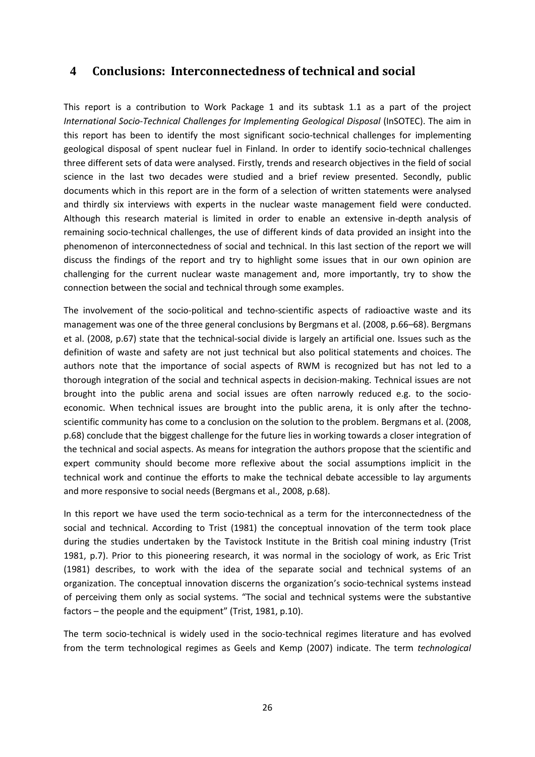# 4 Conclusions: Interconnectedness of technical and social

This report is a contribution to Work Package 1 and its subtask 1.1 as a part of the project *International Socio-Technical Challenges for Implementing Geological Disposal* (InSOTEC). The aim in this report has been to identify the most significant socio-technical challenges for implementing geological disposal of spent nuclear fuel in Finland. In order to identify socio-technical challenges three different sets of data were analysed. Firstly, trends and research objectives in the field of social science in the last two decades were studied and a brief review presented. Secondly, public documents which in this report are in the form of a selection of written statements were analysed and thirdly six interviews with experts in the nuclear waste management field were conducted. Although this research material is limited in order to enable an extensive in-depth analysis of remaining socio-technical challenges, the use of different kinds of data provided an insight into the phenomenon of interconnectedness of social and technical. In this last section of the report we will discuss the findings of the report and try to highlight some issues that in our own opinion are challenging for the current nuclear waste management and, more importantly, try to show the connection between the social and technical through some examples.

The involvement of the socio-political and techno-scientific aspects of radioactive waste and its management was one of the three general conclusions by Bergmans et al. (2008, p.66–68). Bergmans et al. (2008, p.67) state that the technical-social divide is largely an artificial one. Issues such as the definition of waste and safety are not just technical but also political statements and choices. The authors note that the importance of social aspects of RWM is recognized but has not led to a thorough integration of the social and technical aspects in decision-making. Technical issues are not brought into the public arena and social issues are often narrowly reduced e.g. to the socio-economic. When technical issues are brought into the public arena, it is only after the techno-scientific community has come to a conclusion on the solution to the problem. Bergmans et al. (2008, p.68) conclude that the biggest challenge for the future lies in working towards a closer integration of the technical and social aspects. As means for integration the authors propose that the scientific and expert community should become more reflexive about the social assumptions implicit in the technical work and continue the efforts to make the technical debate accessible to lay arguments and more responsive to social needs (Bergmans et al., 2008, p.68).

In this report we have used the term socio-technical as a term for the interconnectedness of the social and technical. According to Trist (1981) the conceptual innovation of the term took place during the studies undertaken by the Tavistock Institute in the British coal mining industry (Trist 1981, p.7). Prior to this pioneering research, it was normal in the sociology of work, as Eric Trist (1981) describes, to work with the idea of the separate social and technical systems of an organization. The conceptual innovation discerns the organization's socio-technical systems instead of perceiving them only as social systems. "The social and technical systems were the substantive factors – the people and the equipment" (Trist, 1981, p.10).

The term socio-technical is widely used in the socio-technical regimes literature and has evolved from the term technological regimes as Geels and Kemp (2007) indicate. The term *technological*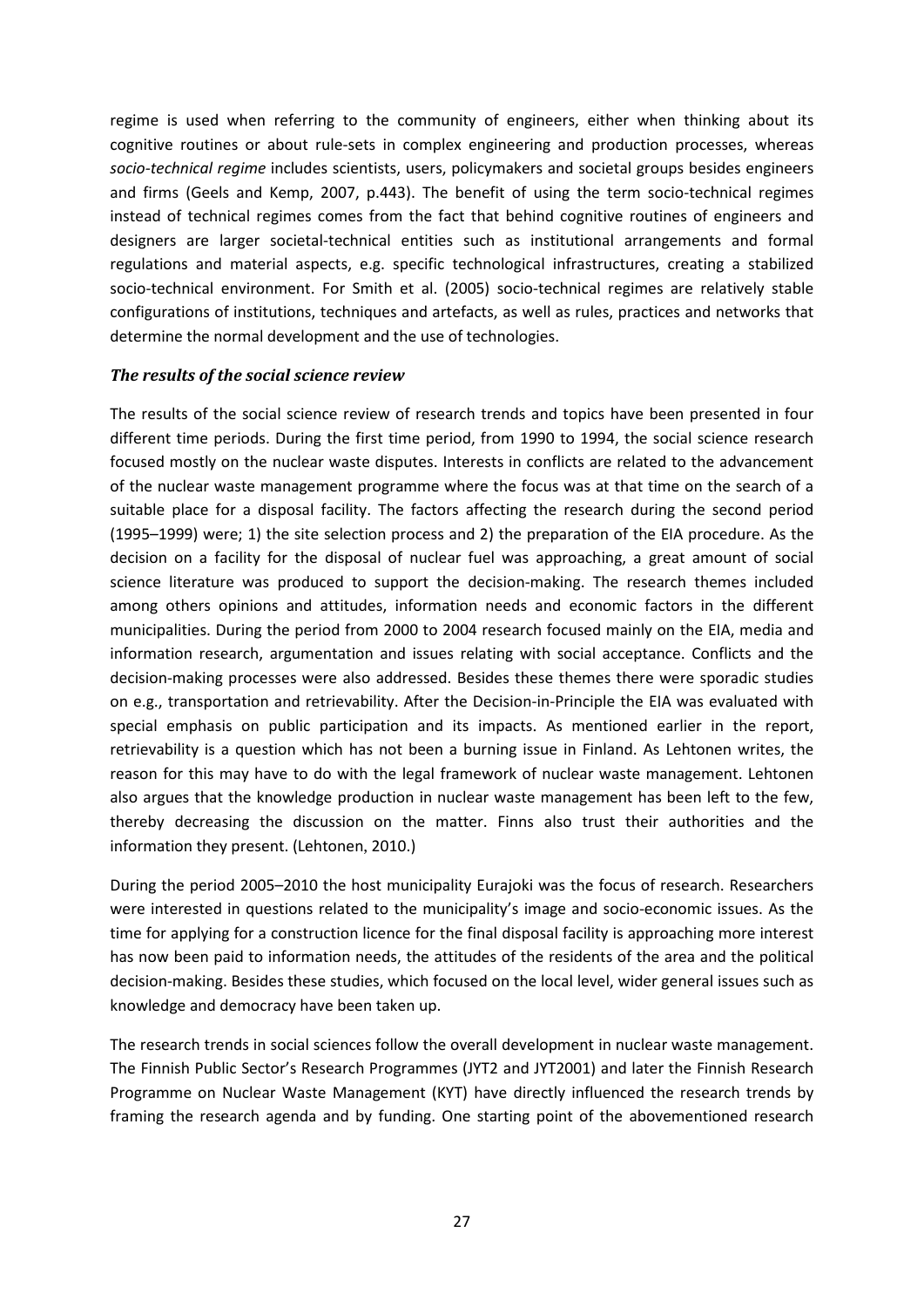regime is used when referring to the community of engineers, either when thinking about its cognitive routines or about rule-sets in complex engineering and production processes, whereas *socio-technical regime* includes scientists, users, policymakers and societal groups besides engineers and firms (Geels and Kemp, 2007, p.443). The benefit of using the term socio-technical regimes instead of technical regimes comes from the fact that behind cognitive routines of engineers and designers are larger societal-technical entities such as institutional arrangements and formal regulations and material aspects, e.g. specific technological infrastructures, creating a stabilized socio-technical environment. For Smith et al. (2005) socio-technical regimes are relatively stable configurations of institutions, techniques and artefacts, as well as rules, practices and networks that determine the normal development and the use of technologies.

### *The results of the social science review*

The results of the social science review of research trends and topics have been presented in four different time periods. During the first time period, from 1990 to 1994, the social science research focused mostly on the nuclear waste disputes. Interests in conflicts are related to the advancement of the nuclear waste management programme where the focus was at that time on the search of a suitable place for a disposal facility. The factors affecting the research during the second period (1995–1999) were; 1) the site selection process and 2) the preparation of the EIA procedure. As the decision on a facility for the disposal of nuclear fuel was approaching, a great amount of social science literature was produced to support the decision-making. The research themes included among others opinions and attitudes, information needs and economic factors in the different municipalities. During the period from 2000 to 2004 research focused mainly on the EIA, media and information research, argumentation and issues relating with social acceptance. Conflicts and the decision-making processes were also addressed. Besides these themes there were sporadic studies on e.g., transportation and retrievability. After the Decision-in-Principle the EIA was evaluated with special emphasis on public participation and its impacts. As mentioned earlier in the report, retrievability is a question which has not been a burning issue in Finland. As Lehtonen writes, the reason for this may have to do with the legal framework of nuclear waste management. Lehtonen also argues that the knowledge production in nuclear waste management has been left to the few, thereby decreasing the discussion on the matter. Finns also trust their authorities and the information they present. (Lehtonen, 2010.)

During the period 2005–2010 the host municipality Eurajoki was the focus of research. Researchers were interested in questions related to the municipality's image and socio-economic issues. As the time for applying for a construction licence for the final disposal facility is approaching more interest has now been paid to information needs, the attitudes of the residents of the area and the political decision-making. Besides these studies, which focused on the local level, wider general issues such as knowledge and democracy have been taken up.

The research trends in social sciences follow the overall development in nuclear waste management. The Finnish Public Sector's Research Programmes (JYT2 and JYT2001) and later the Finnish Research Programme on Nuclear Waste Management (KYT) have directly influenced the research trends by framing the research agenda and by funding. One starting point of the abovementioned research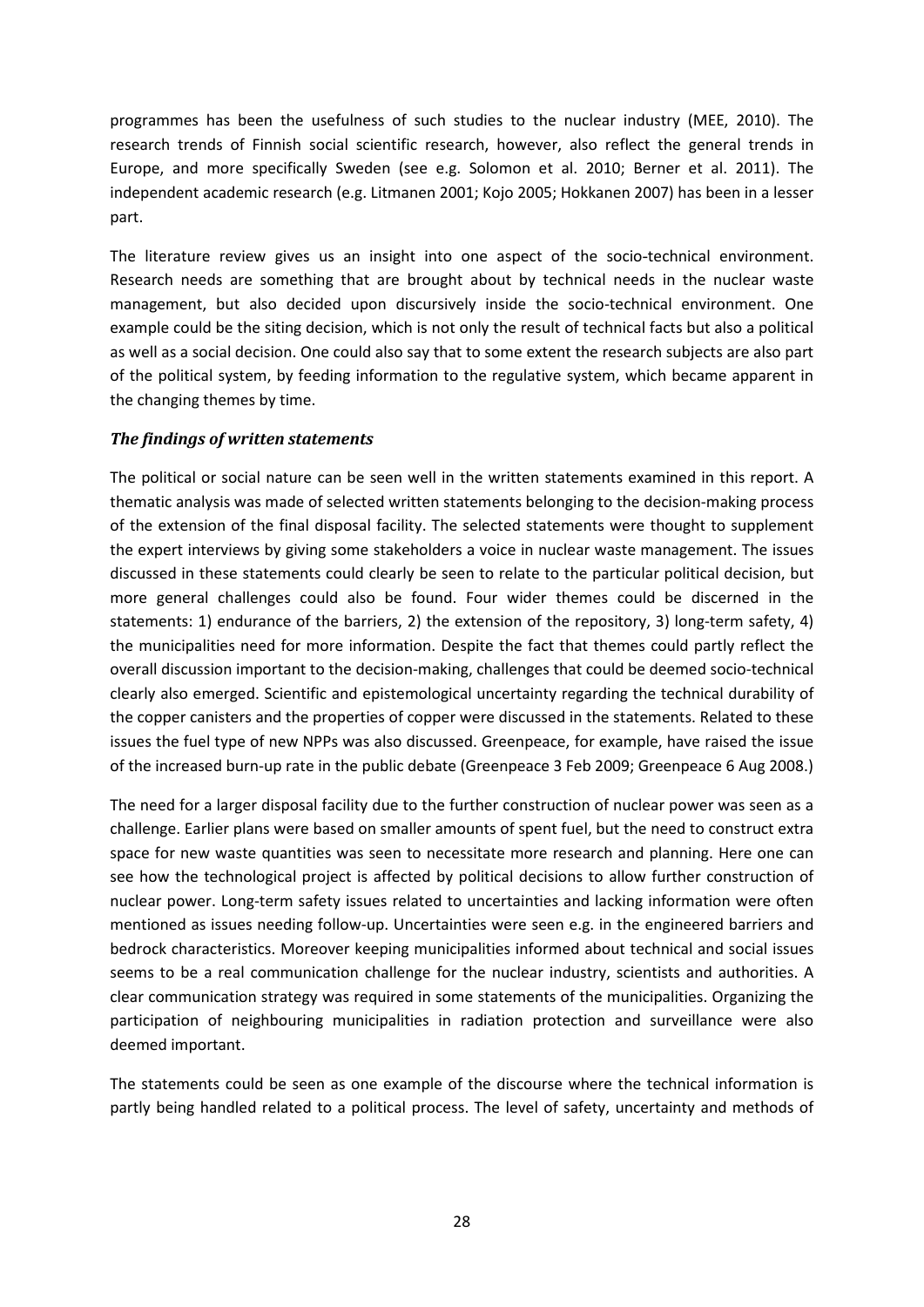programmes has been the usefulness of such studies to the nuclear industry (MEE, 2010). The research trends of Finnish social scientific research, however, also reflect the general trends in Europe, and more specifically Sweden (see e.g. Solomon et al. 2010; Berner et al. 2011). The independent academic research (e.g. Litmanen 2001; Kojo 2005; Hokkanen 2007) has been in a lesser part.

The literature review gives us an insight into one aspect of the socio-technical environment. Research needs are something that are brought about by technical needs in the nuclear waste management, but also decided upon discursively inside the socio-technical environment. One example could be the siting decision, which is not only the result of technical facts but also a political as well as a social decision. One could also say that to some extent the research subjects are also part of the political system, by feeding information to the regulative system, which became apparent in the changing themes by time.

### *The findings of written statements*

The political or social nature can be seen well in the written statements examined in this report. A thematic analysis was made of selected written statements belonging to the decision-making process of the extension of the final disposal facility. The selected statements were thought to supplement the expert interviews by giving some stakeholders a voice in nuclear waste management. The issues discussed in these statements could clearly be seen to relate to the particular political decision, but more general challenges could also be found. Four wider themes could be discerned in the statements: 1) endurance of the barriers, 2) the extension of the repository, 3) long-term safety, 4) the municipalities need for more information. Despite the fact that themes could partly reflect the overall discussion important to the decision-making, challenges that could be deemed socio-technical clearly also emerged. Scientific and epistemological uncertainty regarding the technical durability of the copper canisters and the properties of copper were discussed in the statements. Related to these issues the fuel type of new NPPs was also discussed. Greenpeace, for example, have raised the issue of the increased burn-up rate in the public debate (Greenpeace 3 Feb 2009; Greenpeace 6 Aug 2008.)

The need for a larger disposal facility due to the further construction of nuclear power was seen as a challenge. Earlier plans were based on smaller amounts of spent fuel, but the need to construct extra space for new waste quantities was seen to necessitate more research and planning. Here one can see how the technological project is affected by political decisions to allow further construction of nuclear power. Long-term safety issues related to uncertainties and lacking information were often mentioned as issues needing follow-up. Uncertainties were seen e.g. in the engineered barriers and bedrock characteristics. Moreover keeping municipalities informed about technical and social issues seems to be a real communication challenge for the nuclear industry, scientists and authorities. A clear communication strategy was required in some statements of the municipalities. Organizing the participation of neighbouring municipalities in radiation protection and surveillance were also deemed important.

The statements could be seen as one example of the discourse where the technical information is partly being handled related to a political process. The level of safety, uncertainty and methods of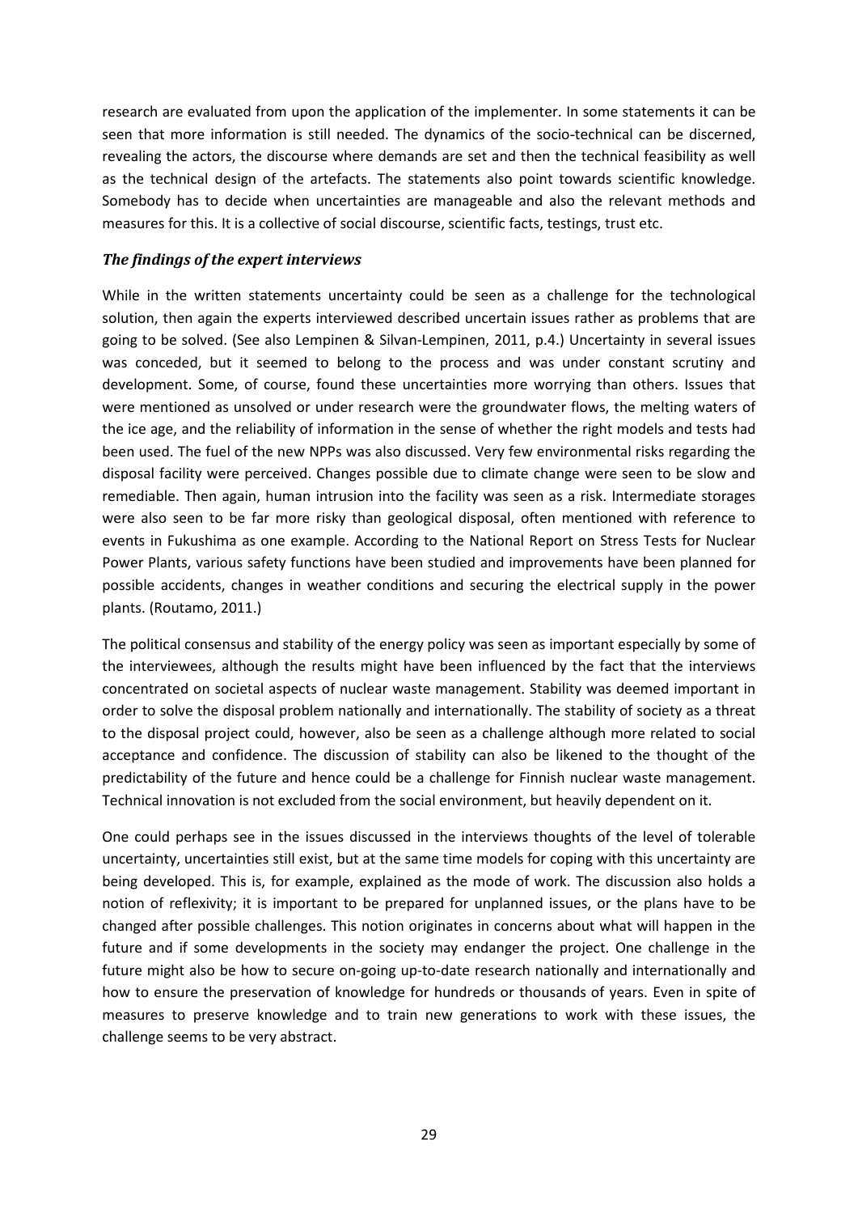research are evaluated from upon the application of the implementer. In some statements it can be seen that more information is still needed. The dynamics of the socio-technical can be discerned, revealing the actors, the discourse where demands are set and then the technical feasibility as well as the technical design of the artefacts. The statements also point towards scientific knowledge. Somebody has to decide when uncertainties are manageable and also the relevant methods and measures for this. It is a collective of social discourse, scientific facts, testings, trust etc.

### *The findings of the expert interviews*

While in the written statements uncertainty could be seen as a challenge for the technological solution, then again the experts interviewed described uncertain issues rather as problems that are going to be solved. (See also Lempinen & Silvan-Lempinen, 2011, p.4.) Uncertainty in several issues was conceded, but it seemed to belong to the process and was under constant scrutiny and development. Some, of course, found these uncertainties more worrying than others. Issues that were mentioned as unsolved or under research were the groundwater flows, the melting waters of the ice age, and the reliability of information in the sense of whether the right models and tests had been used. The fuel of the new NPPs was also discussed. Very few environmental risks regarding the disposal facility were perceived. Changes possible due to climate change were seen to be slow and remediable. Then again, human intrusion into the facility was seen as a risk. Intermediate storages were also seen to be far more risky than geological disposal, often mentioned with reference to events in Fukushima as one example. According to the National Report on Stress Tests for Nuclear Power Plants, various safety functions have been studied and improvements have been planned for possible accidents, changes in weather conditions and securing the electrical supply in the power plants. (Routamo, 2011.)

The political consensus and stability of the energy policy was seen as important especially by some of the interviewees, although the results might have been influenced by the fact that the interviews concentrated on societal aspects of nuclear waste management. Stability was deemed important in order to solve the disposal problem nationally and internationally. The stability of society as a threat to the disposal project could, however, also be seen as a challenge although more related to social acceptance and confidence. The discussion of stability can also be likened to the thought of the predictability of the future and hence could be a challenge for Finnish nuclear waste management. Technical innovation is not excluded from the social environment, but heavily dependent on it.

One could perhaps see in the issues discussed in the interviews thoughts of the level of tolerable uncertainty, uncertainties still exist, but at the same time models for coping with this uncertainty are being developed. This is, for example, explained as the mode of work. The discussion also holds a notion of reflexivity; it is important to be prepared for unplanned issues, or the plans have to be changed after possible challenges. This notion originates in concerns about what will happen in the future and if some developments in the society may endanger the project. One challenge in the future might also be how to secure on-going up-to-date research nationally and internationally and how to ensure the preservation of knowledge for hundreds or thousands of years. Even in spite of measures to preserve knowledge and to train new generations to work with these issues, the challenge seems to be very abstract.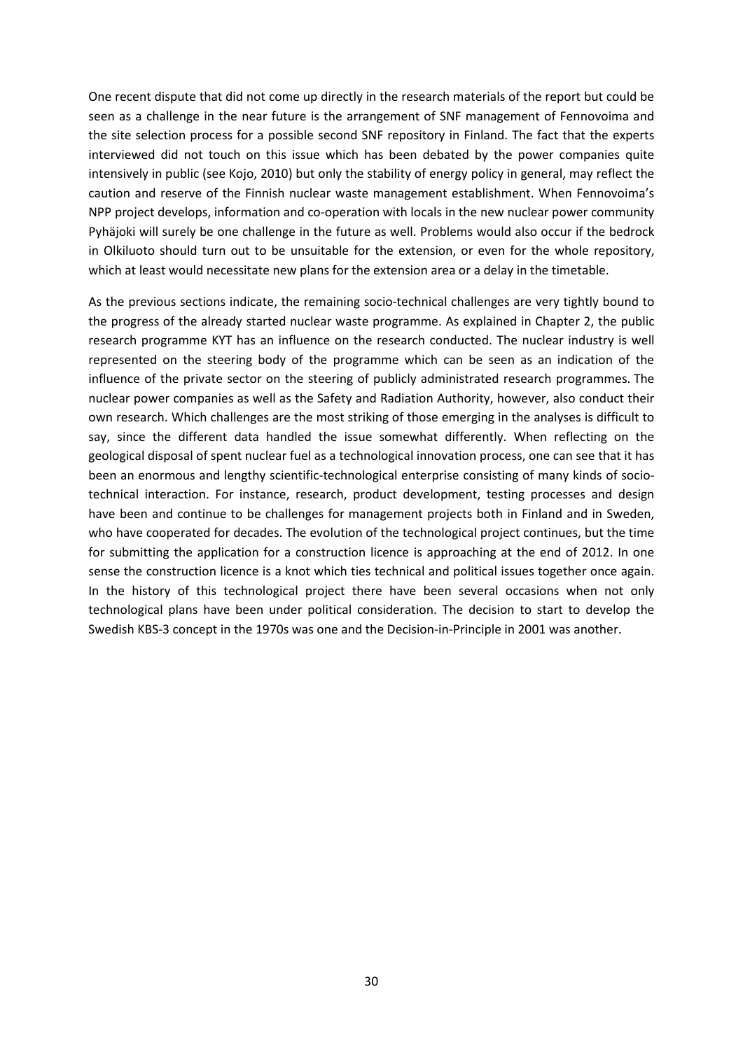One recent dispute that did not come up directly in the research materials of the report but could be seen as a challenge in the near future is the arrangement of SNF management of Fennovoima and the site selection process for a possible second SNF repository in Finland. The fact that the experts interviewed did not touch on this issue which has been debated by the power companies quite intensively in public (see Kojo, 2010) but only the stability of energy policy in general, may reflect the caution and reserve of the Finnish nuclear waste management establishment. When Fennovoima's NPP project develops, information and co-operation with locals in the new nuclear power community Pyhäjoki will surely be one challenge in the future as well. Problems would also occur if the bedrock in Olkiluoto should turn out to be unsuitable for the extension, or even for the whole repository, which at least would necessitate new plans for the extension area or a delay in the timetable.

As the previous sections indicate, the remaining socio-technical challenges are very tightly bound to the progress of the already started nuclear waste programme. As explained in Chapter 2, the public research programme KYT has an influence on the research conducted. The nuclear industry is well represented on the steering body of the programme which can be seen as an indication of the influence of the private sector on the steering of publicly administrated research programmes. The nuclear power companies as well as the Safety and Radiation Authority, however, also conduct their own research. Which challenges are the most striking of those emerging in the analyses is difficult to say, since the different data handled the issue somewhat differently. When reflecting on the geological disposal of spent nuclear fuel as a technological innovation process, one can see that it has been an enormous and lengthy scientific-technological enterprise consisting of many kinds of socio-technical interaction. For instance, research, product development, testing processes and design have been and continue to be challenges for management projects both in Finland and in Sweden, who have cooperated for decades. The evolution of the technological project continues, but the time for submitting the application for a construction licence is approaching at the end of 2012. In one sense the construction licence is a knot which ties technical and political issues together once again. In the history of this technological project there have been several occasions when not only technological plans have been under political consideration. The decision to start to develop the Swedish KBS-3 concept in the 1970s was one and the Decision-in-Principle in 2001 was another.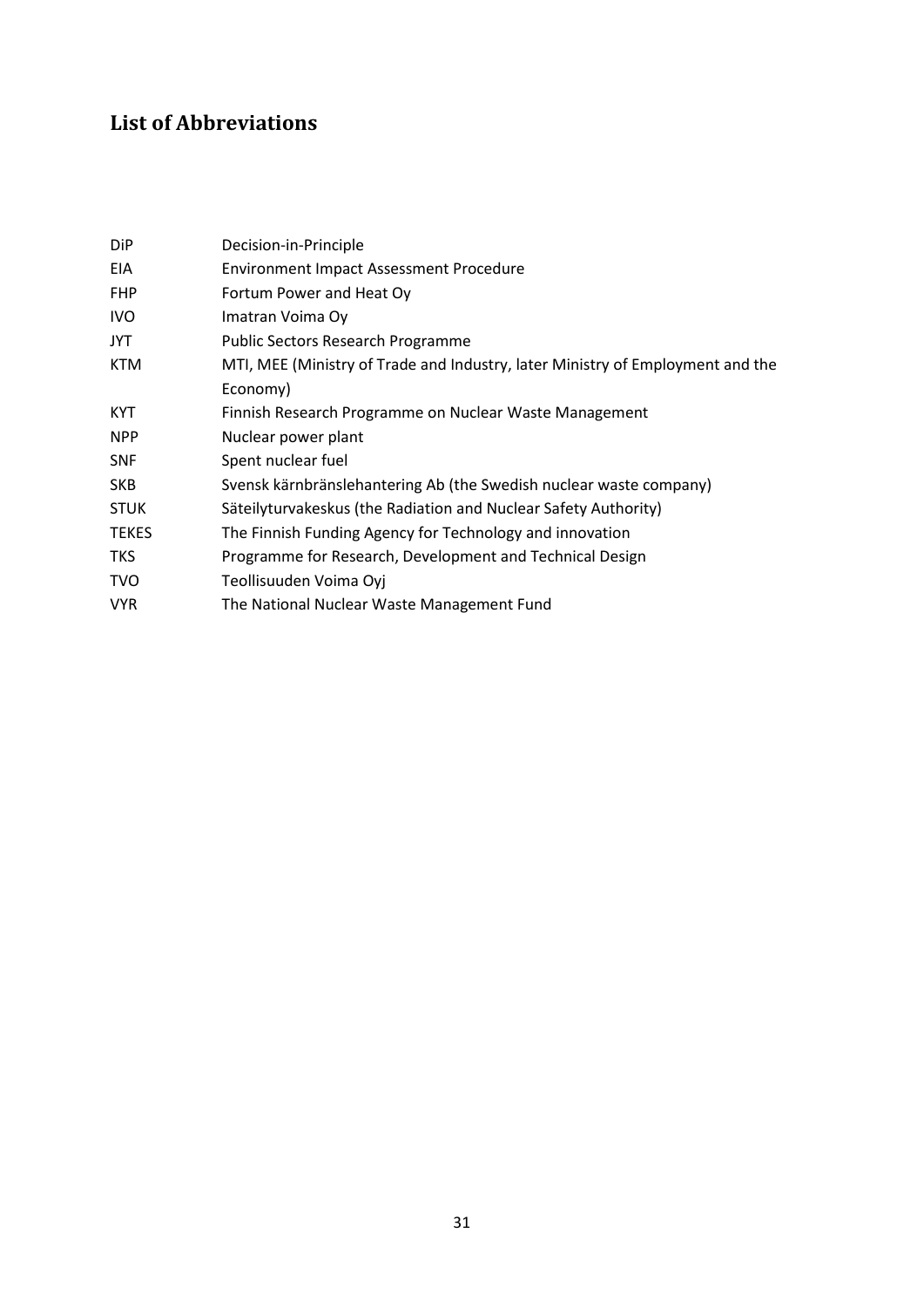## List of Abbreviations

| | |
|---|---|
| DiP | Decision-in-Principle |
| EIA | Environment Impact Assessment Procedure |
| FHP | Fortum Power and Heat Oy |
| IVO | Imatran Voima Oy |
| JYT | Public Sectors Research Programme |
| KTM | MTI, MEE (Ministry of Trade and Industry, later Ministry of Employment and the Economy) |
| KYT | Finnish Research Programme on Nuclear Waste Management |
| NPP | Nuclear power plant |
| SNF | Spent nuclear fuel |
| SKB | Svensk kärnbränslehantering Ab (the Swedish nuclear waste company) |
| STUK | Säteilyturvakeskus (the Radiation and Nuclear Safety Authority) |
| TEKES | The Finnish Funding Agency for Technology and innovation |
| TKS | Programme for Research, Development and Technical Design |
| TVO | Teollisuuden Voima Oyj |
| VYR | The National Nuclear Waste Management Fund |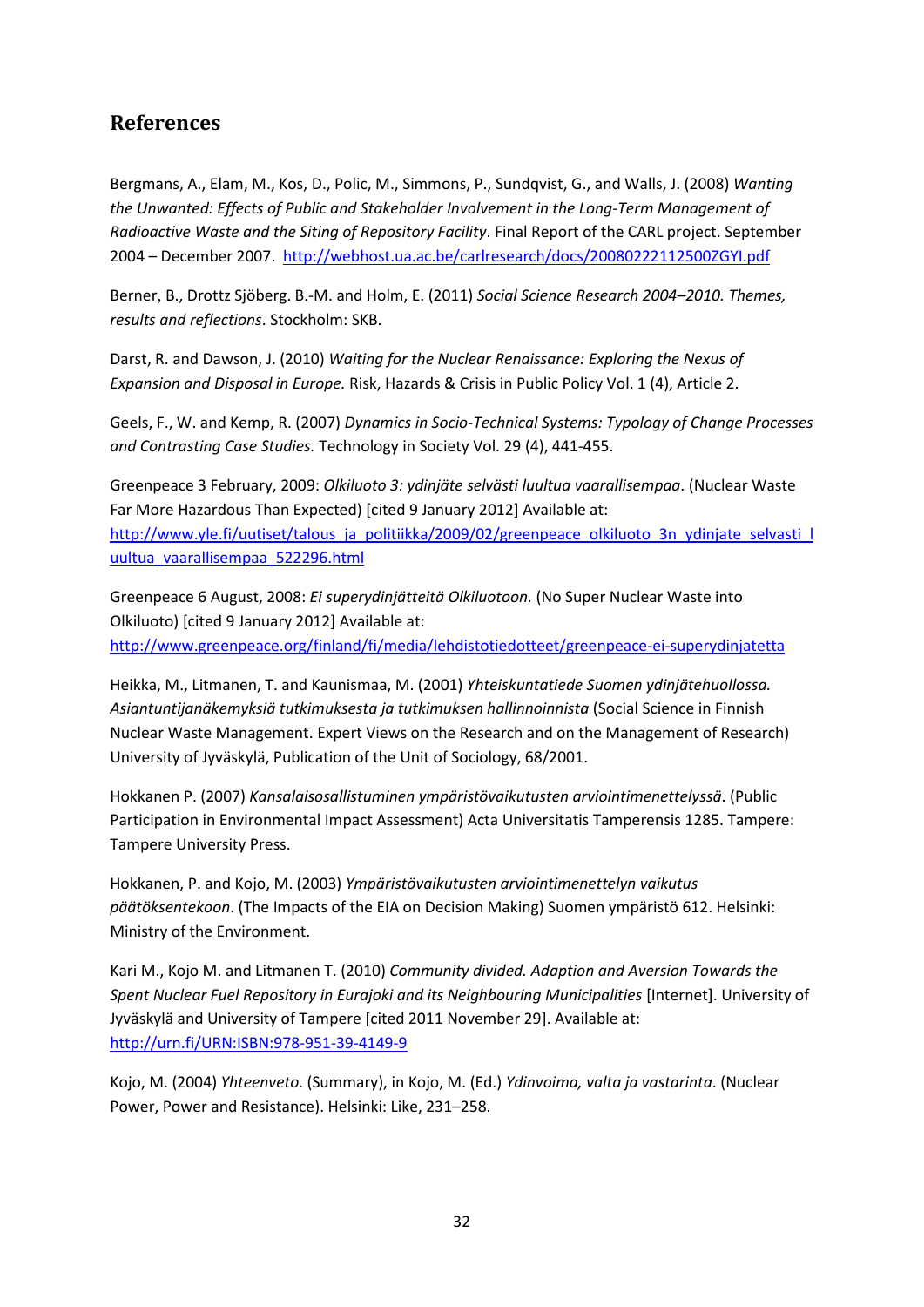## References

Bergmans, A., Elam, M., Kos, D., Polic, M., Simmons, P., Sundqvist, G., and Walls, J. (2008) *Wanting the Unwanted: Effects of Public and Stakeholder Involvement in the Long-Term Management of Radioactive Waste and the Siting of Repository Facility*. Final Report of the CARL project. September 2004 – December 2007. http://webhost.ua.ac.be/carlresearch/docs/20080222112500ZGYI.pdf

Berner, B., Drottz Sjöberg. B.-M. and Holm, E. (2011) *Social Science Research 2004–2010. Themes, results and reflections*. Stockholm: SKB.

Darst, R. and Dawson, J. (2010) *Waiting for the Nuclear Renaissance: Exploring the Nexus of Expansion and Disposal in Europe.* Risk, Hazards & Crisis in Public Policy Vol. 1 (4), Article 2.

Geels, F., W. and Kemp, R. (2007) *Dynamics in Socio-Technical Systems: Typology of Change Processes and Contrasting Case Studies.* Technology in Society Vol. 29 (4), 441-455.

Greenpeace 3 February, 2009: *Olkiluoto 3: ydinjäte selvästi luultua vaarallisempaa*. (Nuclear Waste Far More Hazardous Than Expected) [cited 9 January 2012] Available at: http://www.yle.fi/uutiset/talous_ja_politiikka/2009/02/greenpeace_olkiluoto_3n_ydinjate_selvasti_luultua_vaarallisempaa_522296.html

Greenpeace 6 August, 2008: *Ei superydinjätteitä Olkiluotoon.* (No Super Nuclear Waste into Olkiluoto) [cited 9 January 2012] Available at: http://www.greenpeace.org/finland/fi/media/lehdistotiedotteet/greenpeace-ei-superydinjatetta

Heikka, M., Litmanen, T. and Kaunismaa, M. (2001) *Yhteiskuntatiede Suomen ydinjätehuollossa. Asiantuntijanäkemyksiä tutkimuksesta ja tutkimuksen hallinnoinnista* (Social Science in Finnish Nuclear Waste Management. Expert Views on the Research and on the Management of Research) University of Jyväskylä, Publication of the Unit of Sociology, 68/2001.

Hokkanen P. (2007) *Kansalaisosallistuminen ympäristövaikutusten arviointimenettelyssä*. (Public Participation in Environmental Impact Assessment) Acta Universitatis Tamperensis 1285. Tampere: Tampere University Press.

Hokkanen, P. and Kojo, M. (2003) *Ympäristövaikutusten arviointimenettelyn vaikutus päätöksentekoon*. (The Impacts of the EIA on Decision Making) Suomen ympäristö 612. Helsinki: Ministry of the Environment.

Kari M., Kojo M. and Litmanen T. (2010) *Community divided. Adaption and Aversion Towards the Spent Nuclear Fuel Repository in Eurajoki and its Neighbouring Municipalities* [Internet]. University of Jyväskylä and University of Tampere [cited 2011 November 29]. Available at: http://urn.fi/URN:ISBN:978-951-39-4149-9

Kojo, M. (2004) *Yhteenveto*. (Summary), in Kojo, M. (Ed.) *Ydinvoima, valta ja vastarinta*. (Nuclear Power, Power and Resistance). Helsinki: Like, 231–258.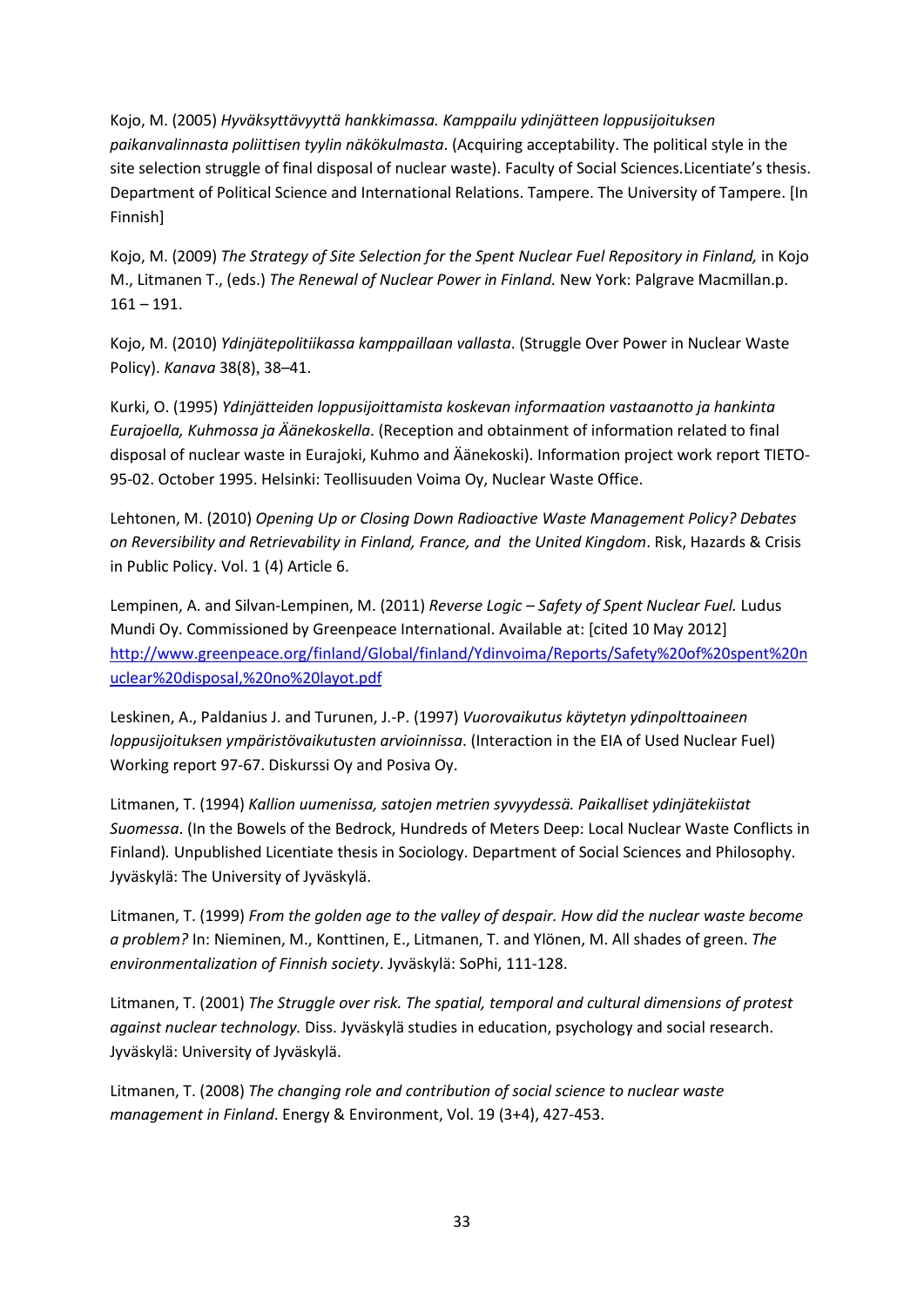Kojo, M. (2005) *Hyväksyttävyyttä hankkimassa. Kamppailu ydinjätteen loppusijoituksen paikanvalinnasta poliittisen tyylin näkökulmasta*. (Acquiring acceptability. The political style in the site selection struggle of final disposal of nuclear waste). Faculty of Social Sciences.Licentiate's thesis. Department of Political Science and International Relations. Tampere. The University of Tampere. [In Finnish]

Kojo, M. (2009) *The Strategy of Site Selection for the Spent Nuclear Fuel Repository in Finland,* in Kojo M., Litmanen T., (eds.) *The Renewal of Nuclear Power in Finland.* New York: Palgrave Macmillan.p. 161 – 191.

Kojo, M. (2010) *Ydinjätepolitiikassa kamppaillaan vallasta*. (Struggle Over Power in Nuclear Waste Policy). *Kanava* 38(8), 38–41.

Kurki, O. (1995) *Ydinjätteiden loppusijoittamista koskevan informaation vastaanotto ja hankinta Eurajoella, Kuhmossa ja Äänekoskella*. (Reception and obtainment of information related to final disposal of nuclear waste in Eurajoki, Kuhmo and Äänekoski). Information project work report TIETO-95-02. October 1995. Helsinki: Teollisuuden Voima Oy, Nuclear Waste Office.

Lehtonen, M. (2010) *Opening Up or Closing Down Radioactive Waste Management Policy? Debates on Reversibility and Retrievability in Finland, France, and the United Kingdom*. Risk, Hazards & Crisis in Public Policy. Vol. 1 (4) Article 6.

Lempinen, A. and Silvan-Lempinen, M. (2011) *Reverse Logic – Safety of Spent Nuclear Fuel.* Ludus Mundi Oy. Commissioned by Greenpeace International. Available at: [cited 10 May 2012] http://www.greenpeace.org/finland/Global/finland/Ydinvoima/Reports/Safety%20of%20spent%20nuclear%20disposal,%20no%20layot.pdf

Leskinen, A., Paldanius J. and Turunen, J.-P. (1997) *Vuorovaikutus käytetyn ydinpolttoaineen loppusijoituksen ympäristövaikutusten arvioinnissa*. (Interaction in the EIA of Used Nuclear Fuel) Working report 97-67. Diskurssi Oy and Posiva Oy.

Litmanen, T. (1994) *Kallion uumenissa, satojen metrien syvyydessä. Paikalliset ydinjätekiistat Suomessa*. (In the Bowels of the Bedrock, Hundreds of Meters Deep: Local Nuclear Waste Conflicts in Finland)*.* Unpublished Licentiate thesis in Sociology. Department of Social Sciences and Philosophy. Jyväskylä: The University of Jyväskylä.

Litmanen, T. (1999) *From the golden age to the valley of despair. How did the nuclear waste become a problem?* In: Nieminen, M., Konttinen, E., Litmanen, T. and Ylönen, M. All shades of green. *The environmentalization of Finnish society*. Jyväskylä: SoPhi, 111-128.

Litmanen, T. (2001) *The Struggle over risk. The spatial, temporal and cultural dimensions of protest against nuclear technology.* Diss. Jyväskylä studies in education, psychology and social research. Jyväskylä: University of Jyväskylä.

Litmanen, T. (2008) *The changing role and contribution of social science to nuclear waste management in Finland*. Energy & Environment, Vol. 19 (3+4), 427-453.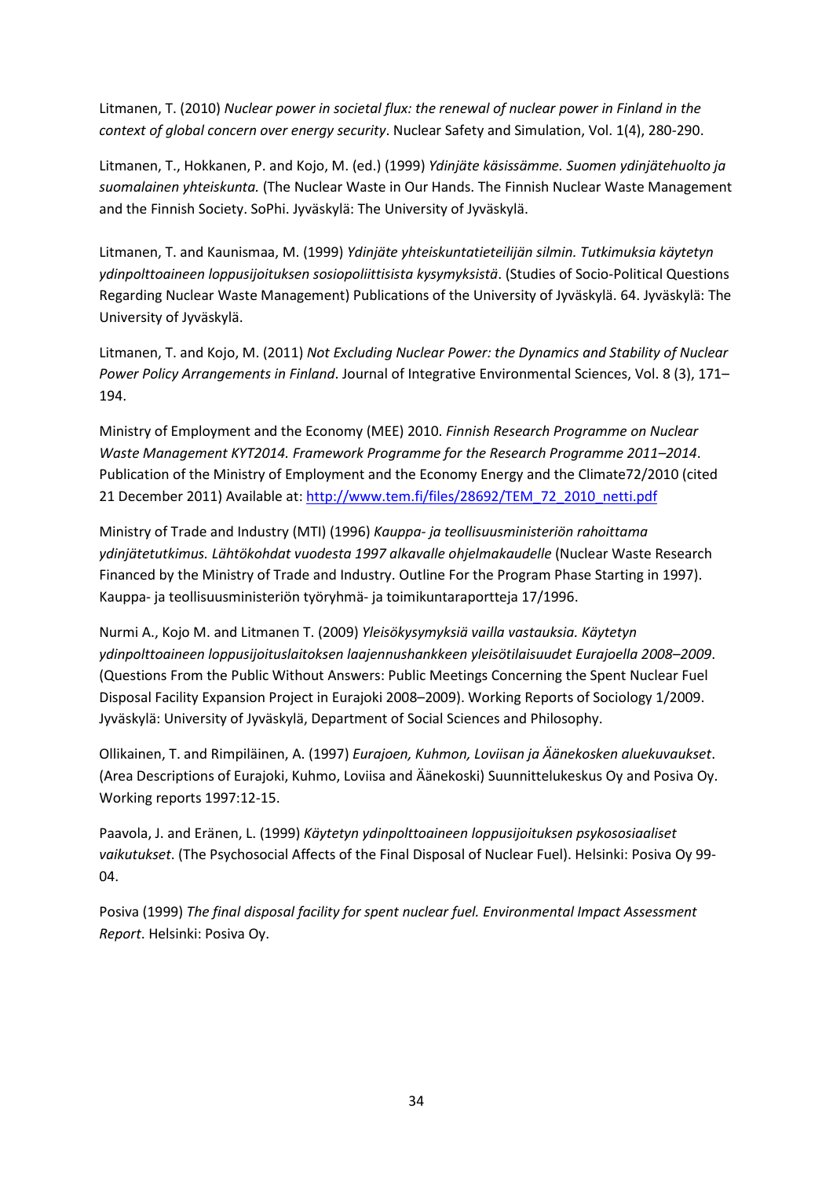Litmanen, T. (2010) *Nuclear power in societal flux: the renewal of nuclear power in Finland in the context of global concern over energy security*. Nuclear Safety and Simulation, Vol. 1(4), 280-290.

Litmanen, T., Hokkanen, P. and Kojo, M. (ed.) (1999) *Ydinjäte käsissämme. Suomen ydinjätehuolto ja suomalainen yhteiskunta.* (The Nuclear Waste in Our Hands. The Finnish Nuclear Waste Management and the Finnish Society. SoPhi. Jyväskylä: The University of Jyväskylä.

Litmanen, T. and Kaunismaa, M. (1999) *Ydinjäte yhteiskuntatieteilijän silmin. Tutkimuksia käytetyn ydinpolttoaineen loppusijoituksen sosiopoliittisista kysymyksistä*. (Studies of Socio-Political Questions Regarding Nuclear Waste Management) Publications of the University of Jyväskylä. 64. Jyväskylä: The University of Jyväskylä.

Litmanen, T. and Kojo, M. (2011) *Not Excluding Nuclear Power: the Dynamics and Stability of Nuclear Power Policy Arrangements in Finland*. Journal of Integrative Environmental Sciences, Vol. 8 (3), 171–194.

Ministry of Employment and the Economy (MEE) 2010. *Finnish Research Programme on Nuclear Waste Management KYT2014. Framework Programme for the Research Programme 2011–2014*. Publication of the Ministry of Employment and the Economy Energy and the Climate72/2010 (cited 21 December 2011) Available at: [http://www.tem.fi/files/28692/TEM_72_2010_netti.pdf](http://www.tem.fi/files/28692/TEM_72_2010_netti.pdf)

Ministry of Trade and Industry (MTI) (1996) *Kauppa- ja teollisuusministeriön rahoittama ydinjätetutkimus. Lähtökohdat vuodesta 1997 alkavalle ohjelmakaudelle* (Nuclear Waste Research Financed by the Ministry of Trade and Industry. Outline For the Program Phase Starting in 1997). Kauppa- ja teollisuusministeriön työryhmä- ja toimikuntaraportteja 17/1996.

Nurmi A., Kojo M. and Litmanen T. (2009) *Yleisökysymyksiä vailla vastauksia. Käytetyn ydinpolttoaineen loppusijoituslaitoksen laajennushankkeen yleisötilaisuudet Eurajoella 2008–2009*. (Questions From the Public Without Answers: Public Meetings Concerning the Spent Nuclear Fuel Disposal Facility Expansion Project in Eurajoki 2008–2009). Working Reports of Sociology 1/2009. Jyväskylä: University of Jyväskylä, Department of Social Sciences and Philosophy.

Ollikainen, T. and Rimpiläinen, A. (1997) *Eurajoen, Kuhmon, Loviisan ja Äänekosken aluekuvaukset*. (Area Descriptions of Eurajoki, Kuhmo, Loviisa and Äänekoski) Suunnittelukeskus Oy and Posiva Oy. Working reports 1997:12-15.

Paavola, J. and Eränen, L. (1999) *Käytetyn ydinpolttoaineen loppusijoituksen psykososiaaliset vaikutukset*. (The Psychosocial Affects of the Final Disposal of Nuclear Fuel). Helsinki: Posiva Oy 99-04.

Posiva (1999) *The final disposal facility for spent nuclear fuel. Environmental Impact Assessment Report*. Helsinki: Posiva Oy.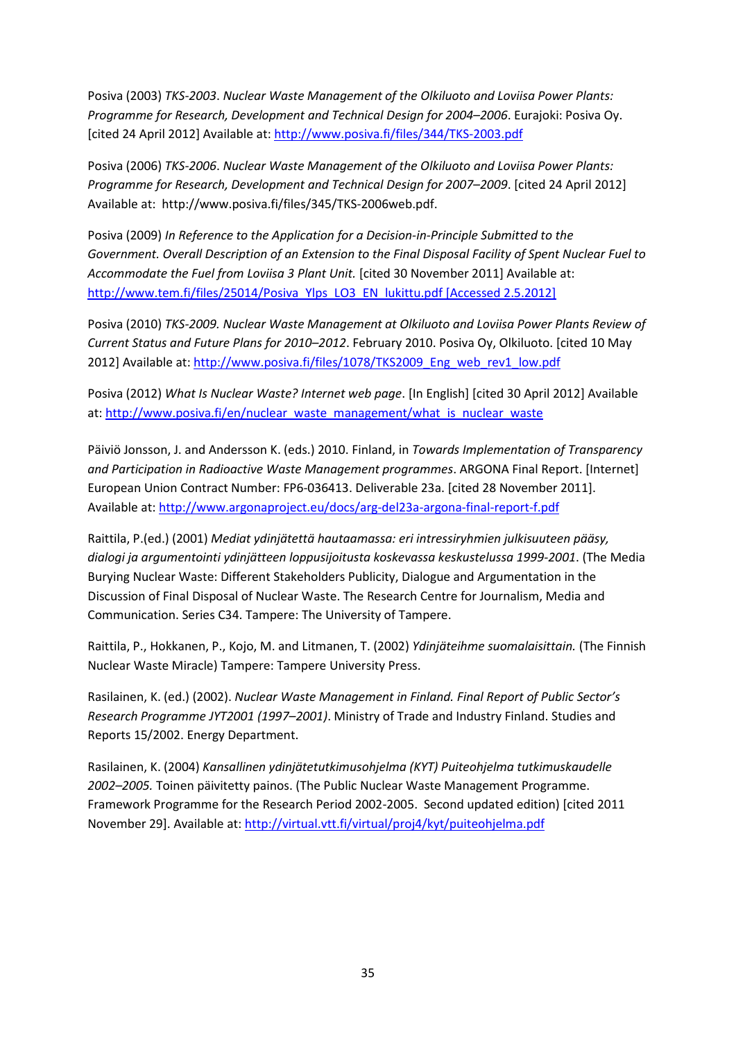Posiva (2003) *TKS-2003*. *Nuclear Waste Management of the Olkiluoto and Loviisa Power Plants: Programme for Research, Development and Technical Design for 2004–2006*. Eurajoki: Posiva Oy. [cited 24 April 2012] Available at: http://www.posiva.fi/files/344/TKS-2003.pdf

Posiva (2006) *TKS-2006*. *Nuclear Waste Management of the Olkiluoto and Loviisa Power Plants: Programme for Research, Development and Technical Design for 2007–2009*. [cited 24 April 2012] Available at: http://www.posiva.fi/files/345/TKS-2006web.pdf.

Posiva (2009) *In Reference to the Application for a Decision-in-Principle Submitted to the Government. Overall Description of an Extension to the Final Disposal Facility of Spent Nuclear Fuel to Accommodate the Fuel from Loviisa 3 Plant Unit.* [cited 30 November 2011] Available at: http://www.tem.fi/files/25014/Posiva_Ylps_LO3_EN_lukittu.pdf [Accessed 2.5.2012]

Posiva (2010) *TKS-2009. Nuclear Waste Management at Olkiluoto and Loviisa Power Plants Review of Current Status and Future Plans for 2010–2012*. February 2010. Posiva Oy, Olkiluoto. [cited 10 May 2012] Available at: http://www.posiva.fi/files/1078/TKS2009_Eng_web_rev1_low.pdf

Posiva (2012) *What Is Nuclear Waste? Internet web page*. [In English] [cited 30 April 2012] Available at: http://www.posiva.fi/en/nuclear_waste_management/what_is_nuclear_waste

Päiviö Jonsson, J. and Andersson K. (eds.) 2010. Finland, in *Towards Implementation of Transparency and Participation in Radioactive Waste Management programmes*. ARGONA Final Report. [Internet] European Union Contract Number: FP6-036413. Deliverable 23a. [cited 28 November 2011]. Available at: http://www.argonaproject.eu/docs/arg-del23a-argona-final-report-f.pdf

Raittila, P.(ed.) (2001) *Mediat ydinjätettä hautaamassa: eri intressiryhmien julkisuuteen pääsy, dialogi ja argumentointi ydinjätteen loppusijoitusta koskevassa keskustelussa 1999-2001*. (The Media Burying Nuclear Waste: Different Stakeholders Publicity, Dialogue and Argumentation in the Discussion of Final Disposal of Nuclear Waste. The Research Centre for Journalism, Media and Communication. Series C34. Tampere: The University of Tampere.

Raittila, P., Hokkanen, P., Kojo, M. and Litmanen, T. (2002) *Ydinjäteihme suomalaisittain.* (The Finnish Nuclear Waste Miracle) Tampere: Tampere University Press.

Rasilainen, K. (ed.) (2002). *Nuclear Waste Management in Finland. Final Report of Public Sector's Research Programme JYT2001 (1997–2001)*. Ministry of Trade and Industry Finland. Studies and Reports 15/2002. Energy Department.

Rasilainen, K. (2004) *Kansallinen ydinjätetutkimusohjelma (KYT) Puiteohjelma tutkimuskaudelle 2002–2005.* Toinen päivitetty painos. (The Public Nuclear Waste Management Programme. Framework Programme for the Research Period 2002-2005. Second updated edition) [cited 2011 November 29]. Available at: http://virtual.vtt.fi/virtual/proj4/kyt/puiteohjelma.pdf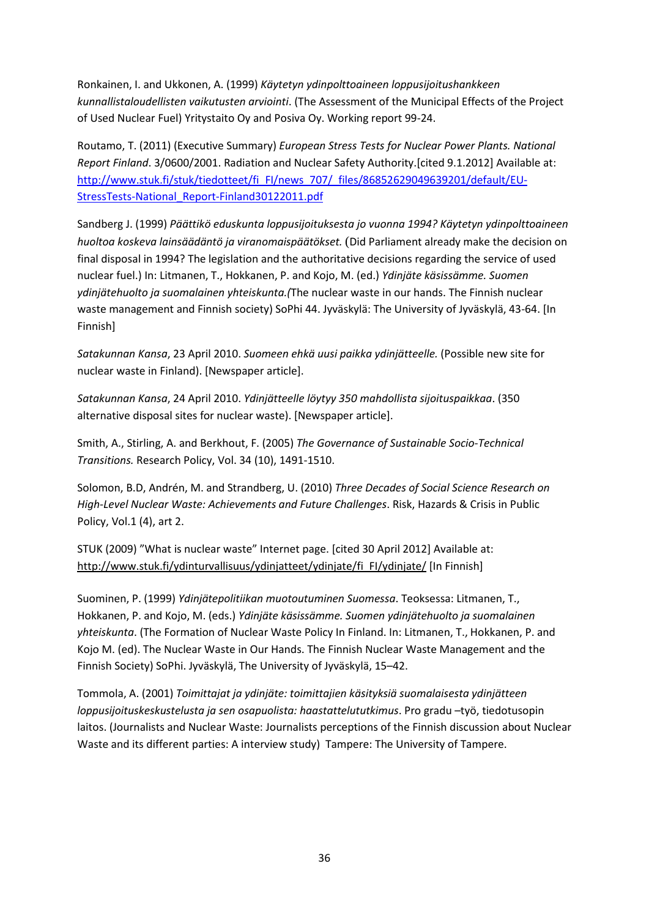Ronkainen, I. and Ukkonen, A. (1999) *Käytetyn ydinpolttoaineen loppusijoitushankkeen kunnallistaloudellisten vaikutusten arviointi*. (The Assessment of the Municipal Effects of the Project of Used Nuclear Fuel) Yritystaito Oy and Posiva Oy. Working report 99-24.

Routamo, T. (2011) (Executive Summary) *European Stress Tests for Nuclear Power Plants. National Report Finland*. 3/0600/2001. Radiation and Nuclear Safety Authority.[cited 9.1.2012] Available at: http://www.stuk.fi/stuk/tiedotteet/fi_FI/news_707/_files/86852629049639201/default/EU-StressTests-National_Report-Finland30122011.pdf

Sandberg J. (1999) *Päättikö eduskunta loppusijoituksesta jo vuonna 1994? Käytetyn ydinpolttoaineen huoltoa koskeva lainsäädäntö ja viranomaispäätökset.* (Did Parliament already make the decision on final disposal in 1994? The legislation and the authoritative decisions regarding the service of used nuclear fuel.) In: Litmanen, T., Hokkanen, P. and Kojo, M. (ed.) *Ydinjäte käsissämme. Suomen ydinjätehuolto ja suomalainen yhteiskunta.(*The nuclear waste in our hands. The Finnish nuclear waste management and Finnish society) SoPhi 44. Jyväskylä: The University of Jyväskylä, 43-64. [In Finnish]

*Satakunnan Kansa*, 23 April 2010. *Suomeen ehkä uusi paikka ydinjätteelle.* (Possible new site for nuclear waste in Finland). [Newspaper article].

*Satakunnan Kansa*, 24 April 2010. *Ydinjätteelle löytyy 350 mahdollista sijoituspaikkaa*. (350 alternative disposal sites for nuclear waste). [Newspaper article].

Smith, A., Stirling, A. and Berkhout, F. (2005) *The Governance of Sustainable Socio-Technical Transitions.* Research Policy, Vol. 34 (10), 1491-1510.

Solomon, B.D, Andrén, M. and Strandberg, U. (2010) *Three Decades of Social Science Research on High-Level Nuclear Waste: Achievements and Future Challenges*. Risk, Hazards & Crisis in Public Policy, Vol.1 (4), art 2.

STUK (2009) "What is nuclear waste" Internet page. [cited 30 April 2012] Available at: http://www.stuk.fi/ydinturvallisuus/ydinjatteet/ydinjate/fi_FI/ydinjate/ [In Finnish]

Suominen, P. (1999) *Ydinjätepolitiikan muotoutuminen Suomessa*. Teoksessa: Litmanen, T., Hokkanen, P. and Kojo, M. (eds.) *Ydinjäte käsissämme. Suomen ydinjätehuolto ja suomalainen yhteiskunta*. (The Formation of Nuclear Waste Policy In Finland. In: Litmanen, T., Hokkanen, P. and Kojo M. (ed). The Nuclear Waste in Our Hands. The Finnish Nuclear Waste Management and the Finnish Society) SoPhi. Jyväskylä, The University of Jyväskylä, 15–42.

Tommola, A. (2001) *Toimittajat ja ydinjäte: toimittajien käsityksiä suomalaisesta ydinjätteen loppusijoituskeskustelusta ja sen osapuolista: haastattelututkimus*. Pro gradu –työ, tiedotusopin laitos. (Journalists and Nuclear Waste: Journalists perceptions of the Finnish discussion about Nuclear Waste and its different parties: A interview study) Tampere: The University of Tampere.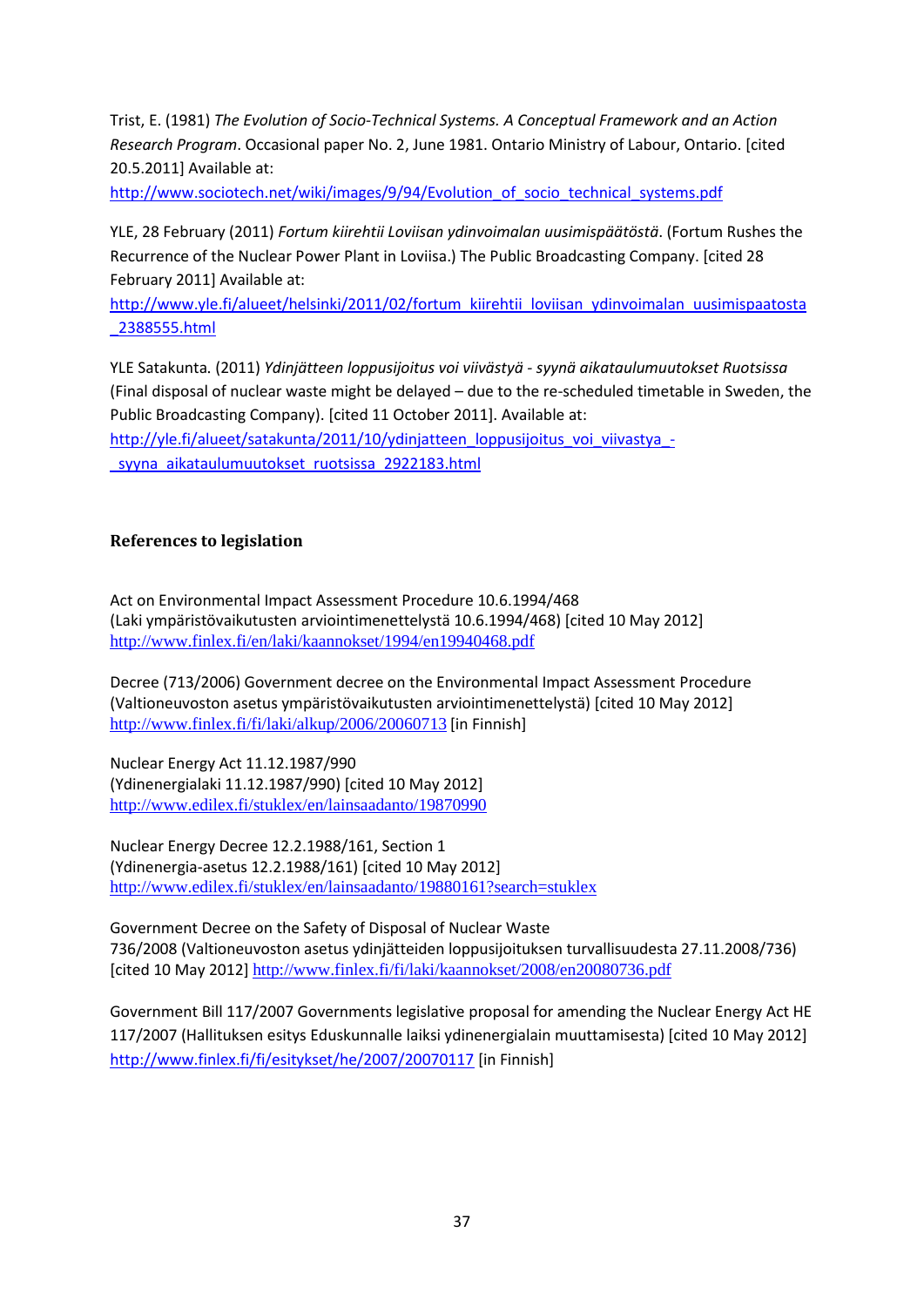Trist, E. (1981) *The Evolution of Socio-Technical Systems. A Conceptual Framework and an Action Research Program*. Occasional paper No. 2, June 1981. Ontario Ministry of Labour, Ontario. [cited 20.5.2011] Available at:
http://www.sociotech.net/wiki/images/9/94/Evolution_of_socio_technical_systems.pdf

YLE, 28 February (2011) *Fortum kiirehtii Loviisan ydinvoimalan uusimispäätöstä*. (Fortum Rushes the Recurrence of the Nuclear Power Plant in Loviisa.) The Public Broadcasting Company. [cited 28 February 2011] Available at:
http://www.yle.fi/alueet/helsinki/2011/02/fortum_kiirehtii_loviisan_ydinvoimalan_uusimispaatosta_2388555.html

YLE Satakunta. (2011) *Ydinjätteen loppusijoitus voi viivästyä - syynä aikataulumuutokset Ruotsissa* (Final disposal of nuclear waste might be delayed – due to the re-scheduled timetable in Sweden, the Public Broadcasting Company). [cited 11 October 2011]. Available at:
http://yle.fi/alueet/satakunta/2011/10/ydinjatteen_loppusijoitus_voi_viivastya_-_syyna_aikataulumuutokset_ruotsissa_2922183.html

## References to legislation

Act on Environmental Impact Assessment Procedure 10.6.1994/468
(Laki ympäristövaikutusten arviointimenettelystä 10.6.1994/468) [cited 10 May 2012]
http://www.finlex.fi/en/laki/kaannokset/1994/en19940468.pdf

Decree (713/2006) Government decree on the Environmental Impact Assessment Procedure
(Valtioneuvoston asetus ympäristövaikutusten arviointimenettelystä) [cited 10 May 2012]
http://www.finlex.fi/fi/laki/alkup/2006/20060713 [in Finnish]

Nuclear Energy Act 11.12.1987/990
(Ydinenergialaki 11.12.1987/990) [cited 10 May 2012]
http://www.edilex.fi/stuklex/en/lainsaadanto/19870990

Nuclear Energy Decree 12.2.1988/161, Section 1
(Ydinenergia-asetus 12.2.1988/161) [cited 10 May 2012]
http://www.edilex.fi/stuklex/en/lainsaadanto/19880161?search=stuklex

Government Decree on the Safety of Disposal of Nuclear Waste
736/2008 (Valtioneuvoston asetus ydinjätteiden loppusijoituksen turvallisuudesta 27.11.2008/736)
[cited 10 May 2012] http://www.finlex.fi/fi/laki/kaannokset/2008/en20080736.pdf

Government Bill 117/2007 Governments legislative proposal for amending the Nuclear Energy Act HE 117/2007 (Hallituksen esitys Eduskunnalle laiksi ydinenergialain muuttamisesta) [cited 10 May 2012]
http://www.finlex.fi/fi/esitykset/he/2007/20070117 [in Finnish]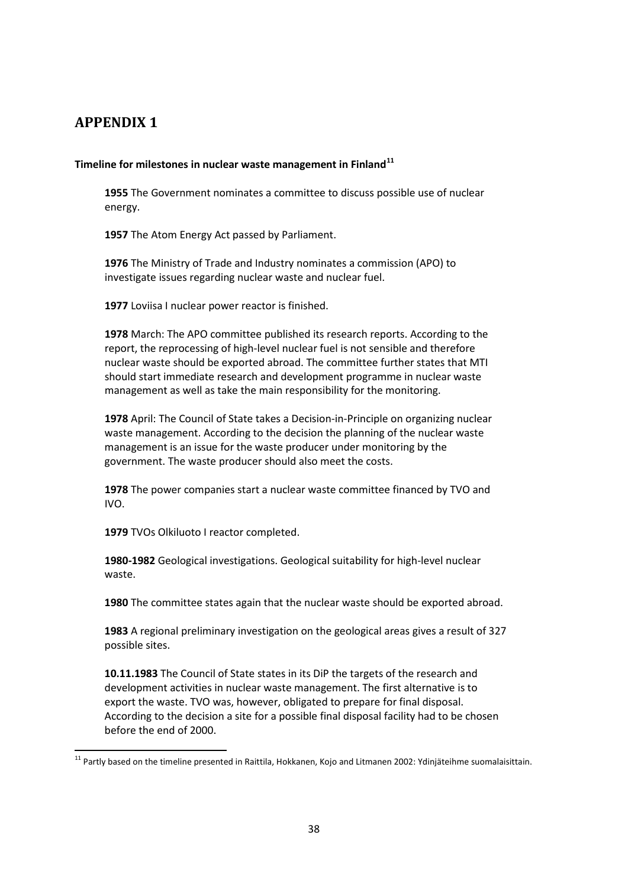## APPENDIX 1

**Timeline for milestones in nuclear waste management in Finland**[11]

**1955** The Government nominates a committee to discuss possible use of nuclear energy.

**1957** The Atom Energy Act passed by Parliament.

**1976** The Ministry of Trade and Industry nominates a commission (APO) to investigate issues regarding nuclear waste and nuclear fuel.

**1977** Loviisa I nuclear power reactor is finished.

**1978** March: The APO committee published its research reports. According to the report, the reprocessing of high-level nuclear fuel is not sensible and therefore nuclear waste should be exported abroad. The committee further states that MTI should start immediate research and development programme in nuclear waste management as well as take the main responsibility for the monitoring.

**1978** April: The Council of State takes a Decision-in-Principle on organizing nuclear waste management. According to the decision the planning of the nuclear waste management is an issue for the waste producer under monitoring by the government. The waste producer should also meet the costs.

**1978** The power companies start a nuclear waste committee financed by TVO and IVO.

**1979** TVOs Olkiluoto I reactor completed.

**1980-1982** Geological investigations. Geological suitability for high-level nuclear waste.

**1980** The committee states again that the nuclear waste should be exported abroad.

**1983** A regional preliminary investigation on the geological areas gives a result of 327 possible sites.

**10.11.1983** The Council of State states in its DiP the targets of the research and development activities in nuclear waste management. The first alternative is to export the waste. TVO was, however, obligated to prepare for final disposal. According to the decision a site for a possible final disposal facility had to be chosen before the end of 2000.

[11] Partly based on the timeline presented in Raittila, Hokkanen, Kojo and Litmanen 2002: Ydinjäteihme suomalaisittain.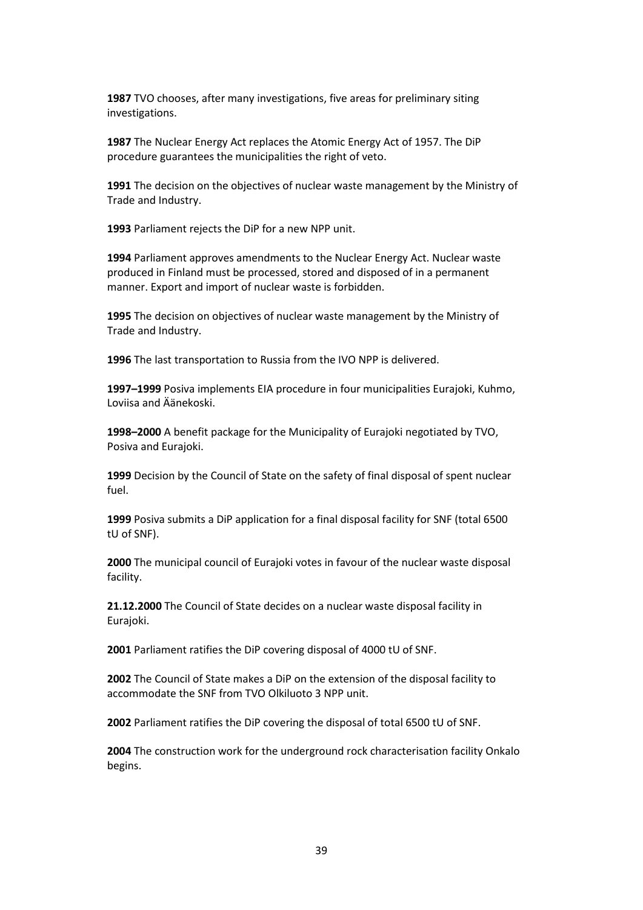**1987** TVO chooses, after many investigations, five areas for preliminary siting investigations.

**1987** The Nuclear Energy Act replaces the Atomic Energy Act of 1957. The DiP procedure guarantees the municipalities the right of veto.

**1991** The decision on the objectives of nuclear waste management by the Ministry of Trade and Industry.

**1993** Parliament rejects the DiP for a new NPP unit.

**1994** Parliament approves amendments to the Nuclear Energy Act. Nuclear waste produced in Finland must be processed, stored and disposed of in a permanent manner. Export and import of nuclear waste is forbidden.

**1995** The decision on objectives of nuclear waste management by the Ministry of Trade and Industry.

**1996** The last transportation to Russia from the IVO NPP is delivered.

**1997–1999** Posiva implements EIA procedure in four municipalities Eurajoki, Kuhmo, Loviisa and Äänekoski.

**1998–2000** A benefit package for the Municipality of Eurajoki negotiated by TVO, Posiva and Eurajoki.

**1999** Decision by the Council of State on the safety of final disposal of spent nuclear fuel.

**1999** Posiva submits a DiP application for a final disposal facility for SNF (total 6500 tU of SNF).

**2000** The municipal council of Eurajoki votes in favour of the nuclear waste disposal facility.

**21.12.2000** The Council of State decides on a nuclear waste disposal facility in Eurajoki.

**2001** Parliament ratifies the DiP covering disposal of 4000 tU of SNF.

**2002** The Council of State makes a DiP on the extension of the disposal facility to accommodate the SNF from TVO Olkiluoto 3 NPP unit.

**2002** Parliament ratifies the DiP covering the disposal of total 6500 tU of SNF.

**2004** The construction work for the underground rock characterisation facility Onkalo begins.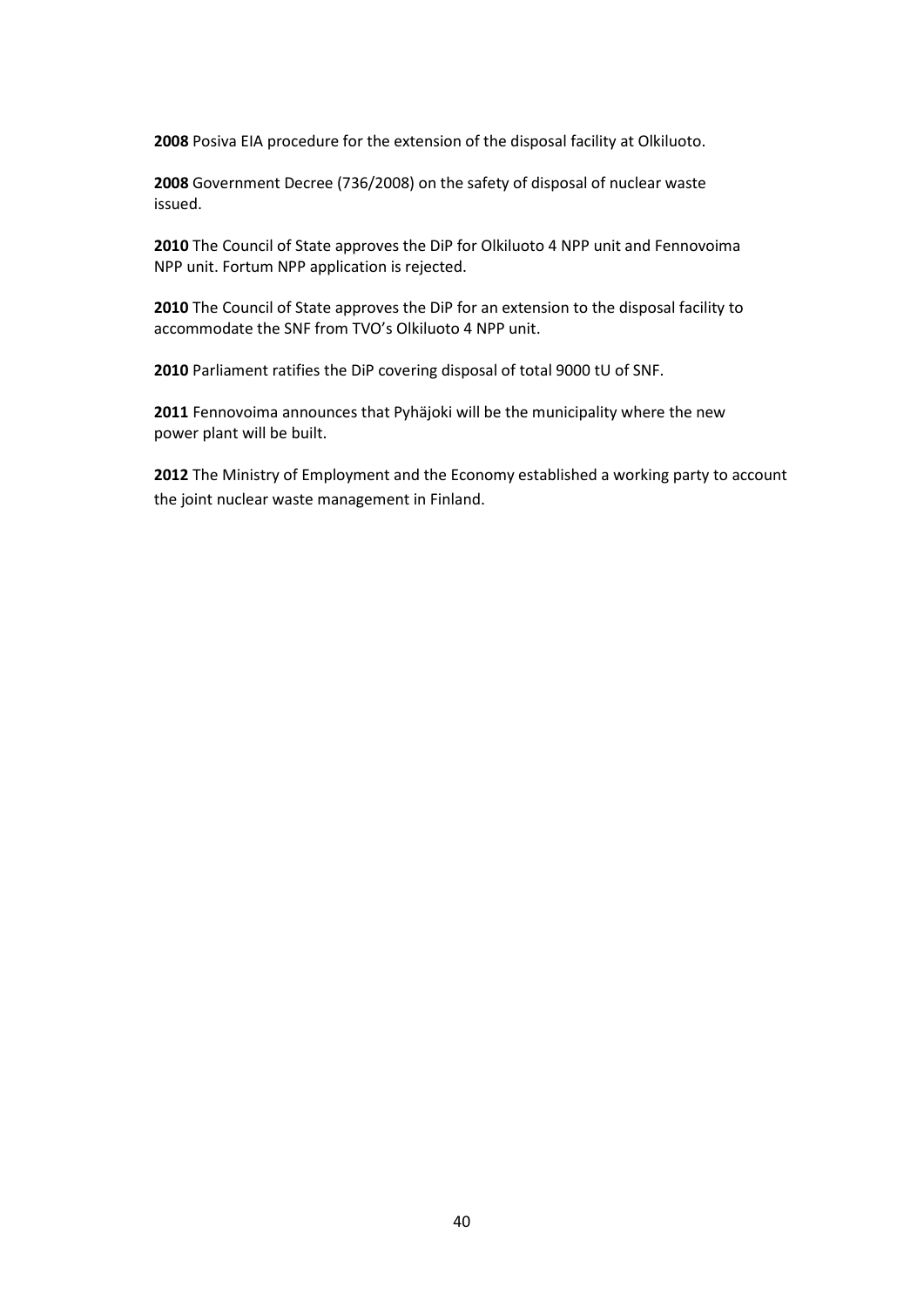**2008** Posiva EIA procedure for the extension of the disposal facility at Olkiluoto.

**2008** Government Decree (736/2008) on the safety of disposal of nuclear waste issued.

**2010** The Council of State approves the DiP for Olkiluoto 4 NPP unit and Fennovoima NPP unit. Fortum NPP application is rejected.

**2010** The Council of State approves the DiP for an extension to the disposal facility to accommodate the SNF from TVO's Olkiluoto 4 NPP unit.

**2010** Parliament ratifies the DiP covering disposal of total 9000 tU of SNF.

**2011** Fennovoima announces that Pyhäjoki will be the municipality where the new power plant will be built.

**2012** The Ministry of Employment and the Economy established a working party to account the joint nuclear waste management in Finland.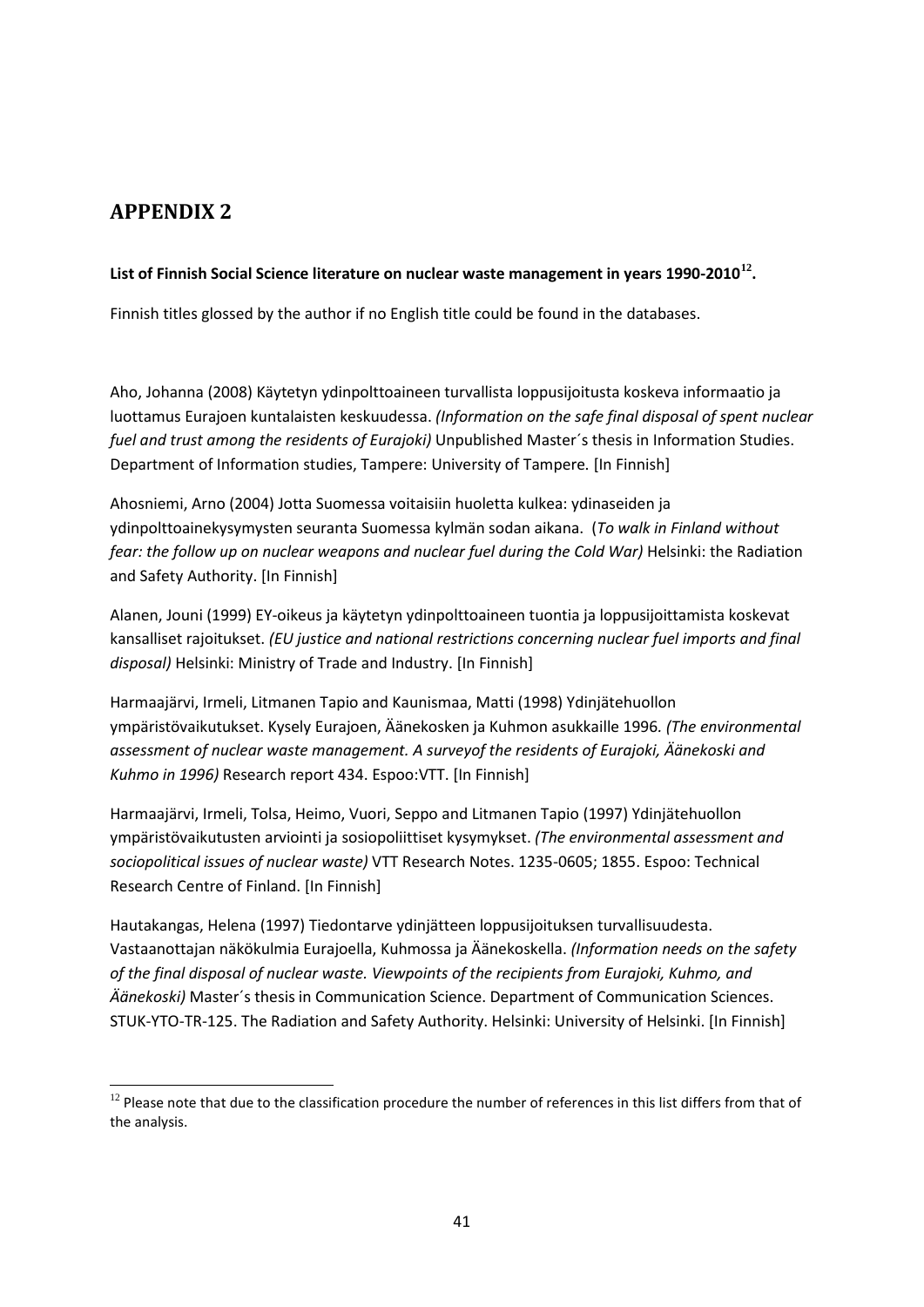## APPENDIX 2

**List of Finnish Social Science literature on nuclear waste management in years 1990-2010[12].**

Finnish titles glossed by the author if no English title could be found in the databases.

Aho, Johanna (2008) Käytetyn ydinpolttoaineen turvallista loppusijoitusta koskeva informaatio ja luottamus Eurajoen kuntalaisten keskuudessa. *(Information on the safe final disposal of spent nuclear fuel and trust among the residents of Eurajoki)* Unpublished Master´s thesis in Information Studies. Department of Information studies, Tampere: University of Tampere. [In Finnish]

Ahosniemi, Arno (2004) Jotta Suomessa voitaisiin huoletta kulkea: ydinaseiden ja ydinpolttoainekysymysten seuranta Suomessa kylmän sodan aikana. (*To walk in Finland without fear: the follow up on nuclear weapons and nuclear fuel during the Cold War)* Helsinki: the Radiation and Safety Authority. [In Finnish]

Alanen, Jouni (1999) EY-oikeus ja käytetyn ydinpolttoaineen tuontia ja loppusijoittamista koskevat kansalliset rajoitukset. *(EU justice and national restrictions concerning nuclear fuel imports and final disposal)* Helsinki: Ministry of Trade and Industry. [In Finnish]

Harmaajärvi, Irmeli, Litmanen Tapio and Kaunismaa, Matti (1998) Ydinjätehuollon ympäristövaikutukset. Kysely Eurajoen, Äänekosken ja Kuhmon asukkaille 1996. *(The environmental assessment of nuclear waste management. A surveyof the residents of Eurajoki, Äänekoski and Kuhmo in 1996)* Research report 434. Espoo:VTT. [In Finnish]

Harmaajärvi, Irmeli, Tolsa, Heimo, Vuori, Seppo and Litmanen Tapio (1997) Ydinjätehuollon ympäristövaikutusten arviointi ja sosiopoliittiset kysymykset. *(The environmental assessment and sociopolitical issues of nuclear waste)* VTT Research Notes. 1235-0605; 1855. Espoo: Technical Research Centre of Finland. [In Finnish]

Hautakangas, Helena (1997) Tiedontarve ydinjätteen loppusijoituksen turvallisuudesta. Vastaanottajan näkökulmia Eurajoella, Kuhmossa ja Äänekoskella. *(Information needs on the safety of the final disposal of nuclear waste. Viewpoints of the recipients from Eurajoki, Kuhmo, and Äänekoski)* Master´s thesis in Communication Science. Department of Communication Sciences. STUK-YTO-TR-125. The Radiation and Safety Authority. Helsinki: University of Helsinki. [In Finnish]

[12] Please note that due to the classification procedure the number of references in this list differs from that of the analysis.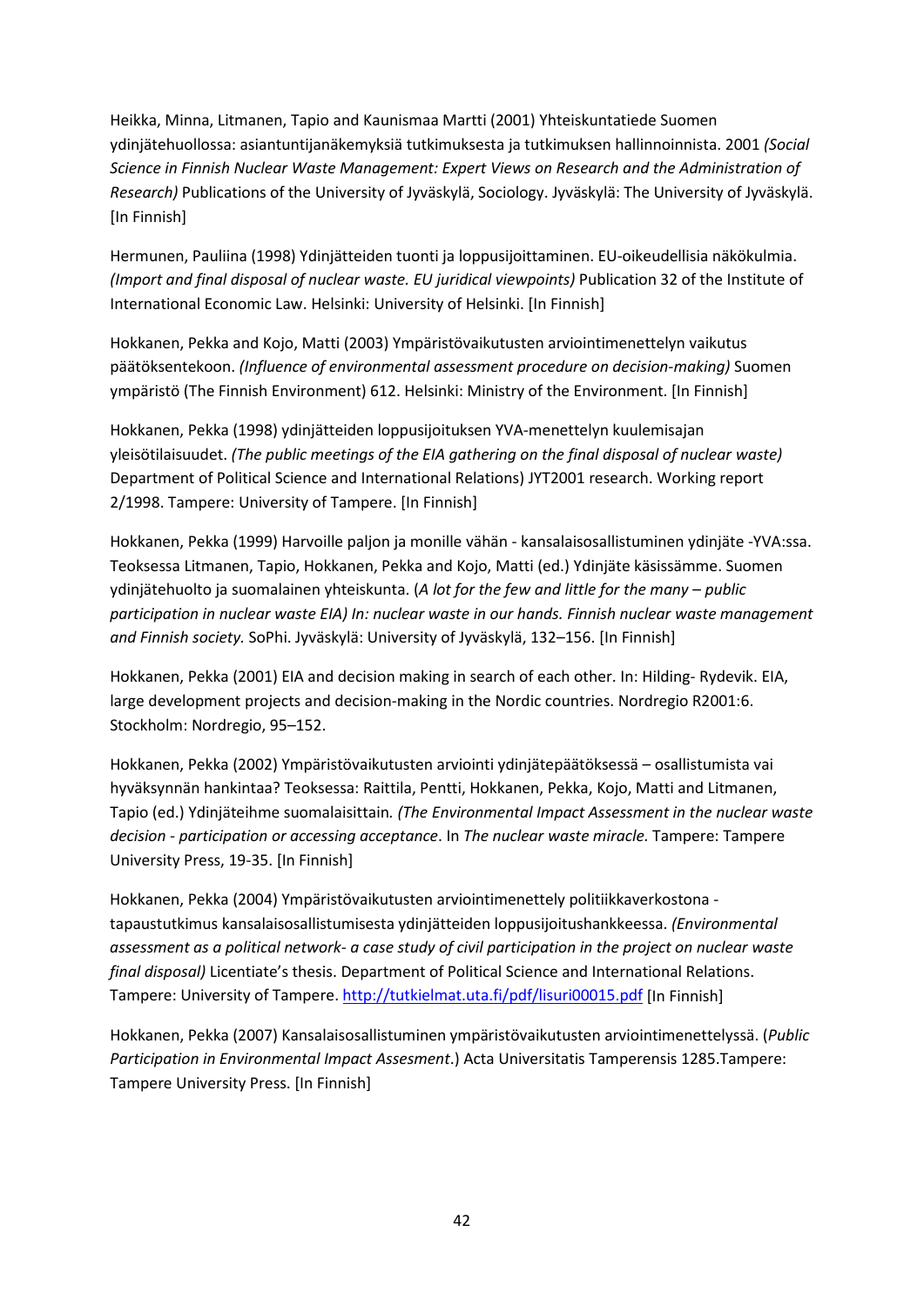Heikka, Minna, Litmanen, Tapio and Kaunismaa Martti (2001) Yhteiskuntatiede Suomen ydinjätehuollossa: asiantuntijanäkemyksiä tutkimuksesta ja tutkimuksen hallinnoinnista. 2001 *(Social Science in Finnish Nuclear Waste Management: Expert Views on Research and the Administration of Research)* Publications of the University of Jyväskylä, Sociology. Jyväskylä: The University of Jyväskylä. [In Finnish]

Hermunen, Pauliina (1998) Ydinjätteiden tuonti ja loppusijoittaminen. EU-oikeudellisia näkökulmia. *(Import and final disposal of nuclear waste. EU juridical viewpoints)* Publication 32 of the Institute of International Economic Law. Helsinki: University of Helsinki. [In Finnish]

Hokkanen, Pekka and Kojo, Matti (2003) Ympäristövaikutusten arviointimenettelyn vaikutus päätöksentekoon. *(Influence of environmental assessment procedure on decision-making)* Suomen ympäristö (The Finnish Environment) 612. Helsinki: Ministry of the Environment. [In Finnish]

Hokkanen, Pekka (1998) ydinjätteiden loppusijoituksen YVA-menettelyn kuulemisajan yleisötilaisuudet. *(The public meetings of the EIA gathering on the final disposal of nuclear waste)* Department of Political Science and International Relations) JYT2001 research. Working report 2/1998. Tampere: University of Tampere. [In Finnish]

Hokkanen, Pekka (1999) Harvoille paljon ja monille vähän - kansalaisosallistuminen ydinjäte -YVA:ssa. Teoksessa Litmanen, Tapio, Hokkanen, Pekka and Kojo, Matti (ed.) Ydinjäte käsissämme. Suomen ydinjätehuolto ja suomalainen yhteiskunta. (*A lot for the few and little for the many – public participation in nuclear waste EIA) In: nuclear waste in our hands. Finnish nuclear waste management and Finnish society.* SoPhi. Jyväskylä: University of Jyväskylä, 132–156. [In Finnish]

Hokkanen, Pekka (2001) EIA and decision making in search of each other. In: Hilding- Rydevik. EIA, large development projects and decision-making in the Nordic countries. Nordregio R2001:6. Stockholm: Nordregio, 95–152.

Hokkanen, Pekka (2002) Ympäristövaikutusten arviointi ydinjätepäätöksessä – osallistumista vai hyväksynnän hankintaa? Teoksessa: Raittila, Pentti, Hokkanen, Pekka, Kojo, Matti and Litmanen, Tapio (ed.) Ydinjäteihme suomalaisittain*. (The Environmental Impact Assessment in the nuclear waste decision - participation or accessing acceptance*. In *The nuclear waste miracle.* Tampere: Tampere University Press, 19-35. [In Finnish]

Hokkanen, Pekka (2004) Ympäristövaikutusten arviointimenettely politiikkaverkostona - tapaustutkimus kansalaisosallistumisesta ydinjätteiden loppusijoitushankkeessa. *(Environmental assessment as a political network- a case study of civil participation in the project on nuclear waste final disposal)* Licentiate's thesis. Department of Political Science and International Relations. Tampere: University of Tampere. http://tutkielmat.uta.fi/pdf/lisuri00015.pdf [In Finnish]

Hokkanen, Pekka (2007) Kansalaisosallistuminen ympäristövaikutusten arviointimenettelyssä. (*Public Participation in Environmental Impact Assesment*.) Acta Universitatis Tamperensis 1285.Tampere: Tampere University Press. [In Finnish]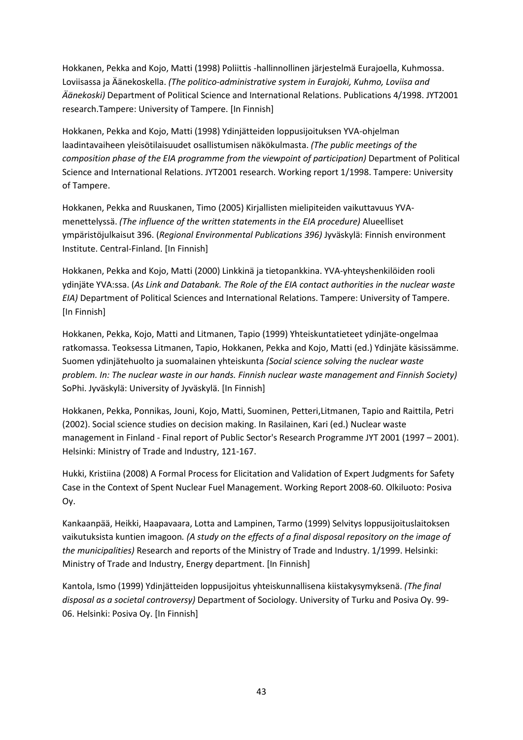Hokkanen, Pekka and Kojo, Matti (1998) Poliittis -hallinnollinen järjestelmä Eurajoella, Kuhmossa. Loviisassa ja Äänekoskella. *(The politico-administrative system in Eurajoki, Kuhmo, Loviisa and Äänekoski)* Department of Political Science and International Relations. Publications 4/1998. JYT2001 research.Tampere: University of Tampere. [In Finnish]

Hokkanen, Pekka and Kojo, Matti (1998) Ydinjätteiden loppusijoituksen YVA-ohjelman laadintavaiheen yleisötilaisuudet osallistumisen näkökulmasta. *(The public meetings of the composition phase of the EIA programme from the viewpoint of participation)* Department of Political Science and International Relations. JYT2001 research. Working report 1/1998. Tampere: University of Tampere.

Hokkanen, Pekka and Ruuskanen, Timo (2005) Kirjallisten mielipiteiden vaikuttavuus YVA-menettelyssä. *(The influence of the written statements in the EIA procedure)* Alueelliset ympäristöjulkaisut 396. (*Regional Environmental Publications 396)* Jyväskylä: Finnish environment Institute. Central-Finland. [In Finnish]

Hokkanen, Pekka and Kojo, Matti (2000) Linkkinä ja tietopankkina. YVA-yhteyshenkilöiden rooli ydinjäte YVA:ssa. (*As Link and Databank. The Role of the EIA contact authorities in the nuclear waste EIA)* Department of Political Sciences and International Relations. Tampere: University of Tampere. [In Finnish]

Hokkanen, Pekka, Kojo, Matti and Litmanen, Tapio (1999) Yhteiskuntatieteet ydinjäte-ongelmaa ratkomassa. Teoksessa Litmanen, Tapio, Hokkanen, Pekka and Kojo, Matti (ed.) Ydinjäte käsissämme. Suomen ydinjätehuolto ja suomalainen yhteiskunta *(Social science solving the nuclear waste problem. In: The nuclear waste in our hands. Finnish nuclear waste management and Finnish Society)* SoPhi. Jyväskylä: University of Jyväskylä. [In Finnish]

Hokkanen, Pekka, Ponnikas, Jouni, Kojo, Matti, Suominen, Petteri,Litmanen, Tapio and Raittila, Petri (2002). Social science studies on decision making. In Rasilainen, Kari (ed.) Nuclear waste management in Finland - Final report of Public Sector's Research Programme JYT 2001 (1997 – 2001). Helsinki: Ministry of Trade and Industry, 121-167.

Hukki, Kristiina (2008) A Formal Process for Elicitation and Validation of Expert Judgments for Safety Case in the Context of Spent Nuclear Fuel Management. Working Report 2008-60. Olkiluoto: Posiva Oy.

Kankaanpää, Heikki, Haapavaara, Lotta and Lampinen, Tarmo (1999) Selvitys loppusijoituslaitoksen vaikutuksista kuntien imagoon*. (A study on the effects of a final disposal repository on the image of the municipalities)* Research and reports of the Ministry of Trade and Industry. 1/1999. Helsinki: Ministry of Trade and Industry, Energy department. [In Finnish]

Kantola, Ismo (1999) Ydinjätteiden loppusijoitus yhteiskunnallisena kiistakysymyksenä. *(The final disposal as a societal controversy)* Department of Sociology. University of Turku and Posiva Oy. 99-06. Helsinki: Posiva Oy. [In Finnish]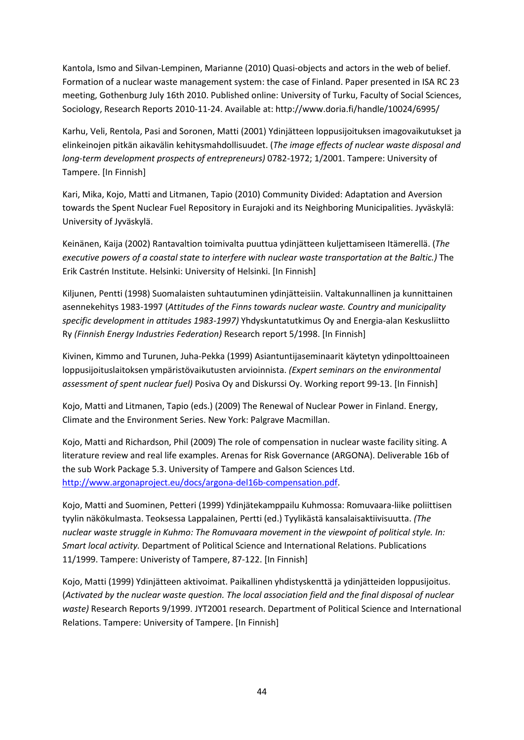Kantola, Ismo and Silvan-Lempinen, Marianne (2010) Quasi-objects and actors in the web of belief. Formation of a nuclear waste management system: the case of Finland. Paper presented in ISA RC 23 meeting, Gothenburg July 16th 2010. Published online: University of Turku, Faculty of Social Sciences, Sociology, Research Reports 2010-11-24. Available at: http://www.doria.fi/handle/10024/6995/

Karhu, Veli, Rentola, Pasi and Soronen, Matti (2001) Ydinjätteen loppusijoituksen imagovaikutukset ja elinkeinojen pitkän aikavälin kehitysmahdollisuudet. (*The image effects of nuclear waste disposal and long-term development prospects of entrepreneurs)* 0782-1972; 1/2001. Tampere: University of Tampere. [In Finnish]

Kari, Mika, Kojo, Matti and Litmanen, Tapio (2010) Community Divided: Adaptation and Aversion towards the Spent Nuclear Fuel Repository in Eurajoki and its Neighboring Municipalities. Jyväskylä: University of Jyväskylä.

Keinänen, Kaija (2002) Rantavaltion toimivalta puuttua ydinjätteen kuljettamiseen Itämerellä. (*The executive powers of a coastal state to interfere with nuclear waste transportation at the Baltic.)* The Erik Castrén Institute. Helsinki: University of Helsinki. [In Finnish]

Kiljunen, Pentti (1998) Suomalaisten suhtautuminen ydinjätteisiin. Valtakunnallinen ja kunnittainen asennekehitys 1983-1997 (*Attitudes of the Finns towards nuclear waste. Country and municipality specific development in attitudes 1983-1997)* Yhdyskuntatutkimus Oy and Energia-alan Keskusliitto Ry *(Finnish Energy Industries Federation)* Research report 5/1998. [In Finnish]

Kivinen, Kimmo and Turunen, Juha-Pekka (1999) Asiantuntijaseminaarit käytetyn ydinpolttoaineen loppusijoituslaitoksen ympäristövaikutusten arvioinnista. *(Expert seminars on the environmental assessment of spent nuclear fuel)* Posiva Oy and Diskurssi Oy. Working report 99-13. [In Finnish]

Kojo, Matti and Litmanen, Tapio (eds.) (2009) The Renewal of Nuclear Power in Finland. Energy, Climate and the Environment Series. New York: Palgrave Macmillan.

Kojo, Matti and Richardson, Phil (2009) The role of compensation in nuclear waste facility siting. A literature review and real life examples. Arenas for Risk Governance (ARGONA). Deliverable 16b of the sub Work Package 5.3. University of Tampere and Galson Sciences Ltd. http://www.argonaproject.eu/docs/argona-del16b-compensation.pdf.

Kojo, Matti and Suominen, Petteri (1999) Ydinjätekamppailu Kuhmossa: Romuvaara-liike poliittisen tyylin näkökulmasta. Teoksessa Lappalainen, Pertti (ed.) Tyylikästä kansalaisaktiivisuutta. *(The nuclear waste struggle in Kuhmo: The Romuvaara movement in the viewpoint of political style. In: Smart local activity.* Department of Political Science and International Relations. Publications 11/1999. Tampere: Univeristy of Tampere, 87-122. [In Finnish]

Kojo, Matti (1999) Ydinjätteen aktivoimat. Paikallinen yhdistyskenttä ja ydinjätteiden loppusijoitus. (*Activated by the nuclear waste question. The local association field and the final disposal of nuclear waste)* Research Reports 9/1999. JYT2001 research. Department of Political Science and International Relations. Tampere: University of Tampere. [In Finnish]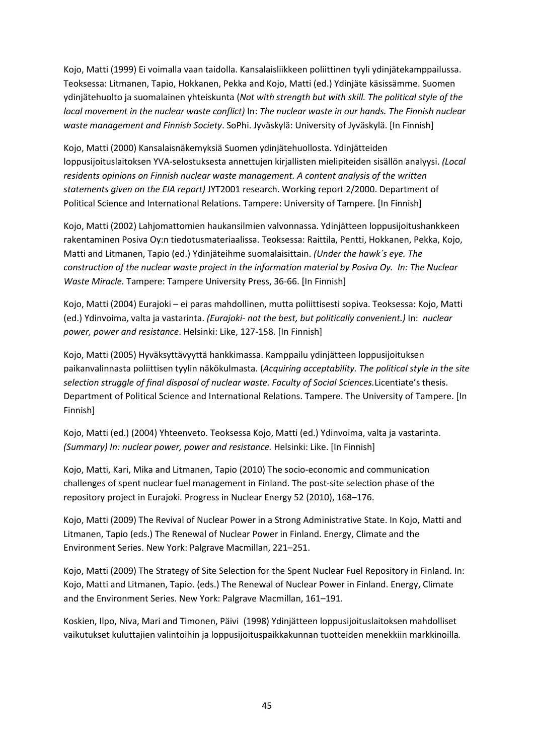Kojo, Matti (1999) Ei voimalla vaan taidolla. Kansalaisliikkeen poliittinen tyyli ydinjätekamppailussa. Teoksessa: Litmanen, Tapio, Hokkanen, Pekka and Kojo, Matti (ed.) Ydinjäte käsissämme. Suomen ydinjätehuolto ja suomalainen yhteiskunta (*Not with strength but with skill. The political style of the local movement in the nuclear waste conflict)* In: *The nuclear waste in our hands. The Finnish nuclear waste management and Finnish Society*. SoPhi. Jyväskylä: University of Jyväskylä. [In Finnish]

Kojo, Matti (2000) Kansalaisnäkemyksiä Suomen ydinjätehuollosta. Ydinjätteiden loppusijoituslaitoksen YVA-selostuksesta annettujen kirjallisten mielipiteiden sisällön analyysi. *(Local residents opinions on Finnish nuclear waste management. A content analysis of the written statements given on the EIA report)* JYT2001 research. Working report 2/2000. Department of Political Science and International Relations. Tampere: University of Tampere. [In Finnish]

Kojo, Matti (2002) Lahjomattomien haukansilmien valvonnassa. Ydinjätteen loppusijoitushankkeen rakentaminen Posiva Oy:n tiedotusmateriaalissa. Teoksessa: Raittila, Pentti, Hokkanen, Pekka, Kojo, Matti and Litmanen, Tapio (ed.) Ydinjäteihme suomalaisittain. *(Under the hawk´s eye. The construction of the nuclear waste project in the information material by Posiva Oy. In: The Nuclear Waste Miracle.* Tampere: Tampere University Press, 36-66. [In Finnish]

Kojo, Matti (2004) Eurajoki – ei paras mahdollinen, mutta poliittisesti sopiva. Teoksessa: Kojo, Matti (ed.) Ydinvoima, valta ja vastarinta. *(Eurajoki- not the best, but politically convenient.)* In: *nuclear power, power and resistance*. Helsinki: Like, 127-158. [In Finnish]

Kojo, Matti (2005) Hyväksyttävyyttä hankkimassa. Kamppailu ydinjätteen loppusijoituksen paikanvalinnasta poliittisen tyylin näkökulmasta. (*Acquiring acceptability. The political style in the site selection struggle of final disposal of nuclear waste. Faculty of Social Sciences.*Licentiate's thesis. Department of Political Science and International Relations. Tampere. The University of Tampere. [In Finnish]

Kojo, Matti (ed.) (2004) Yhteenveto. Teoksessa Kojo, Matti (ed.) Ydinvoima, valta ja vastarinta. *(Summary) In: nuclear power, power and resistance.* Helsinki: Like. [In Finnish]

Kojo, Matti, Kari, Mika and Litmanen, Tapio (2010) The socio-economic and communication challenges of spent nuclear fuel management in Finland. The post-site selection phase of the repository project in Eurajoki. Progress in Nuclear Energy 52 (2010), 168–176.

Kojo, Matti (2009) The Revival of Nuclear Power in a Strong Administrative State. In Kojo, Matti and Litmanen, Tapio (eds.) The Renewal of Nuclear Power in Finland. Energy, Climate and the Environment Series. New York: Palgrave Macmillan, 221–251.

Kojo, Matti (2009) The Strategy of Site Selection for the Spent Nuclear Fuel Repository in Finland. In: Kojo, Matti and Litmanen, Tapio. (eds.) The Renewal of Nuclear Power in Finland. Energy, Climate and the Environment Series. New York: Palgrave Macmillan, 161–191.

Koskien, Ilpo, Niva, Mari and Timonen, Päivi (1998) Ydinjätteen loppusijoituslaitoksen mahdolliset vaikutukset kuluttajien valintoihin ja loppusijoituspaikkakunnan tuotteiden menekkiin markkinoilla*.*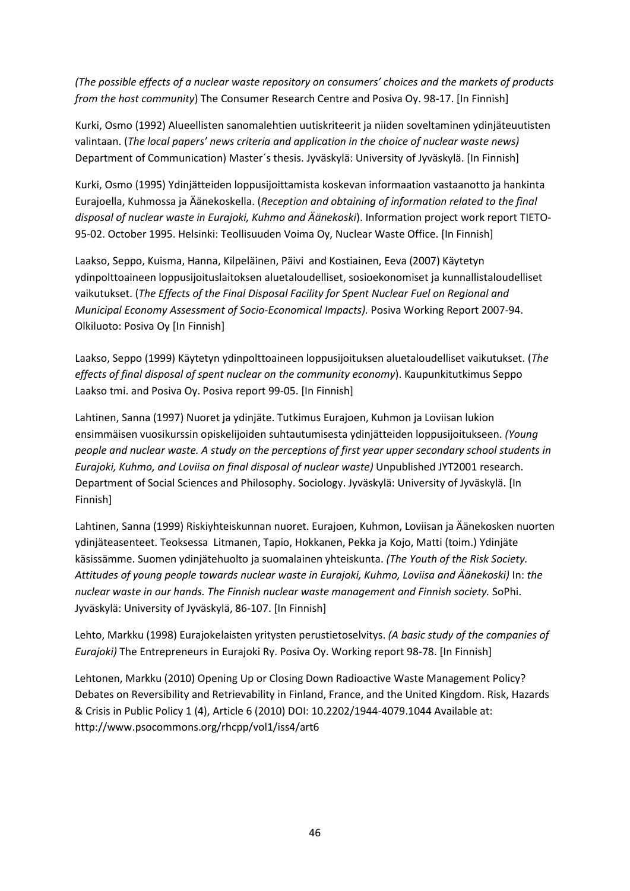*(The possible effects of a nuclear waste repository on consumers' choices and the markets of products from the host community*) The Consumer Research Centre and Posiva Oy. 98-17. [In Finnish]

Kurki, Osmo (1992) Alueellisten sanomalehtien uutiskriteerit ja niiden soveltaminen ydinjäteuutisten valintaan. (*The local papers' news criteria and application in the choice of nuclear waste news)* Department of Communication) Master´s thesis. Jyväskylä: University of Jyväskylä. [In Finnish]

Kurki, Osmo (1995) Ydinjätteiden loppusijoittamista koskevan informaation vastaanotto ja hankinta Eurajoella, Kuhmossa ja Äänekoskella. (*Reception and obtaining of information related to the final disposal of nuclear waste in Eurajoki, Kuhmo and Äänekoski*). Information project work report TIETO-95-02. October 1995. Helsinki: Teollisuuden Voima Oy, Nuclear Waste Office. [In Finnish]

Laakso, Seppo, Kuisma, Hanna, Kilpeläinen, Päivi and Kostiainen, Eeva (2007) Käytetyn ydinpolttoaineen loppusijoituslaitoksen aluetaloudelliset, sosioekonomiset ja kunnallistaloudelliset vaikutukset. (*The Effects of the Final Disposal Facility for Spent Nuclear Fuel on Regional and Municipal Economy Assessment of Socio-Economical Impacts).* Posiva Working Report 2007-94. Olkiluoto: Posiva Oy [In Finnish]

Laakso, Seppo (1999) Käytetyn ydinpolttoaineen loppusijoituksen aluetaloudelliset vaikutukset. (*The effects of final disposal of spent nuclear on the community economy*). Kaupunkitutkimus Seppo Laakso tmi. and Posiva Oy. Posiva report 99-05. [In Finnish]

Lahtinen, Sanna (1997) Nuoret ja ydinjäte. Tutkimus Eurajoen, Kuhmon ja Loviisan lukion ensimmäisen vuosikurssin opiskelijoiden suhtautumisesta ydinjätteiden loppusijoitukseen. *(Young people and nuclear waste. A study on the perceptions of first year upper secondary school students in Eurajoki, Kuhmo, and Loviisa on final disposal of nuclear waste)* Unpublished JYT2001 research. Department of Social Sciences and Philosophy. Sociology. Jyväskylä: University of Jyväskylä. [In Finnish]

Lahtinen, Sanna (1999) Riskiyhteiskunnan nuoret. Eurajoen, Kuhmon, Loviisan ja Äänekosken nuorten ydinjäteasenteet. Teoksessa Litmanen, Tapio, Hokkanen, Pekka ja Kojo, Matti (toim.) Ydinjäte käsissämme. Suomen ydinjätehuolto ja suomalainen yhteiskunta. *(The Youth of the Risk Society. Attitudes of young people towards nuclear waste in Eurajoki, Kuhmo, Loviisa and Äänekoski)* In: *the nuclear waste in our hands. The Finnish nuclear waste management and Finnish society.* SoPhi. Jyväskylä: University of Jyväskylä, 86-107. [In Finnish]

Lehto, Markku (1998) Eurajokelaisten yritysten perustietoselvitys. *(A basic study of the companies of Eurajoki)* The Entrepreneurs in Eurajoki Ry. Posiva Oy. Working report 98-78. [In Finnish]

Lehtonen, Markku (2010) Opening Up or Closing Down Radioactive Waste Management Policy? Debates on Reversibility and Retrievability in Finland, France, and the United Kingdom. Risk, Hazards & Crisis in Public Policy 1 (4), Article 6 (2010) DOI: 10.2202/1944-4079.1044 Available at: http://www.psocommons.org/rhcpp/vol1/iss4/art6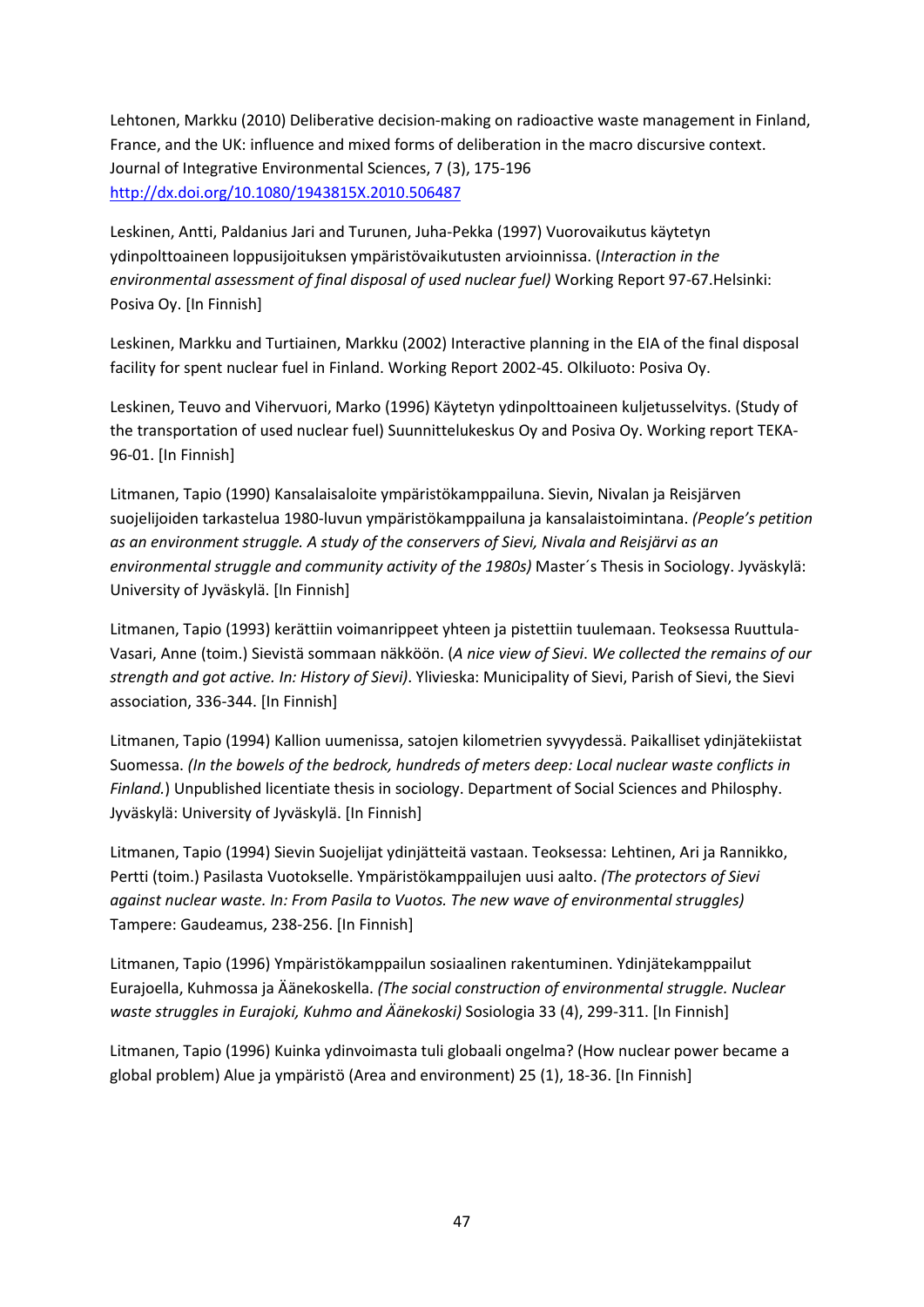Lehtonen, Markku (2010) Deliberative decision-making on radioactive waste management in Finland, France, and the UK: influence and mixed forms of deliberation in the macro discursive context. Journal of Integrative Environmental Sciences, 7 (3), 175-196 http://dx.doi.org/10.1080/1943815X.2010.506487

Leskinen, Antti, Paldanius Jari and Turunen, Juha-Pekka (1997) Vuorovaikutus käytetyn ydinpolttoaineen loppusijoituksen ympäristövaikutusten arvioinnissa. (*Interaction in the environmental assessment of final disposal of used nuclear fuel)* Working Report 97-67.Helsinki: Posiva Oy. [In Finnish]

Leskinen, Markku and Turtiainen, Markku (2002) Interactive planning in the EIA of the final disposal facility for spent nuclear fuel in Finland. Working Report 2002-45. Olkiluoto: Posiva Oy.

Leskinen, Teuvo and Vihervuori, Marko (1996) Käytetyn ydinpolttoaineen kuljetusselvitys. (Study of the transportation of used nuclear fuel) Suunnittelukeskus Oy and Posiva Oy. Working report TEKA-96-01. [In Finnish]

Litmanen, Tapio (1990) Kansalaisaloite ympäristökamppailuna. Sievin, Nivalan ja Reisjärven suojelijoiden tarkastelua 1980-luvun ympäristökamppailuna ja kansalaistoimintana. *(People's petition as an environment struggle. A study of the conservers of Sievi, Nivala and Reisjärvi as an environmental struggle and community activity of the 1980s)* Master´s Thesis in Sociology. Jyväskylä: University of Jyväskylä. [In Finnish]

Litmanen, Tapio (1993) kerättiin voimanrippeet yhteen ja pistettiin tuulemaan. Teoksessa Ruuttula-Vasari, Anne (toim.) Sievistä sommaan näkköön. (*A nice view of Sievi. We collected the remains of our strength and got active. In: History of Sievi)*. Ylivieska: Municipality of Sievi, Parish of Sievi, the Sievi association, 336-344. [In Finnish]

Litmanen, Tapio (1994) Kallion uumenissa, satojen kilometrien syvyydessä. Paikalliset ydinjätekiistat Suomessa. *(In the bowels of the bedrock, hundreds of meters deep: Local nuclear waste conflicts in Finland.*) Unpublished licentiate thesis in sociology. Department of Social Sciences and Philosphy. Jyväskylä: University of Jyväskylä. [In Finnish]

Litmanen, Tapio (1994) Sievin Suojelijat ydinjätteitä vastaan. Teoksessa: Lehtinen, Ari ja Rannikko, Pertti (toim.) Pasilasta Vuotokselle. Ympäristökamppailujen uusi aalto. *(The protectors of Sievi against nuclear waste. In: From Pasila to Vuotos. The new wave of environmental struggles)* Tampere: Gaudeamus, 238-256. [In Finnish]

Litmanen, Tapio (1996) Ympäristökamppailun sosiaalinen rakentuminen. Ydinjätekamppailut Eurajoella, Kuhmossa ja Äänekoskella. *(The social construction of environmental struggle. Nuclear waste struggles in Eurajoki, Kuhmo and Äänekoski)* Sosiologia 33 (4), 299-311. [In Finnish]

Litmanen, Tapio (1996) Kuinka ydinvoimasta tuli globaali ongelma? (How nuclear power became a global problem) Alue ja ympäristö (Area and environment) 25 (1), 18-36. [In Finnish]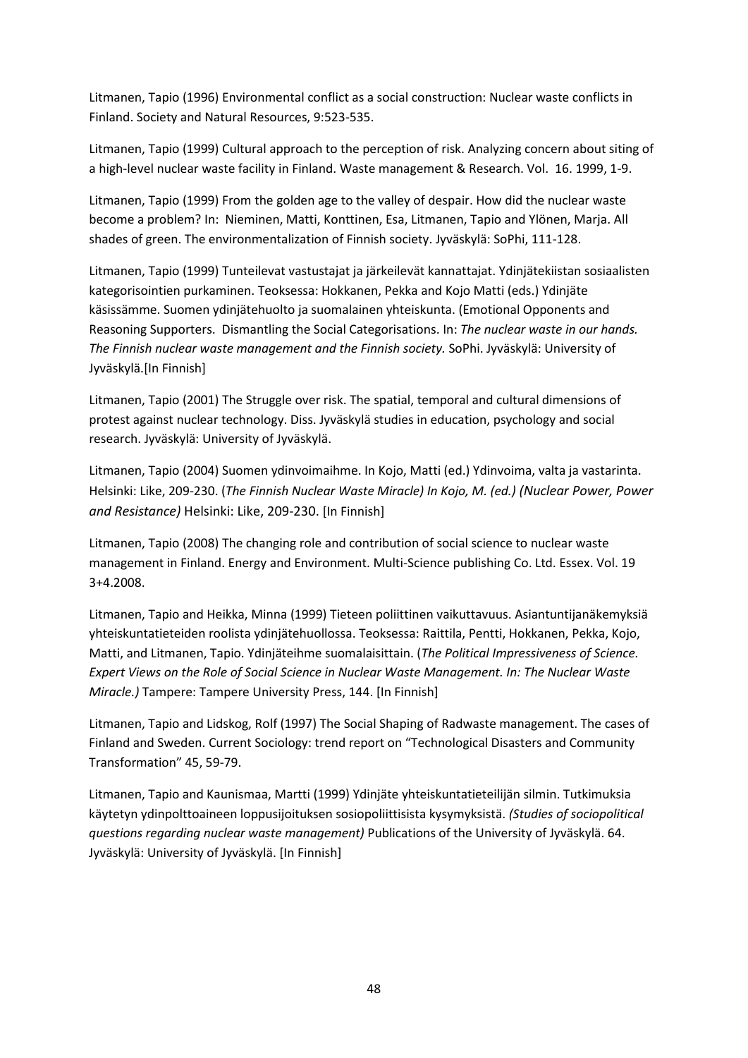Litmanen, Tapio (1996) Environmental conflict as a social construction: Nuclear waste conflicts in Finland. Society and Natural Resources, 9:523-535.

Litmanen, Tapio (1999) Cultural approach to the perception of risk. Analyzing concern about siting of a high-level nuclear waste facility in Finland. Waste management & Research. Vol. 16. 1999, 1-9.

Litmanen, Tapio (1999) From the golden age to the valley of despair. How did the nuclear waste become a problem? In: Nieminen, Matti, Konttinen, Esa, Litmanen, Tapio and Ylönen, Marja. All shades of green. The environmentalization of Finnish society. Jyväskylä: SoPhi, 111-128.

Litmanen, Tapio (1999) Tunteilevat vastustajat ja järkeilevät kannattajat. Ydinjätekiistan sosiaalisten kategorisointien purkaminen. Teoksessa: Hokkanen, Pekka and Kojo Matti (eds.) Ydinjäte käsissämme. Suomen ydinjätehuolto ja suomalainen yhteiskunta. (Emotional Opponents and Reasoning Supporters. Dismantling the Social Categorisations. In: *The nuclear waste in our hands. The Finnish nuclear waste management and the Finnish society.* SoPhi. Jyväskylä: University of Jyväskylä.[In Finnish]

Litmanen, Tapio (2001) The Struggle over risk. The spatial, temporal and cultural dimensions of protest against nuclear technology. Diss. Jyväskylä studies in education, psychology and social research. Jyväskylä: University of Jyväskylä.

Litmanen, Tapio (2004) Suomen ydinvoimaihme. In Kojo, Matti (ed.) Ydinvoima, valta ja vastarinta. Helsinki: Like, 209-230. (*The Finnish Nuclear Waste Miracle) In Kojo, M. (ed.) (Nuclear Power, Power and Resistance)* Helsinki: Like, 209-230. [In Finnish]

Litmanen, Tapio (2008) The changing role and contribution of social science to nuclear waste management in Finland. Energy and Environment. Multi-Science publishing Co. Ltd. Essex. Vol. 19 3+4.2008.

Litmanen, Tapio and Heikka, Minna (1999) Tieteen poliittinen vaikuttavuus. Asiantuntijanäkemyksiä yhteiskuntatieteiden roolista ydinjätehuollossa. Teoksessa: Raittila, Pentti, Hokkanen, Pekka, Kojo, Matti, and Litmanen, Tapio. Ydinjäteihme suomalaisittain. (*The Political Impressiveness of Science. Expert Views on the Role of Social Science in Nuclear Waste Management. In: The Nuclear Waste Miracle.)* Tampere: Tampere University Press, 144. [In Finnish]

Litmanen, Tapio and Lidskog, Rolf (1997) The Social Shaping of Radwaste management. The cases of Finland and Sweden. Current Sociology: trend report on "Technological Disasters and Community Transformation" 45, 59-79.

Litmanen, Tapio and Kaunismaa, Martti (1999) Ydinjäte yhteiskuntatieteilijän silmin. Tutkimuksia käytetyn ydinpolttoaineen loppusijoituksen sosiopoliittisista kysymyksistä. *(Studies of sociopolitical questions regarding nuclear waste management)* Publications of the University of Jyväskylä. 64. Jyväskylä: University of Jyväskylä. [In Finnish]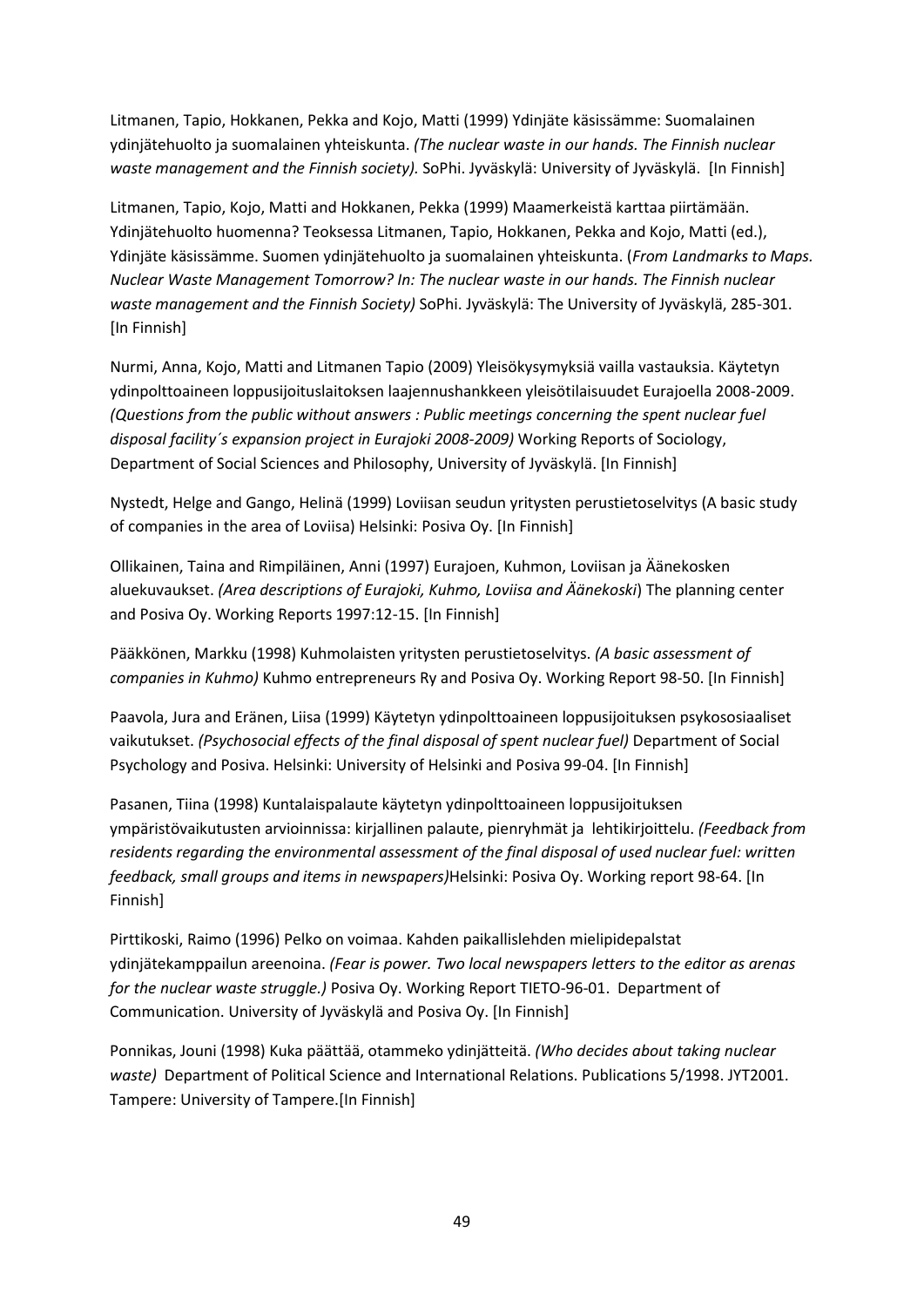Litmanen, Tapio, Hokkanen, Pekka and Kojo, Matti (1999) Ydinjäte käsissämme: Suomalainen ydinjätehuolto ja suomalainen yhteiskunta. *(The nuclear waste in our hands. The Finnish nuclear waste management and the Finnish society).* SoPhi. Jyväskylä: University of Jyväskylä. [In Finnish]

Litmanen, Tapio, Kojo, Matti and Hokkanen, Pekka (1999) Maamerkeistä karttaa piirtämään. Ydinjätehuolto huomenna? Teoksessa Litmanen, Tapio, Hokkanen, Pekka and Kojo, Matti (ed.), Ydinjäte käsissämme. Suomen ydinjätehuolto ja suomalainen yhteiskunta. (*From Landmarks to Maps. Nuclear Waste Management Tomorrow? In: The nuclear waste in our hands. The Finnish nuclear waste management and the Finnish Society)* SoPhi. Jyväskylä: The University of Jyväskylä, 285-301. [In Finnish]

Nurmi, Anna, Kojo, Matti and Litmanen Tapio (2009) Yleisökysymyksiä vailla vastauksia. Käytetyn ydinpolttoaineen loppusijoituslaitoksen laajennushankkeen yleisötilaisuudet Eurajoella 2008-2009. *(Questions from the public without answers : Public meetings concerning the spent nuclear fuel disposal facility´s expansion project in Eurajoki 2008-2009)* Working Reports of Sociology, Department of Social Sciences and Philosophy, University of Jyväskylä. [In Finnish]

Nystedt, Helge and Gango, Helinä (1999) Loviisan seudun yritysten perustietoselvitys (A basic study of companies in the area of Loviisa) Helsinki: Posiva Oy. [In Finnish]

Ollikainen, Taina and Rimpiläinen, Anni (1997) Eurajoen, Kuhmon, Loviisan ja Äänekosken aluekuvaukset. *(Area descriptions of Eurajoki, Kuhmo, Loviisa and Äänekoski*) The planning center and Posiva Oy. Working Reports 1997:12-15. [In Finnish]

Pääkkönen, Markku (1998) Kuhmolaisten yritysten perustietoselvitys. *(A basic assessment of companies in Kuhmo)* Kuhmo entrepreneurs Ry and Posiva Oy. Working Report 98-50. [In Finnish]

Paavola, Jura and Eränen, Liisa (1999) Käytetyn ydinpolttoaineen loppusijoituksen psykososiaaliset vaikutukset. *(Psychosocial effects of the final disposal of spent nuclear fuel)* Department of Social Psychology and Posiva. Helsinki: University of Helsinki and Posiva 99-04. [In Finnish]

Pasanen, Tiina (1998) Kuntalaispalaute käytetyn ydinpolttoaineen loppusijoituksen ympäristövaikutusten arvioinnissa: kirjallinen palaute, pienryhmät ja lehtikirjoittelu. *(Feedback from residents regarding the environmental assessment of the final disposal of used nuclear fuel: written feedback, small groups and items in newspapers)*Helsinki: Posiva Oy. Working report 98-64. [In Finnish]

Pirttikoski, Raimo (1996) Pelko on voimaa. Kahden paikallislehden mielipidepalstat ydinjätekamppailun areenoina. *(Fear is power. Two local newspapers letters to the editor as arenas for the nuclear waste struggle.)* Posiva Oy. Working Report TIETO-96-01. Department of Communication. University of Jyväskylä and Posiva Oy. [In Finnish]

Ponnikas, Jouni (1998) Kuka päättää, otammeko ydinjätteitä. *(Who decides about taking nuclear waste)* Department of Political Science and International Relations. Publications 5/1998. JYT2001. Tampere: University of Tampere.[In Finnish]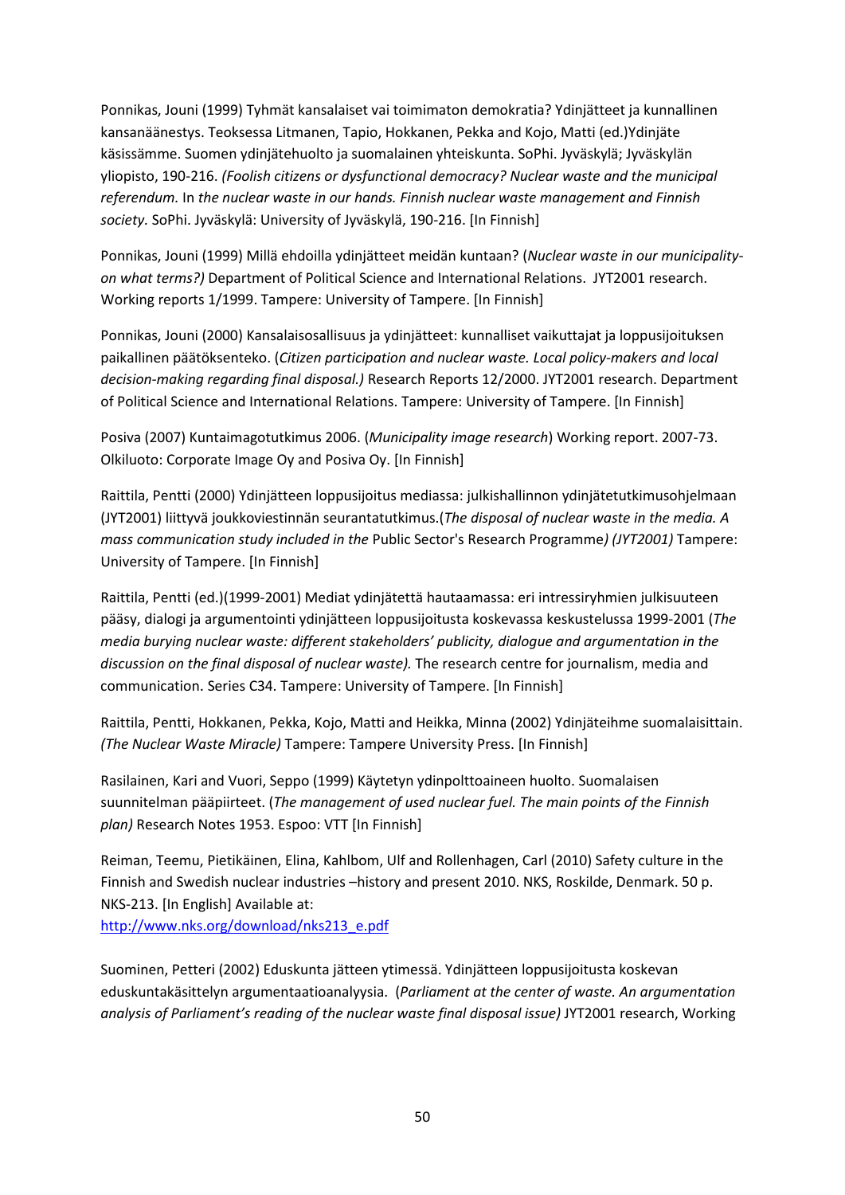Ponnikas, Jouni (1999) Tyhmät kansalaiset vai toimimaton demokratia? Ydinjätteet ja kunnallinen kansanäänestys. Teoksessa Litmanen, Tapio, Hokkanen, Pekka and Kojo, Matti (ed.)Ydinjäte käsissämme. Suomen ydinjätehuolto ja suomalainen yhteiskunta. SoPhi. Jyväskylä; Jyväskylän yliopisto, 190-216. *(Foolish citizens or dysfunctional democracy? Nuclear waste and the municipal referendum.* In *the nuclear waste in our hands. Finnish nuclear waste management and Finnish society.* SoPhi. Jyväskylä: University of Jyväskylä, 190-216. [In Finnish]

Ponnikas, Jouni (1999) Millä ehdoilla ydinjätteet meidän kuntaan? (*Nuclear waste in our municipality-on what terms?)* Department of Political Science and International Relations. JYT2001 research. Working reports 1/1999. Tampere: University of Tampere. [In Finnish]

Ponnikas, Jouni (2000) Kansalaisosallisuus ja ydinjätteet: kunnalliset vaikuttajat ja loppusijoituksen paikallinen päätöksenteko. (*Citizen participation and nuclear waste. Local policy-makers and local decision-making regarding final disposal.)* Research Reports 12/2000. JYT2001 research. Department of Political Science and International Relations. Tampere: University of Tampere. [In Finnish]

Posiva (2007) Kuntaimagotutkimus 2006. (*Municipality image research*) Working report. 2007-73. Olkiluoto: Corporate Image Oy and Posiva Oy. [In Finnish]

Raittila, Pentti (2000) Ydinjätteen loppusijoitus mediassa: julkishallinnon ydinjätetutkimusohjelmaan (JYT2001) liittyvä joukkoviestinnän seurantatutkimus.(*The disposal of nuclear waste in the media. A mass communication study included in the* Public Sector's Research Programme*) (JYT2001)* Tampere: University of Tampere. [In Finnish]

Raittila, Pentti (ed.)(1999-2001) Mediat ydinjätettä hautaamassa: eri intressiryhmien julkisuuteen pääsy, dialogi ja argumentointi ydinjätteen loppusijoitusta koskevassa keskustelussa 1999-2001 (*The media burying nuclear waste: different stakeholders' publicity, dialogue and argumentation in the discussion on the final disposal of nuclear waste).* The research centre for journalism, media and communication. Series C34. Tampere: University of Tampere. [In Finnish]

Raittila, Pentti, Hokkanen, Pekka, Kojo, Matti and Heikka, Minna (2002) Ydinjäteihme suomalaisittain. *(The Nuclear Waste Miracle)* Tampere: Tampere University Press. [In Finnish]

Rasilainen, Kari and Vuori, Seppo (1999) Käytetyn ydinpolttoaineen huolto. Suomalaisen suunnitelman pääpiirteet. (*The management of used nuclear fuel. The main points of the Finnish plan)* Research Notes 1953. Espoo: VTT [In Finnish]

Reiman, Teemu, Pietikäinen, Elina, Kahlbom, Ulf and Rollenhagen, Carl (2010) Safety culture in the Finnish and Swedish nuclear industries –history and present 2010. NKS, Roskilde, Denmark. 50 p. NKS-213. [In English] Available at:
http://www.nks.org/download/nks213_e.pdf

Suominen, Petteri (2002) Eduskunta jätteen ytimessä. Ydinjätteen loppusijoitusta koskevan eduskuntakäsittelyn argumentaatioanalyysia. (*Parliament at the center of waste. An argumentation analysis of Parliament's reading of the nuclear waste final disposal issue)* JYT2001 research, Working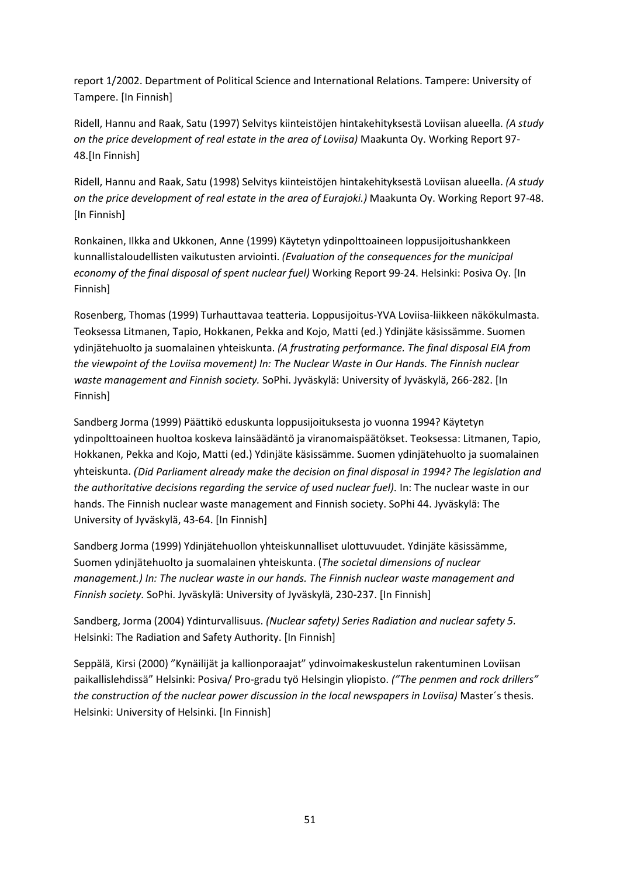report 1/2002. Department of Political Science and International Relations. Tampere: University of Tampere. [In Finnish]

Ridell, Hannu and Raak, Satu (1997) Selvitys kiinteistöjen hintakehityksestä Loviisan alueella. *(A study on the price development of real estate in the area of Loviisa)* Maakunta Oy. Working Report 97-48.[In Finnish]

Ridell, Hannu and Raak, Satu (1998) Selvitys kiinteistöjen hintakehityksestä Loviisan alueella. *(A study on the price development of real estate in the area of Eurajoki.)* Maakunta Oy. Working Report 97-48. [In Finnish]

Ronkainen, Ilkka and Ukkonen, Anne (1999) Käytetyn ydinpolttoaineen loppusijoitushankkeen kunnallistaloudellisten vaikutusten arviointi. *(Evaluation of the consequences for the municipal economy of the final disposal of spent nuclear fuel)* Working Report 99-24. Helsinki: Posiva Oy. [In Finnish]

Rosenberg, Thomas (1999) Turhauttavaa teatteria. Loppusijoitus-YVA Loviisa-liikkeen näkökulmasta. Teoksessa Litmanen, Tapio, Hokkanen, Pekka and Kojo, Matti (ed.) Ydinjäte käsissämme. Suomen ydinjätehuolto ja suomalainen yhteiskunta. *(A frustrating performance. The final disposal EIA from the viewpoint of the Loviisa movement) In: The Nuclear Waste in Our Hands. The Finnish nuclear waste management and Finnish society.* SoPhi. Jyväskylä: University of Jyväskylä, 266-282. [In Finnish]

Sandberg Jorma (1999) Päättikö eduskunta loppusijoituksesta jo vuonna 1994? Käytetyn ydinpolttoaineen huoltoa koskeva lainsäädäntö ja viranomaispäätökset. Teoksessa: Litmanen, Tapio, Hokkanen, Pekka and Kojo, Matti (ed.) Ydinjäte käsissämme. Suomen ydinjätehuolto ja suomalainen yhteiskunta. *(Did Parliament already make the decision on final disposal in 1994? The legislation and the authoritative decisions regarding the service of used nuclear fuel).* In: The nuclear waste in our hands. The Finnish nuclear waste management and Finnish society. SoPhi 44. Jyväskylä: The University of Jyväskylä, 43-64. [In Finnish]

Sandberg Jorma (1999) Ydinjätehuollon yhteiskunnalliset ulottuvuudet. Ydinjäte käsissämme, Suomen ydinjätehuolto ja suomalainen yhteiskunta. (*The societal dimensions of nuclear management.) In: The nuclear waste in our hands. The Finnish nuclear waste management and Finnish society.* SoPhi. Jyväskylä: University of Jyväskylä, 230-237. [In Finnish]

Sandberg, Jorma (2004) Ydinturvallisuus. *(Nuclear safety) Series Radiation and nuclear safety 5.* Helsinki: The Radiation and Safety Authority. [In Finnish]

Seppälä, Kirsi (2000) "Kynäilijät ja kallionporaajat" ydinvoimakeskustelun rakentuminen Loviisan paikallislehdissä" Helsinki: Posiva/ Pro-gradu työ Helsingin yliopisto. *("The penmen and rock drillers" the construction of the nuclear power discussion in the local newspapers in Loviisa)* Master´s thesis. Helsinki: University of Helsinki. [In Finnish]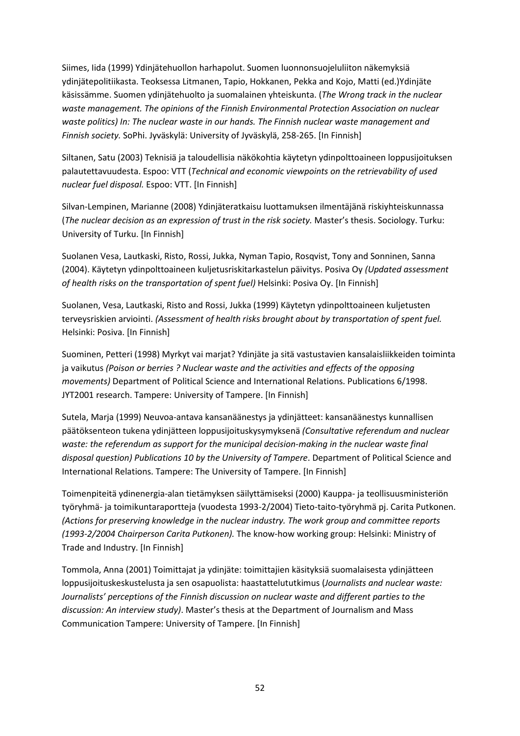Siimes, Iida (1999) Ydinjätehuollon harhapolut. Suomen luonnonsuojeluliiton näkemyksiä ydinjätepolitiikasta. Teoksessa Litmanen, Tapio, Hokkanen, Pekka and Kojo, Matti (ed.)Ydinjäte käsissämme. Suomen ydinjätehuolto ja suomalainen yhteiskunta. (*The Wrong track in the nuclear waste management. The opinions of the Finnish Environmental Protection Association on nuclear waste politics) In: The nuclear waste in our hands. The Finnish nuclear waste management and Finnish society.* SoPhi. Jyväskylä: University of Jyväskylä, 258-265. [In Finnish]

Siltanen, Satu (2003) Teknisiä ja taloudellisia näkökohtia käytetyn ydinpolttoaineen loppusijoituksen palautettavuudesta. Espoo: VTT (*Technical and economic viewpoints on the retrievability of used nuclear fuel disposal.* Espoo: VTT. [In Finnish]

Silvan-Lempinen, Marianne (2008) Ydinjäteratkaisu luottamuksen ilmentäjänä riskiyhteiskunnassa (*The nuclear decision as an expression of trust in the risk society.* Master's thesis. Sociology. Turku: University of Turku. [In Finnish]

Suolanen Vesa, Lautkaski, Risto, Rossi, Jukka, Nyman Tapio, Rosqvist, Tony and Sonninen, Sanna (2004). Käytetyn ydinpolttoaineen kuljetusriskitarkastelun päivitys. Posiva Oy *(Updated assessment of health risks on the transportation of spent fuel)* Helsinki: Posiva Oy. [In Finnish]

Suolanen, Vesa, Lautkaski, Risto and Rossi, Jukka (1999) Käytetyn ydinpolttoaineen kuljetusten terveysriskien arviointi. *(Assessment of health risks brought about by transportation of spent fuel.* Helsinki: Posiva. [In Finnish]

Suominen, Petteri (1998) Myrkyt vai marjat? Ydinjäte ja sitä vastustavien kansalaisliikkeiden toiminta ja vaikutus *(Poison or berries ? Nuclear waste and the activities and effects of the opposing movements)* Department of Political Science and International Relations. Publications 6/1998. JYT2001 research. Tampere: University of Tampere. [In Finnish]

Sutela, Marja (1999) Neuvoa-antava kansanäänestys ja ydinjätteet: kansanäänestys kunnallisen päätöksenteon tukena ydinjätteen loppusijoituskysymyksenä *(Consultative referendum and nuclear waste: the referendum as support for the municipal decision-making in the nuclear waste final disposal question) Publications 10 by the University of Tampere*. Department of Political Science and International Relations. Tampere: The University of Tampere. [In Finnish]

Toimenpiteitä ydinenergia-alan tietämyksen säilyttämiseksi (2000) Kauppa- ja teollisuusministeriön työryhmä- ja toimikuntaraportteja (vuodesta 1993-2/2004) Tieto-taito-työryhmä pj. Carita Putkonen. *(Actions for preserving knowledge in the nuclear industry. The work group and committee reports (1993-2/2004 Chairperson Carita Putkonen).* The know-how working group: Helsinki: Ministry of Trade and Industry. [In Finnish]

Tommola, Anna (2001) Toimittajat ja ydinjäte: toimittajien käsityksiä suomalaisesta ydinjätteen loppusijoituskeskustelusta ja sen osapuolista: haastattelututkimus (*Journalists and nuclear waste: Journalists' perceptions of the Finnish discussion on nuclear waste and different parties to the discussion: An interview study)*. Master's thesis at the Department of Journalism and Mass Communication Tampere: University of Tampere. [In Finnish]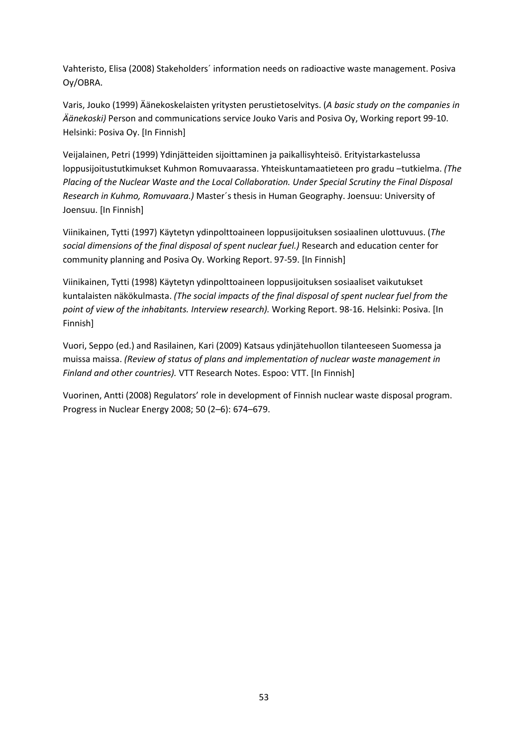Vahteristo, Elisa (2008) Stakeholders´ information needs on radioactive waste management. Posiva Oy/OBRA.

Varis, Jouko (1999) Äänekoskelaisten yritysten perustietoselvitys. (*A basic study on the companies in Äänekoski)* Person and communications service Jouko Varis and Posiva Oy, Working report 99-10. Helsinki: Posiva Oy. [In Finnish]

Veijalainen, Petri (1999) Ydinjätteiden sijoittaminen ja paikallisyhteisö. Erityistarkastelussa loppusijoitustutkimukset Kuhmon Romuvaarassa. Yhteiskuntamaatieteen pro gradu –tutkielma. *(The Placing of the Nuclear Waste and the Local Collaboration. Under Special Scrutiny the Final Disposal Research in Kuhmo, Romuvaara.)* Master´s thesis in Human Geography. Joensuu: University of Joensuu. [In Finnish]

Viinikainen, Tytti (1997) Käytetyn ydinpolttoaineen loppusijoituksen sosiaalinen ulottuvuus. (*The social dimensions of the final disposal of spent nuclear fuel.)* Research and education center for community planning and Posiva Oy. Working Report. 97-59. [In Finnish]

Viinikainen, Tytti (1998) Käytetyn ydinpolttoaineen loppusijoituksen sosiaaliset vaikutukset kuntalaisten näkökulmasta. *(The social impacts of the final disposal of spent nuclear fuel from the point of view of the inhabitants. Interview research).* Working Report. 98-16. Helsinki: Posiva. [In Finnish]

Vuori, Seppo (ed.) and Rasilainen, Kari (2009) Katsaus ydinjätehuollon tilanteeseen Suomessa ja muissa maissa. *(Review of status of plans and implementation of nuclear waste management in Finland and other countries).* VTT Research Notes. Espoo: VTT. [In Finnish]

Vuorinen, Antti (2008) Regulators' role in development of Finnish nuclear waste disposal program. Progress in Nuclear Energy 2008; 50 (2–6): 674–679.